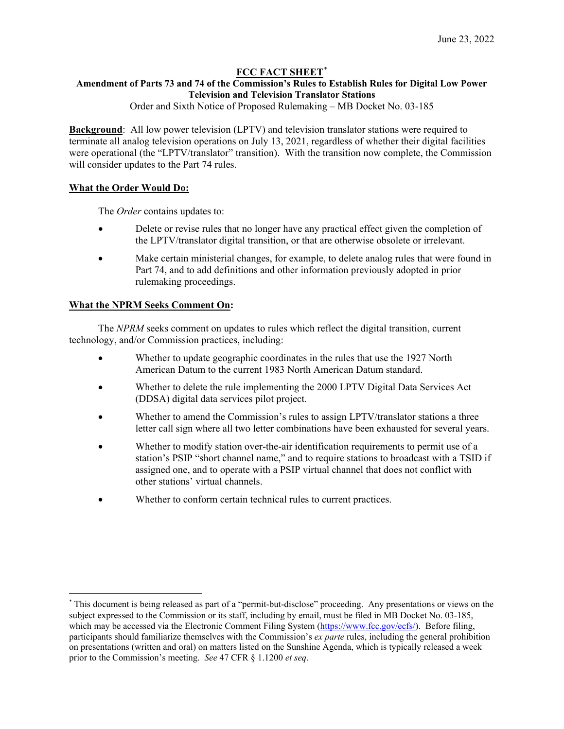June 23, 2022

# FCC FACT SHEET*

## Amendment of Parts 73 and 74 of the Commission's Rules to Establish Rules for Digital Low Power Television and Television Translator Stations

Order and Sixth Notice of Proposed Rulemaking – MB Docket No. 03-185

**Background**: All low power television (LPTV) and television translator stations were required to terminate all analog television operations on July 13, 2021, regardless of whether their digital facilities were operational (the "LPTV/translator" transition). With the transition now complete, the Commission will consider updates to the Part 74 rules.

**What the Order Would Do:**

The *Order* contains updates to:

- Delete or revise rules that no longer have any practical effect given the completion of the LPTV/translator digital transition, or that are otherwise obsolete or irrelevant.
- Make certain ministerial changes, for example, to delete analog rules that were found in Part 74, and to add definitions and other information previously adopted in prior rulemaking proceedings.

**What the NPRM Seeks Comment On:**

The *NPRM* seeks comment on updates to rules which reflect the digital transition, current technology, and/or Commission practices, including:

- Whether to update geographic coordinates in the rules that use the 1927 North American Datum to the current 1983 North American Datum standard.
- Whether to delete the rule implementing the 2000 LPTV Digital Data Services Act (DDSA) digital data services pilot project.
- Whether to amend the Commission's rules to assign LPTV/translator stations a three letter call sign where all two letter combinations have been exhausted for several years.
- Whether to modify station over-the-air identification requirements to permit use of a station's PSIP "short channel name," and to require stations to broadcast with a TSID if assigned one, and to operate with a PSIP virtual channel that does not conflict with other stations' virtual channels.
- Whether to conform certain technical rules to current practices.

---

* This document is being released as part of a "permit-but-disclose" proceeding. Any presentations or views on the subject expressed to the Commission or its staff, including by email, must be filed in MB Docket No. 03-185, which may be accessed via the Electronic Comment Filing System (https://www.fcc.gov/ecfs/). Before filing, participants should familiarize themselves with the Commission's *ex parte* rules, including the general prohibition on presentations (written and oral) on matters listed on the Sunshine Agenda, which is typically released a week prior to the Commission's meeting. *See* 47 CFR § 1.1200 *et seq*.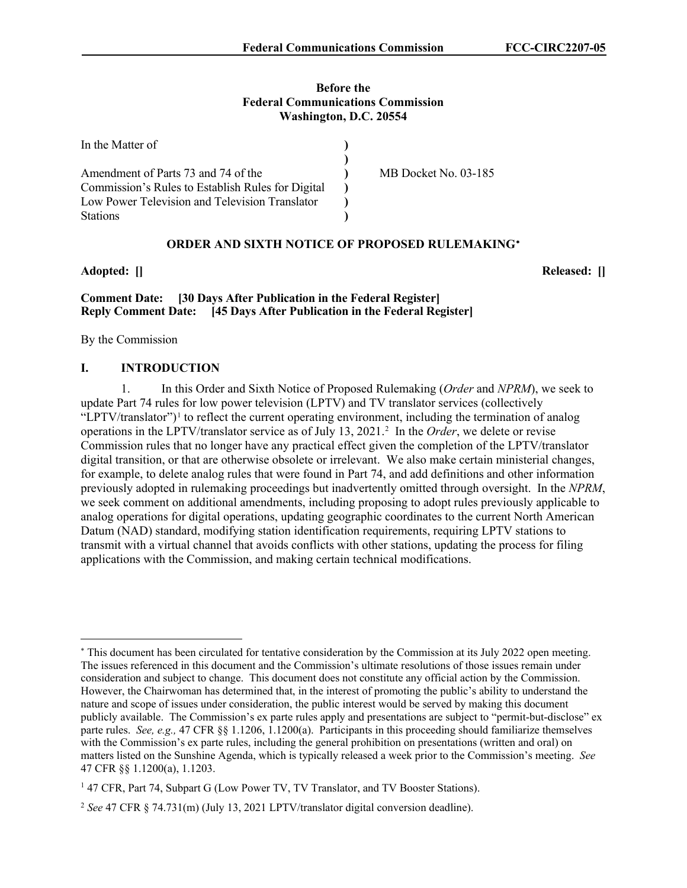**Before the**
**Federal Communications Commission**
**Washington, D.C. 20554**

| | | |
|---|---|---|
| In the Matter of | ) | |
| | ) | |
| Amendment of Parts 73 and 74 of the Commission's Rules to Establish Rules for Digital Low Power Television and Television Translator Stations | ) ) ) ) | MB Docket No. 03-185 |

**ORDER AND SIXTH NOTICE OF PROPOSED RULEMAKING***

**Adopted: []** **Released: []**

**Comment Date: [30 Days After Publication in the Federal Register]**
**Reply Comment Date: [45 Days After Publication in the Federal Register]**

By the Commission

## I. INTRODUCTION

1. In this Order and Sixth Notice of Proposed Rulemaking (*Order* and *NPRM*), we seek to update Part 74 rules for low power television (LPTV) and TV translator services (collectively "LPTV/translator")[1] to reflect the current operating environment, including the termination of analog operations in the LPTV/translator service as of July 13, 2021.[2] In the *Order*, we delete or revise Commission rules that no longer have any practical effect given the completion of the LPTV/translator digital transition, or that are otherwise obsolete or irrelevant. We also make certain ministerial changes, for example, to delete analog rules that were found in Part 74, and add definitions and other information previously adopted in rulemaking proceedings but inadvertently omitted through oversight. In the *NPRM*, we seek comment on additional amendments, including proposing to adopt rules previously applicable to analog operations for digital operations, updating geographic coordinates to the current North American Datum (NAD) standard, modifying station identification requirements, requiring LPTV stations to transmit with a virtual channel that avoids conflicts with other stations, updating the process for filing applications with the Commission, and making certain technical modifications.

---

* This document has been circulated for tentative consideration by the Commission at its July 2022 open meeting. The issues referenced in this document and the Commission's ultimate resolutions of those issues remain under consideration and subject to change. This document does not constitute any official action by the Commission. However, the Chairwoman has determined that, in the interest of promoting the public's ability to understand the nature and scope of issues under consideration, the public interest would be served by making this document publicly available. The Commission's ex parte rules apply and presentations are subject to "permit-but-disclose" ex parte rules. *See, e.g.,* 47 CFR §§ 1.1206, 1.1200(a). Participants in this proceeding should familiarize themselves with the Commission's ex parte rules, including the general prohibition on presentations (written and oral) on matters listed on the Sunshine Agenda, which is typically released a week prior to the Commission's meeting. *See* 47 CFR §§ 1.1200(a), 1.1203.

[1] 47 CFR, Part 74, Subpart G (Low Power TV, TV Translator, and TV Booster Stations).

[2] *See* 47 CFR § 74.731(m) (July 13, 2021 LPTV/translator digital conversion deadline).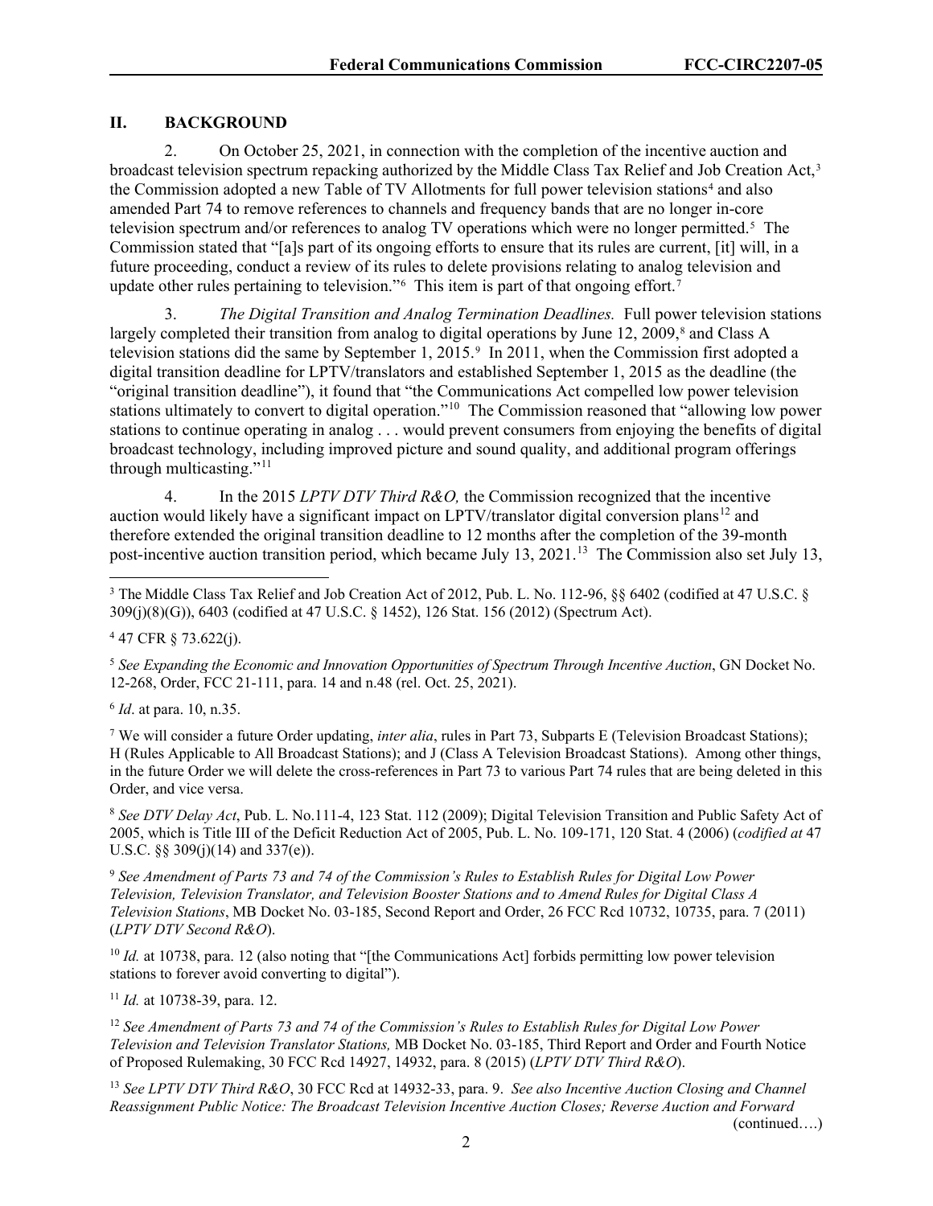## II. BACKGROUND

2. On October 25, 2021, in connection with the completion of the incentive auction and broadcast television spectrum repacking authorized by the Middle Class Tax Relief and Job Creation Act,[3] the Commission adopted a new Table of TV Allotments for full power television stations[4] and also amended Part 74 to remove references to channels and frequency bands that are no longer in-core television spectrum and/or references to analog TV operations which were no longer permitted.[5] The Commission stated that "[a]s part of its ongoing efforts to ensure that its rules are current, [it] will, in a future proceeding, conduct a review of its rules to delete provisions relating to analog television and update other rules pertaining to television."[6] This item is part of that ongoing effort.[7]

3. *The Digital Transition and Analog Termination Deadlines.* Full power television stations largely completed their transition from analog to digital operations by June 12, 2009,[8] and Class A television stations did the same by September 1, 2015.[9] In 2011, when the Commission first adopted a digital transition deadline for LPTV/translators and established September 1, 2015 as the deadline (the "original transition deadline"), it found that "the Communications Act compelled low power television stations ultimately to convert to digital operation."[10] The Commission reasoned that "allowing low power stations to continue operating in analog . . . would prevent consumers from enjoying the benefits of digital broadcast technology, including improved picture and sound quality, and additional program offerings through multicasting."[11]

4. In the 2015 *LPTV DTV Third R&O,* the Commission recognized that the incentive auction would likely have a significant impact on LPTV/translator digital conversion plans[12] and therefore extended the original transition deadline to 12 months after the completion of the 39-month post-incentive auction transition period, which became July 13, 2021.[13] The Commission also set July 13,

---

[3] The Middle Class Tax Relief and Job Creation Act of 2012, Pub. L. No. 112-96, §§ 6402 (codified at 47 U.S.C. § 309(j)(8)(G)), 6403 (codified at 47 U.S.C. § 1452), 126 Stat. 156 (2012) (Spectrum Act).

[4] 47 CFR § 73.622(j).

[5] *See Expanding the Economic and Innovation Opportunities of Spectrum Through Incentive Auction*, GN Docket No. 12-268, Order, FCC 21-111, para. 14 and n.48 (rel. Oct. 25, 2021).

[6] *Id*. at para. 10, n.35.

[7] We will consider a future Order updating, *inter alia*, rules in Part 73, Subparts E (Television Broadcast Stations); H (Rules Applicable to All Broadcast Stations); and J (Class A Television Broadcast Stations). Among other things, in the future Order we will delete the cross-references in Part 73 to various Part 74 rules that are being deleted in this Order, and vice versa.

[8] *See DTV Delay Act*, Pub. L. No.111-4, 123 Stat. 112 (2009); Digital Television Transition and Public Safety Act of 2005, which is Title III of the Deficit Reduction Act of 2005, Pub. L. No. 109-171, 120 Stat. 4 (2006) (*codified at* 47 U.S.C. §§ 309(j)(14) and 337(e)).

[9] *See Amendment of Parts 73 and 74 of the Commission's Rules to Establish Rules for Digital Low Power Television, Television Translator, and Television Booster Stations and to Amend Rules for Digital Class A Television Stations*, MB Docket No. 03-185, Second Report and Order, 26 FCC Rcd 10732, 10735, para. 7 (2011) (*LPTV DTV Second R&O*).

[10] *Id.* at 10738, para. 12 (also noting that "[the Communications Act] forbids permitting low power television stations to forever avoid converting to digital").

[11] *Id.* at 10738-39, para. 12.

[12] *See Amendment of Parts 73 and 74 of the Commission's Rules to Establish Rules for Digital Low Power Television and Television Translator Stations,* MB Docket No. 03-185, Third Report and Order and Fourth Notice of Proposed Rulemaking, 30 FCC Rcd 14927, 14932, para. 8 (2015) (*LPTV DTV Third R&O*).

[13] *See LPTV DTV Third R&O*, 30 FCC Rcd at 14932-33, para. 9. *See also Incentive Auction Closing and Channel Reassignment Public Notice: The Broadcast Television Incentive Auction Closes; Reverse Auction and Forward*

(continued….)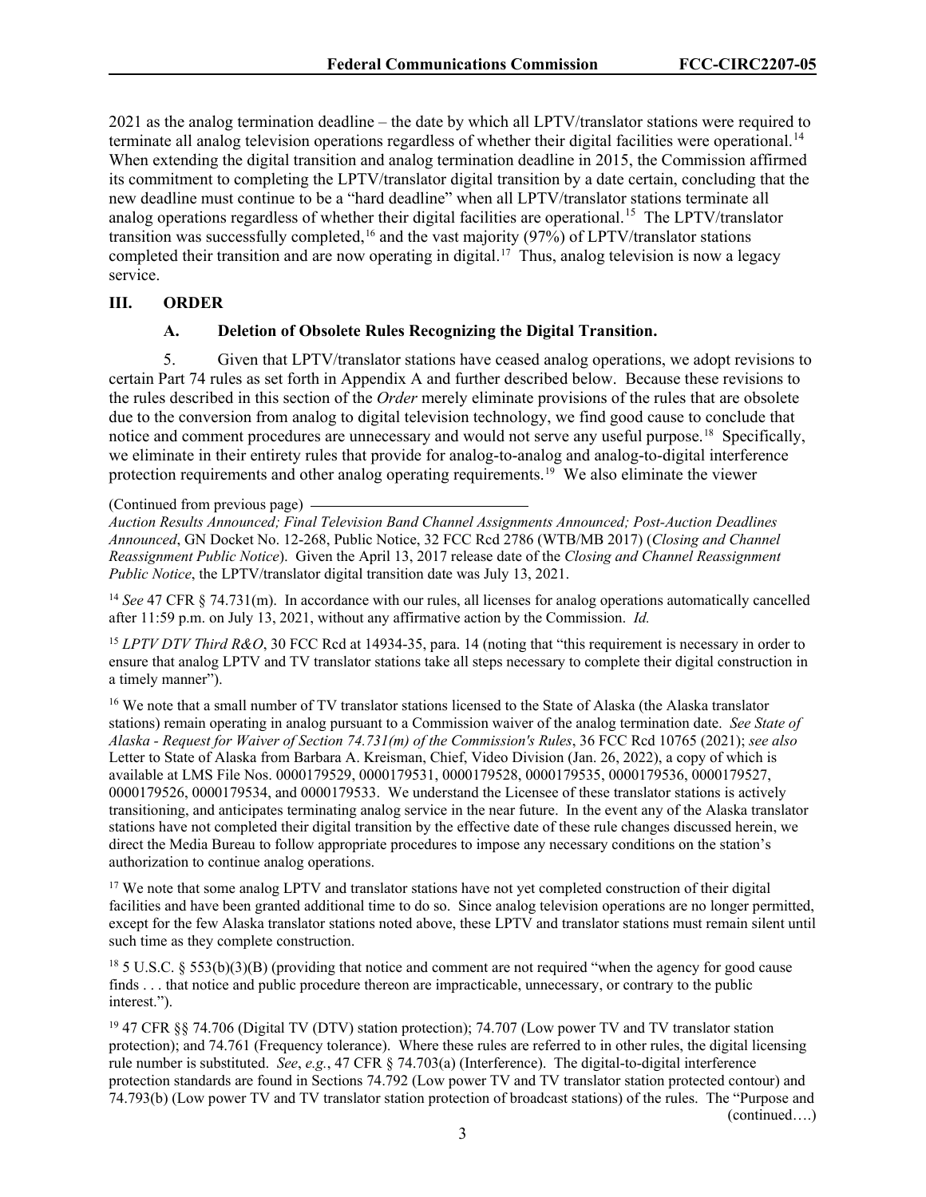2021 as the analog termination deadline – the date by which all LPTV/translator stations were required to terminate all analog television operations regardless of whether their digital facilities were operational.[14] When extending the digital transition and analog termination deadline in 2015, the Commission affirmed its commitment to completing the LPTV/translator digital transition by a date certain, concluding that the new deadline must continue to be a "hard deadline" when all LPTV/translator stations terminate all analog operations regardless of whether their digital facilities are operational.[15] The LPTV/translator transition was successfully completed,[16] and the vast majority (97%) of LPTV/translator stations completed their transition and are now operating in digital.[17] Thus, analog television is now a legacy service.

## III. ORDER

### A. Deletion of Obsolete Rules Recognizing the Digital Transition.

5. Given that LPTV/translator stations have ceased analog operations, we adopt revisions to certain Part 74 rules as set forth in Appendix A and further described below. Because these revisions to the rules described in this section of the *Order* merely eliminate provisions of the rules that are obsolete due to the conversion from analog to digital television technology, we find good cause to conclude that notice and comment procedures are unnecessary and would not serve any useful purpose.[18] Specifically, we eliminate in their entirety rules that provide for analog-to-analog and analog-to-digital interference protection requirements and other analog operating requirements.[19] We also eliminate the viewer

(Continued from previous page)
*Auction Results Announced; Final Television Band Channel Assignments Announced; Post-Auction Deadlines Announced*, GN Docket No. 12-268, Public Notice, 32 FCC Rcd 2786 (WTB/MB 2017) (*Closing and Channel Reassignment Public Notice*). Given the April 13, 2017 release date of the *Closing and Channel Reassignment Public Notice*, the LPTV/translator digital transition date was July 13, 2021.

[14] *See* 47 CFR § 74.731(m). In accordance with our rules, all licenses for analog operations automatically cancelled after 11:59 p.m. on July 13, 2021, without any affirmative action by the Commission. *Id.*

[15] *LPTV DTV Third R&O*, 30 FCC Rcd at 14934-35, para. 14 (noting that "this requirement is necessary in order to ensure that analog LPTV and TV translator stations take all steps necessary to complete their digital construction in a timely manner").

[16] We note that a small number of TV translator stations licensed to the State of Alaska (the Alaska translator stations) remain operating in analog pursuant to a Commission waiver of the analog termination date. *See State of Alaska - Request for Waiver of Section 74.731(m) of the Commission's Rules*, 36 FCC Rcd 10765 (2021); *see also* Letter to State of Alaska from Barbara A. Kreisman, Chief, Video Division (Jan. 26, 2022), a copy of which is available at LMS File Nos. 0000179529, 0000179531, 0000179528, 0000179535, 0000179536, 0000179527, 0000179526, 0000179534, and 0000179533. We understand the Licensee of these translator stations is actively transitioning, and anticipates terminating analog service in the near future. In the event any of the Alaska translator stations have not completed their digital transition by the effective date of these rule changes discussed herein, we direct the Media Bureau to follow appropriate procedures to impose any necessary conditions on the station's authorization to continue analog operations.

[17] We note that some analog LPTV and translator stations have not yet completed construction of their digital facilities and have been granted additional time to do so. Since analog television operations are no longer permitted, except for the few Alaska translator stations noted above, these LPTV and translator stations must remain silent until such time as they complete construction.

[18] 5 U.S.C. § 553(b)(3)(B) (providing that notice and comment are not required "when the agency for good cause finds . . . that notice and public procedure thereon are impracticable, unnecessary, or contrary to the public interest.").

[19] 47 CFR §§ 74.706 (Digital TV (DTV) station protection); 74.707 (Low power TV and TV translator station protection); and 74.761 (Frequency tolerance). Where these rules are referred to in other rules, the digital licensing rule number is substituted. *See*, *e.g.*, 47 CFR § 74.703(a) (Interference). The digital-to-digital interference protection standards are found in Sections 74.792 (Low power TV and TV translator station protected contour) and 74.793(b) (Low power TV and TV translator station protection of broadcast stations) of the rules. The "Purpose and
(continued….)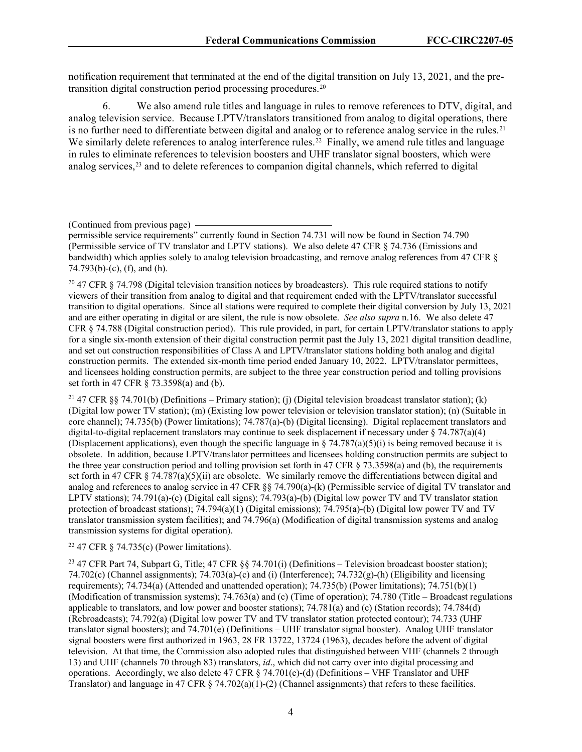notification requirement that terminated at the end of the digital transition on July 13, 2021, and the pre-transition digital construction period processing procedures.[20]

6. We also amend rule titles and language in rules to remove references to DTV, digital, and analog television service. Because LPTV/translators transitioned from analog to digital operations, there is no further need to differentiate between digital and analog or to reference analog service in the rules.[21] We similarly delete references to analog interference rules.[22] Finally, we amend rule titles and language in rules to eliminate references to television boosters and UHF translator signal boosters, which were analog services,[23] and to delete references to companion digital channels, which referred to digital

(Continued from previous page)

permissible service requirements" currently found in Section 74.731 will now be found in Section 74.790 (Permissible service of TV translator and LPTV stations). We also delete 47 CFR § 74.736 (Emissions and bandwidth) which applies solely to analog television broadcasting, and remove analog references from 47 CFR § 74.793(b)-(c), (f), and (h).

[20] 47 CFR § 74.798 (Digital television transition notices by broadcasters). This rule required stations to notify viewers of their transition from analog to digital and that requirement ended with the LPTV/translator successful transition to digital operations. Since all stations were required to complete their digital conversion by July 13, 2021 and are either operating in digital or are silent, the rule is now obsolete. *See also supra* n.16. We also delete 47 CFR § 74.788 (Digital construction period). This rule provided, in part, for certain LPTV/translator stations to apply for a single six-month extension of their digital construction permit past the July 13, 2021 digital transition deadline, and set out construction responsibilities of Class A and LPTV/translator stations holding both analog and digital construction permits. The extended six-month time period ended January 10, 2022. LPTV/translator permittees, and licensees holding construction permits, are subject to the three year construction period and tolling provisions set forth in 47 CFR § 73.3598(a) and (b).

[21] 47 CFR §§ 74.701(b) (Definitions – Primary station); (j) (Digital television broadcast translator station); (k) (Digital low power TV station); (m) (Existing low power television or television translator station); (n) (Suitable in core channel); 74.735(b) (Power limitations); 74.787(a)-(b) (Digital licensing). Digital replacement translators and digital-to-digital replacement translators may continue to seek displacement if necessary under § 74.787(a)(4) (Displacement applications), even though the specific language in § 74.787(a)(5)(i) is being removed because it is obsolete. In addition, because LPTV/translator permittees and licensees holding construction permits are subject to the three year construction period and tolling provision set forth in 47 CFR § 73.3598(a) and (b), the requirements set forth in 47 CFR § 74.787(a)(5)(ii) are obsolete. We similarly remove the differentiations between digital and analog and references to analog service in 47 CFR §§ 74.790(a)-(k) (Permissible service of digital TV translator and LPTV stations); 74.791(a)-(c) (Digital call signs); 74.793(a)-(b) (Digital low power TV and TV translator station protection of broadcast stations); 74.794(a)(1) (Digital emissions); 74.795(a)-(b) (Digital low power TV and TV translator transmission system facilities); and 74.796(a) (Modification of digital transmission systems and analog transmission systems for digital operation).

[22] 47 CFR § 74.735(c) (Power limitations).

[23] 47 CFR Part 74, Subpart G, Title; 47 CFR §§ 74.701(i) (Definitions – Television broadcast booster station); 74.702(c) (Channel assignments); 74.703(a)-(c) and (i) (Interference); 74.732(g)-(h) (Eligibility and licensing requirements); 74.734(a) (Attended and unattended operation); 74.735(b) (Power limitations); 74.751(b)(1) (Modification of transmission systems); 74.763(a) and (c) (Time of operation); 74.780 (Title – Broadcast regulations applicable to translators, low power and booster stations); 74.781(a) and (c) (Station records); 74.784(d) (Rebroadcasts); 74.792(a) (Digital low power TV and TV translator station protected contour); 74.733 (UHF translator signal boosters); and 74.701(e) (Definitions – UHF translator signal booster). Analog UHF translator signal boosters were first authorized in 1963, 28 FR 13722, 13724 (1963), decades before the advent of digital television. At that time, the Commission also adopted rules that distinguished between VHF (channels 2 through 13) and UHF (channels 70 through 83) translators, *id*., which did not carry over into digital processing and operations. Accordingly, we also delete 47 CFR § 74.701(c)-(d) (Definitions – VHF Translator and UHF Translator) and language in 47 CFR § 74.702(a)(1)-(2) (Channel assignments) that refers to these facilities.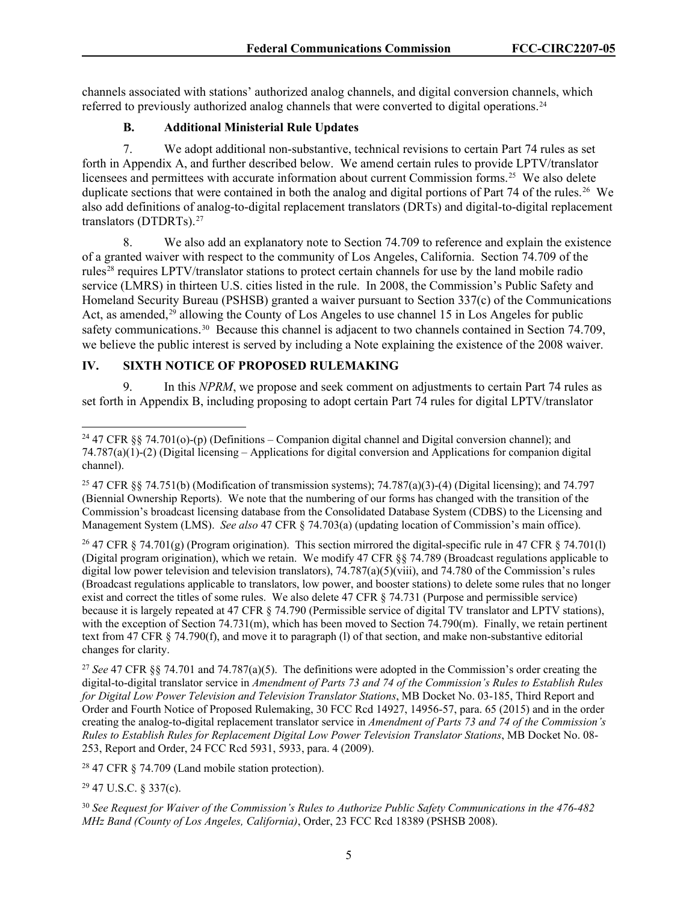channels associated with stations' authorized analog channels, and digital conversion channels, which referred to previously authorized analog channels that were converted to digital operations.[24]

### B. Additional Ministerial Rule Updates

7. We adopt additional non-substantive, technical revisions to certain Part 74 rules as set forth in Appendix A, and further described below. We amend certain rules to provide LPTV/translator licensees and permittees with accurate information about current Commission forms.[25] We also delete duplicate sections that were contained in both the analog and digital portions of Part 74 of the rules.[26] We also add definitions of analog-to-digital replacement translators (DRTs) and digital-to-digital replacement translators (DTDRTs).[27]

8. We also add an explanatory note to Section 74.709 to reference and explain the existence of a granted waiver with respect to the community of Los Angeles, California. Section 74.709 of the rules[28] requires LPTV/translator stations to protect certain channels for use by the land mobile radio service (LMRS) in thirteen U.S. cities listed in the rule. In 2008, the Commission's Public Safety and Homeland Security Bureau (PSHSB) granted a waiver pursuant to Section 337(c) of the Communications Act, as amended,[29] allowing the County of Los Angeles to use channel 15 in Los Angeles for public safety communications.[30] Because this channel is adjacent to two channels contained in Section 74.709, we believe the public interest is served by including a Note explaining the existence of the 2008 waiver.

## IV. SIXTH NOTICE OF PROPOSED RULEMAKING

9. In this *NPRM*, we propose and seek comment on adjustments to certain Part 74 rules as set forth in Appendix B, including proposing to adopt certain Part 74 rules for digital LPTV/translator

---

[24] 47 CFR §§ 74.701(o)-(p) (Definitions – Companion digital channel and Digital conversion channel); and 74.787(a)(1)-(2) (Digital licensing – Applications for digital conversion and Applications for companion digital channel).

[25] 47 CFR §§ 74.751(b) (Modification of transmission systems); 74.787(a)(3)-(4) (Digital licensing); and 74.797 (Biennial Ownership Reports). We note that the numbering of our forms has changed with the transition of the Commission's broadcast licensing database from the Consolidated Database System (CDBS) to the Licensing and Management System (LMS). *See also* 47 CFR § 74.703(a) (updating location of Commission's main office).

[26] 47 CFR § 74.701(g) (Program origination). This section mirrored the digital-specific rule in 47 CFR § 74.701(l) (Digital program origination), which we retain. We modify 47 CFR §§ 74.789 (Broadcast regulations applicable to digital low power television and television translators), 74.787(a)(5)(viii), and 74.780 of the Commission's rules (Broadcast regulations applicable to translators, low power, and booster stations) to delete some rules that no longer exist and correct the titles of some rules. We also delete 47 CFR § 74.731 (Purpose and permissible service) because it is largely repeated at 47 CFR § 74.790 (Permissible service of digital TV translator and LPTV stations), with the exception of Section 74.731(m), which has been moved to Section 74.790(m). Finally, we retain pertinent text from 47 CFR § 74.790(f), and move it to paragraph (l) of that section, and make non-substantive editorial changes for clarity.

[27] *See* 47 CFR §§ 74.701 and 74.787(a)(5). The definitions were adopted in the Commission's order creating the digital-to-digital translator service in *Amendment of Parts 73 and 74 of the Commission's Rules to Establish Rules for Digital Low Power Television and Television Translator Stations*, MB Docket No. 03-185, Third Report and Order and Fourth Notice of Proposed Rulemaking, 30 FCC Rcd 14927, 14956-57, para. 65 (2015) and in the order creating the analog-to-digital replacement translator service in *Amendment of Parts 73 and 74 of the Commission's Rules to Establish Rules for Replacement Digital Low Power Television Translator Stations*, MB Docket No. 08-253, Report and Order, 24 FCC Rcd 5931, 5933, para. 4 (2009).

[28] 47 CFR § 74.709 (Land mobile station protection).

[29] 47 U.S.C. § 337(c).

[30] *See Request for Waiver of the Commission's Rules to Authorize Public Safety Communications in the 476-482 MHz Band (County of Los Angeles, California)*, Order, 23 FCC Rcd 18389 (PSHSB 2008).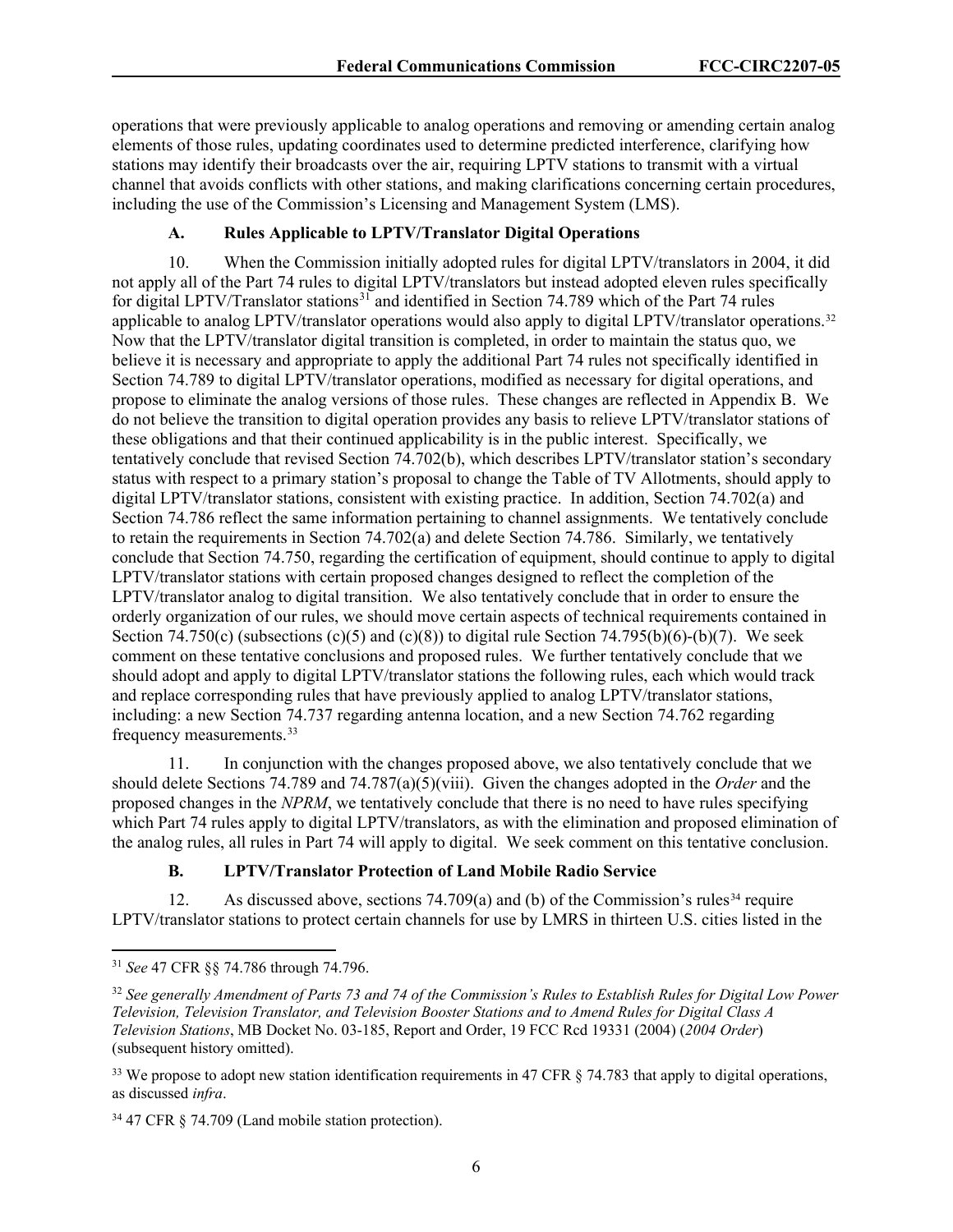operations that were previously applicable to analog operations and removing or amending certain analog elements of those rules, updating coordinates used to determine predicted interference, clarifying how stations may identify their broadcasts over the air, requiring LPTV stations to transmit with a virtual channel that avoids conflicts with other stations, and making clarifications concerning certain procedures, including the use of the Commission's Licensing and Management System (LMS).

### A. Rules Applicable to LPTV/Translator Digital Operations

10. When the Commission initially adopted rules for digital LPTV/translators in 2004, it did not apply all of the Part 74 rules to digital LPTV/translators but instead adopted eleven rules specifically for digital LPTV/Translator stations[31] and identified in Section 74.789 which of the Part 74 rules applicable to analog LPTV/translator operations would also apply to digital LPTV/translator operations.[32] Now that the LPTV/translator digital transition is completed, in order to maintain the status quo, we believe it is necessary and appropriate to apply the additional Part 74 rules not specifically identified in Section 74.789 to digital LPTV/translator operations, modified as necessary for digital operations, and propose to eliminate the analog versions of those rules. These changes are reflected in Appendix B. We do not believe the transition to digital operation provides any basis to relieve LPTV/translator stations of these obligations and that their continued applicability is in the public interest. Specifically, we tentatively conclude that revised Section 74.702(b), which describes LPTV/translator station's secondary status with respect to a primary station's proposal to change the Table of TV Allotments, should apply to digital LPTV/translator stations, consistent with existing practice. In addition, Section 74.702(a) and Section 74.786 reflect the same information pertaining to channel assignments. We tentatively conclude to retain the requirements in Section 74.702(a) and delete Section 74.786. Similarly, we tentatively conclude that Section 74.750, regarding the certification of equipment, should continue to apply to digital LPTV/translator stations with certain proposed changes designed to reflect the completion of the LPTV/translator analog to digital transition. We also tentatively conclude that in order to ensure the orderly organization of our rules, we should move certain aspects of technical requirements contained in Section 74.750(c) (subsections (c)(5) and (c)(8)) to digital rule Section 74.795(b)(6)-(b)(7). We seek comment on these tentative conclusions and proposed rules. We further tentatively conclude that we should adopt and apply to digital LPTV/translator stations the following rules, each which would track and replace corresponding rules that have previously applied to analog LPTV/translator stations, including: a new Section 74.737 regarding antenna location, and a new Section 74.762 regarding frequency measurements.[33]

11. In conjunction with the changes proposed above, we also tentatively conclude that we should delete Sections 74.789 and 74.787(a)(5)(viii). Given the changes adopted in the *Order* and the proposed changes in the *NPRM*, we tentatively conclude that there is no need to have rules specifying which Part 74 rules apply to digital LPTV/translators, as with the elimination and proposed elimination of the analog rules, all rules in Part 74 will apply to digital. We seek comment on this tentative conclusion.

### B. LPTV/Translator Protection of Land Mobile Radio Service

12. As discussed above, sections 74.709(a) and (b) of the Commission's rules[34] require LPTV/translator stations to protect certain channels for use by LMRS in thirteen U.S. cities listed in the

---

[31] *See* 47 CFR §§ 74.786 through 74.796.

[32] *See generally Amendment of Parts 73 and 74 of the Commission's Rules to Establish Rules for Digital Low Power Television, Television Translator, and Television Booster Stations and to Amend Rules for Digital Class A Television Stations*, MB Docket No. 03-185, Report and Order, 19 FCC Rcd 19331 (2004) (*2004 Order*) (subsequent history omitted).

[33] We propose to adopt new station identification requirements in 47 CFR § 74.783 that apply to digital operations, as discussed *infra*.

[34] 47 CFR § 74.709 (Land mobile station protection).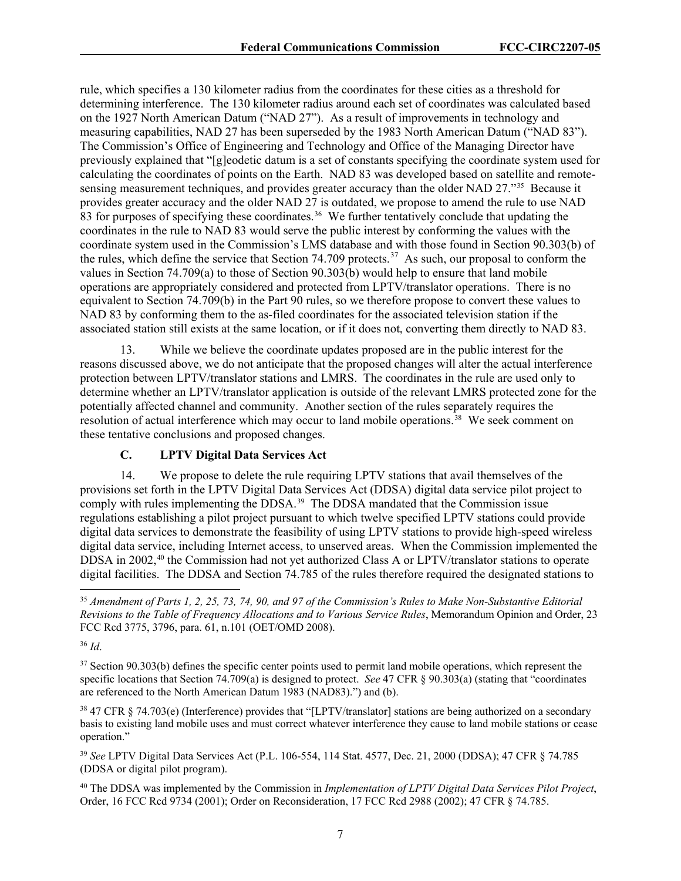rule, which specifies a 130 kilometer radius from the coordinates for these cities as a threshold for determining interference. The 130 kilometer radius around each set of coordinates was calculated based on the 1927 North American Datum ("NAD 27"). As a result of improvements in technology and measuring capabilities, NAD 27 has been superseded by the 1983 North American Datum ("NAD 83"). The Commission's Office of Engineering and Technology and Office of the Managing Director have previously explained that "[g]eodetic datum is a set of constants specifying the coordinate system used for calculating the coordinates of points on the Earth. NAD 83 was developed based on satellite and remote-sensing measurement techniques, and provides greater accuracy than the older NAD 27."[35] Because it provides greater accuracy and the older NAD 27 is outdated, we propose to amend the rule to use NAD 83 for purposes of specifying these coordinates.[36] We further tentatively conclude that updating the coordinates in the rule to NAD 83 would serve the public interest by conforming the values with the coordinate system used in the Commission's LMS database and with those found in Section 90.303(b) of the rules, which define the service that Section 74.709 protects.[37] As such, our proposal to conform the values in Section 74.709(a) to those of Section 90.303(b) would help to ensure that land mobile operations are appropriately considered and protected from LPTV/translator operations. There is no equivalent to Section 74.709(b) in the Part 90 rules, so we therefore propose to convert these values to NAD 83 by conforming them to the as-filed coordinates for the associated television station if the associated station still exists at the same location, or if it does not, converting them directly to NAD 83.

13. While we believe the coordinate updates proposed are in the public interest for the reasons discussed above, we do not anticipate that the proposed changes will alter the actual interference protection between LPTV/translator stations and LMRS. The coordinates in the rule are used only to determine whether an LPTV/translator application is outside of the relevant LMRS protected zone for the potentially affected channel and community. Another section of the rules separately requires the resolution of actual interference which may occur to land mobile operations.[38] We seek comment on these tentative conclusions and proposed changes.

### C. LPTV Digital Data Services Act

14. We propose to delete the rule requiring LPTV stations that avail themselves of the provisions set forth in the LPTV Digital Data Services Act (DDSA) digital data service pilot project to comply with rules implementing the DDSA.[39] The DDSA mandated that the Commission issue regulations establishing a pilot project pursuant to which twelve specified LPTV stations could provide digital data services to demonstrate the feasibility of using LPTV stations to provide high-speed wireless digital data service, including Internet access, to unserved areas. When the Commission implemented the DDSA in 2002,[40] the Commission had not yet authorized Class A or LPTV/translator stations to operate digital facilities. The DDSA and Section 74.785 of the rules therefore required the designated stations to

---

[35] *Amendment of Parts 1, 2, 25, 73, 74, 90, and 97 of the Commission's Rules to Make Non-Substantive Editorial Revisions to the Table of Frequency Allocations and to Various Service Rules*, Memorandum Opinion and Order, 23 FCC Rcd 3775, 3796, para. 61, n.101 (OET/OMD 2008).

[36] *Id*.

[37] Section 90.303(b) defines the specific center points used to permit land mobile operations, which represent the specific locations that Section 74.709(a) is designed to protect. *See* 47 CFR § 90.303(a) (stating that "coordinates are referenced to the North American Datum 1983 (NAD83).") and (b).

[38] 47 CFR § 74.703(e) (Interference) provides that "[LPTV/translator] stations are being authorized on a secondary basis to existing land mobile uses and must correct whatever interference they cause to land mobile stations or cease operation."

[39] *See* LPTV Digital Data Services Act (P.L. 106-554, 114 Stat. 4577, Dec. 21, 2000 (DDSA); 47 CFR § 74.785 (DDSA or digital pilot program).

[40] The DDSA was implemented by the Commission in *Implementation of LPTV Digital Data Services Pilot Project*, Order, 16 FCC Rcd 9734 (2001); Order on Reconsideration, 17 FCC Rcd 2988 (2002); 47 CFR § 74.785.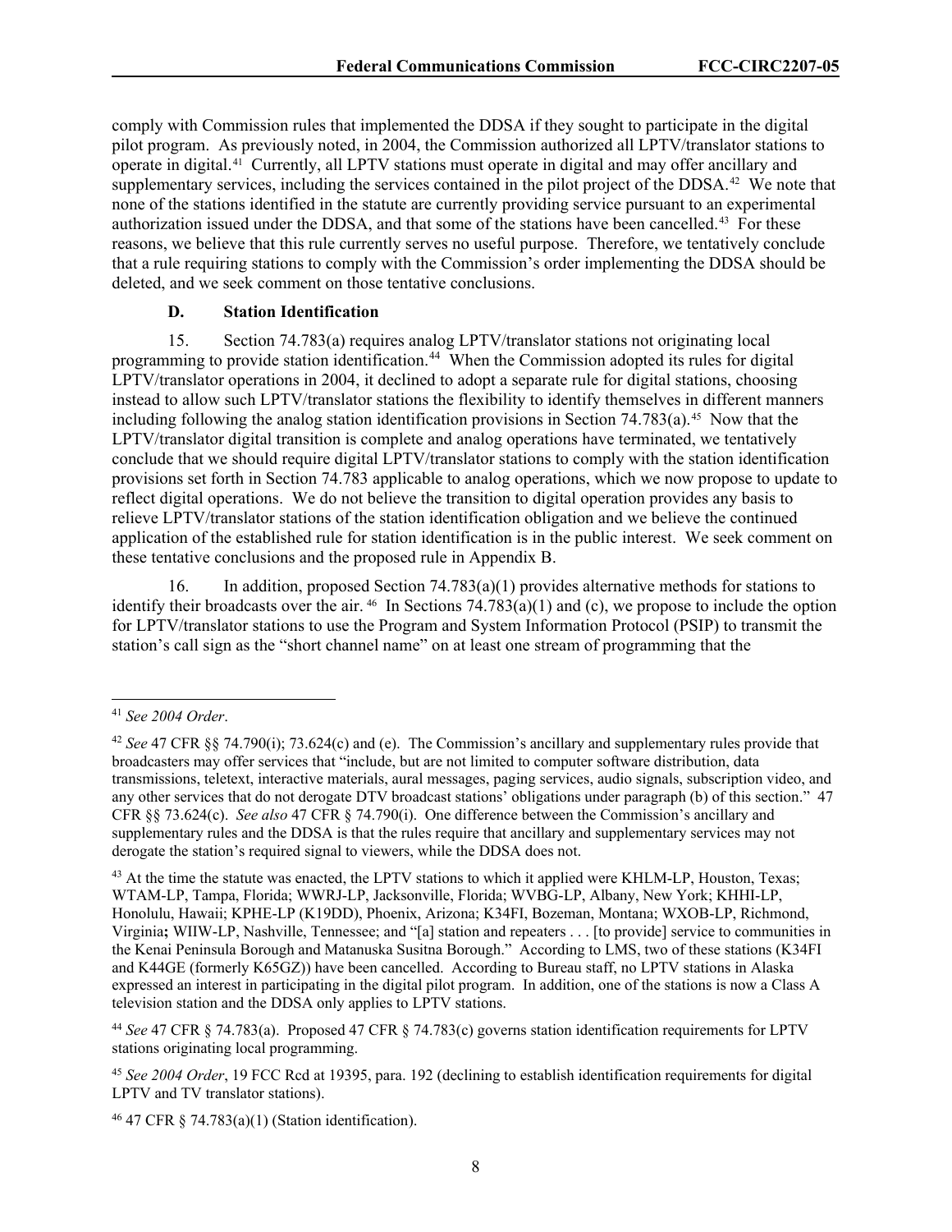comply with Commission rules that implemented the DDSA if they sought to participate in the digital pilot program. As previously noted, in 2004, the Commission authorized all LPTV/translator stations to operate in digital.[41] Currently, all LPTV stations must operate in digital and may offer ancillary and supplementary services, including the services contained in the pilot project of the DDSA.[42] We note that none of the stations identified in the statute are currently providing service pursuant to an experimental authorization issued under the DDSA, and that some of the stations have been cancelled.[43] For these reasons, we believe that this rule currently serves no useful purpose. Therefore, we tentatively conclude that a rule requiring stations to comply with the Commission's order implementing the DDSA should be deleted, and we seek comment on those tentative conclusions.

### D. Station Identification

15. Section 74.783(a) requires analog LPTV/translator stations not originating local programming to provide station identification.[44] When the Commission adopted its rules for digital LPTV/translator operations in 2004, it declined to adopt a separate rule for digital stations, choosing instead to allow such LPTV/translator stations the flexibility to identify themselves in different manners including following the analog station identification provisions in Section 74.783(a).[45] Now that the LPTV/translator digital transition is complete and analog operations have terminated, we tentatively conclude that we should require digital LPTV/translator stations to comply with the station identification provisions set forth in Section 74.783 applicable to analog operations, which we now propose to update to reflect digital operations. We do not believe the transition to digital operation provides any basis to relieve LPTV/translator stations of the station identification obligation and we believe the continued application of the established rule for station identification is in the public interest. We seek comment on these tentative conclusions and the proposed rule in Appendix B.

16. In addition, proposed Section 74.783(a)(1) provides alternative methods for stations to identify their broadcasts over the air.[46] In Sections 74.783(a)(1) and (c), we propose to include the option for LPTV/translator stations to use the Program and System Information Protocol (PSIP) to transmit the station's call sign as the "short channel name" on at least one stream of programming that the

---

[41] *See 2004 Order*.

[42] *See* 47 CFR §§ 74.790(i); 73.624(c) and (e). The Commission's ancillary and supplementary rules provide that broadcasters may offer services that "include, but are not limited to computer software distribution, data transmissions, teletext, interactive materials, aural messages, paging services, audio signals, subscription video, and any other services that do not derogate DTV broadcast stations' obligations under paragraph (b) of this section." 47 CFR §§ 73.624(c). *See also* 47 CFR § 74.790(i). One difference between the Commission's ancillary and supplementary rules and the DDSA is that the rules require that ancillary and supplementary services may not derogate the station's required signal to viewers, while the DDSA does not.

[43] At the time the statute was enacted, the LPTV stations to which it applied were KHLM-LP, Houston, Texas; WTAM-LP, Tampa, Florida; WWRJ-LP, Jacksonville, Florida; WVBG-LP, Albany, New York; KHHI-LP, Honolulu, Hawaii; KPHE-LP (K19DD), Phoenix, Arizona; K34FI, Bozeman, Montana; WXOB-LP, Richmond, Virginia**;** WIIW-LP, Nashville, Tennessee; and "[a] station and repeaters . . . [to provide] service to communities in the Kenai Peninsula Borough and Matanuska Susitna Borough." According to LMS, two of these stations (K34FI and K44GE (formerly K65GZ)) have been cancelled. According to Bureau staff, no LPTV stations in Alaska expressed an interest in participating in the digital pilot program. In addition, one of the stations is now a Class A television station and the DDSA only applies to LPTV stations.

[44] *See* 47 CFR § 74.783(a). Proposed 47 CFR § 74.783(c) governs station identification requirements for LPTV stations originating local programming.

[45] *See 2004 Order*, 19 FCC Rcd at 19395, para. 192 (declining to establish identification requirements for digital LPTV and TV translator stations).

[46] 47 CFR § 74.783(a)(1) (Station identification).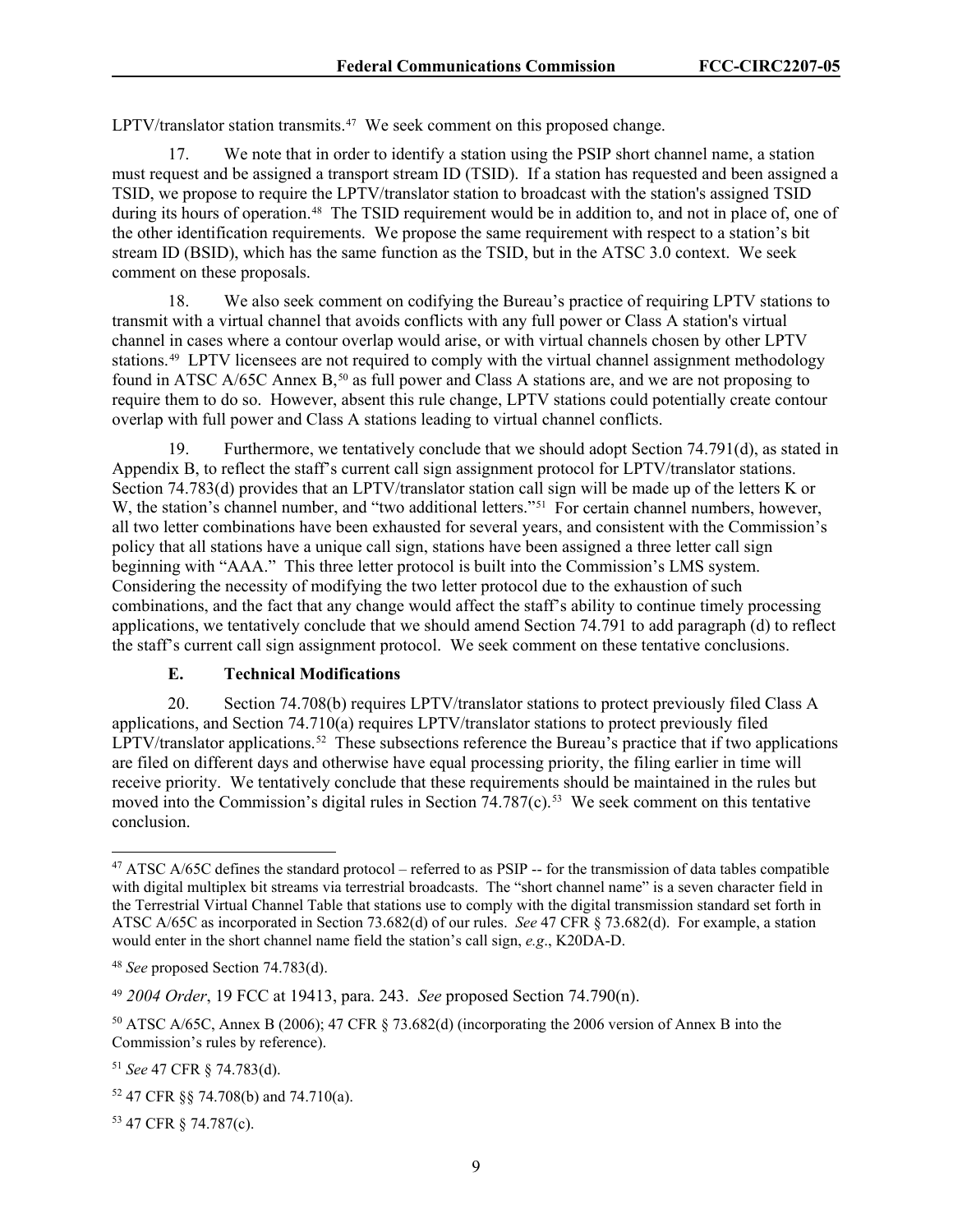LPTV/translator station transmits.[47] We seek comment on this proposed change.

17. We note that in order to identify a station using the PSIP short channel name, a station must request and be assigned a transport stream ID (TSID). If a station has requested and been assigned a TSID, we propose to require the LPTV/translator station to broadcast with the station's assigned TSID during its hours of operation.[48] The TSID requirement would be in addition to, and not in place of, one of the other identification requirements. We propose the same requirement with respect to a station's bit stream ID (BSID), which has the same function as the TSID, but in the ATSC 3.0 context. We seek comment on these proposals.

18. We also seek comment on codifying the Bureau's practice of requiring LPTV stations to transmit with a virtual channel that avoids conflicts with any full power or Class A station's virtual channel in cases where a contour overlap would arise, or with virtual channels chosen by other LPTV stations.[49] LPTV licensees are not required to comply with the virtual channel assignment methodology found in ATSC A/65C Annex B,[50] as full power and Class A stations are, and we are not proposing to require them to do so. However, absent this rule change, LPTV stations could potentially create contour overlap with full power and Class A stations leading to virtual channel conflicts.

19. Furthermore, we tentatively conclude that we should adopt Section 74.791(d), as stated in Appendix B, to reflect the staff's current call sign assignment protocol for LPTV/translator stations. Section 74.783(d) provides that an LPTV/translator station call sign will be made up of the letters K or W, the station's channel number, and "two additional letters."[51] For certain channel numbers, however, all two letter combinations have been exhausted for several years, and consistent with the Commission's policy that all stations have a unique call sign, stations have been assigned a three letter call sign beginning with "AAA." This three letter protocol is built into the Commission's LMS system. Considering the necessity of modifying the two letter protocol due to the exhaustion of such combinations, and the fact that any change would affect the staff's ability to continue timely processing applications, we tentatively conclude that we should amend Section 74.791 to add paragraph (d) to reflect the staff's current call sign assignment protocol. We seek comment on these tentative conclusions.

### E. Technical Modifications

20. Section 74.708(b) requires LPTV/translator stations to protect previously filed Class A applications, and Section 74.710(a) requires LPTV/translator stations to protect previously filed LPTV/translator applications.[52] These subsections reference the Bureau's practice that if two applications are filed on different days and otherwise have equal processing priority, the filing earlier in time will receive priority. We tentatively conclude that these requirements should be maintained in the rules but moved into the Commission's digital rules in Section 74.787(c).[53] We seek comment on this tentative conclusion.

---

[47] ATSC A/65C defines the standard protocol – referred to as PSIP -- for the transmission of data tables compatible with digital multiplex bit streams via terrestrial broadcasts. The "short channel name" is a seven character field in the Terrestrial Virtual Channel Table that stations use to comply with the digital transmission standard set forth in ATSC A/65C as incorporated in Section 73.682(d) of our rules. *See* 47 CFR § 73.682(d). For example, a station would enter in the short channel name field the station's call sign, *e.g*., K20DA-D.

[48] *See* proposed Section 74.783(d).

[49] *2004 Order*, 19 FCC at 19413, para. 243. *See* proposed Section 74.790(n).

[50] ATSC A/65C, Annex B (2006); 47 CFR § 73.682(d) (incorporating the 2006 version of Annex B into the Commission's rules by reference).

[51] *See* 47 CFR § 74.783(d).

[52] 47 CFR §§ 74.708(b) and 74.710(a).

[53] 47 CFR § 74.787(c).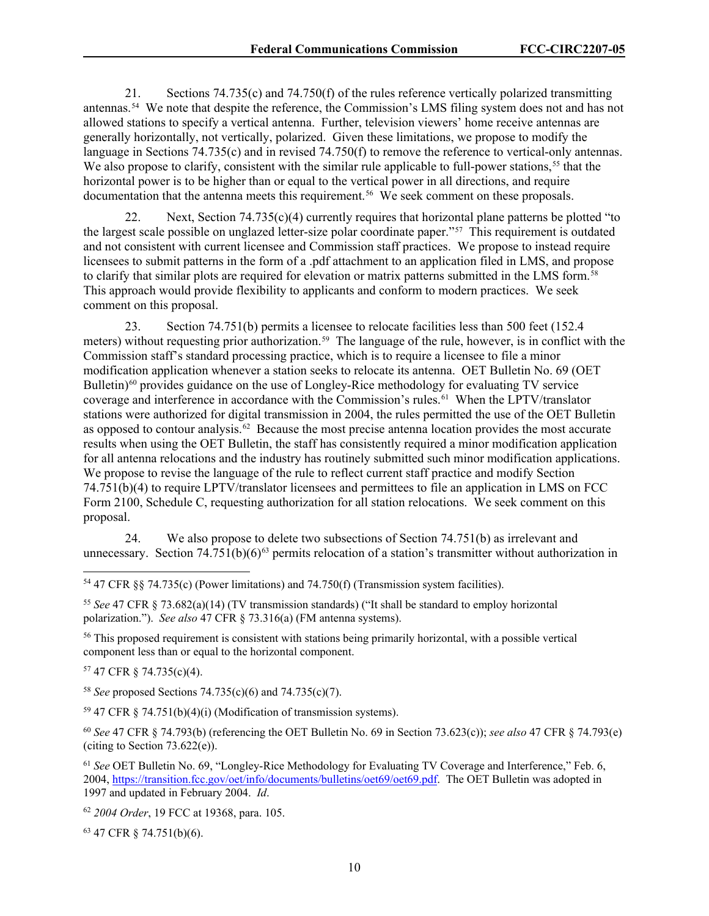21. Sections 74.735(c) and 74.750(f) of the rules reference vertically polarized transmitting antennas.[54] We note that despite the reference, the Commission's LMS filing system does not and has not allowed stations to specify a vertical antenna. Further, television viewers' home receive antennas are generally horizontally, not vertically, polarized. Given these limitations, we propose to modify the language in Sections 74.735(c) and in revised 74.750(f) to remove the reference to vertical-only antennas. We also propose to clarify, consistent with the similar rule applicable to full-power stations,[55] that the horizontal power is to be higher than or equal to the vertical power in all directions, and require documentation that the antenna meets this requirement.[56] We seek comment on these proposals.

22. Next, Section 74.735(c)(4) currently requires that horizontal plane patterns be plotted "to the largest scale possible on unglazed letter-size polar coordinate paper."[57] This requirement is outdated and not consistent with current licensee and Commission staff practices. We propose to instead require licensees to submit patterns in the form of a .pdf attachment to an application filed in LMS, and propose to clarify that similar plots are required for elevation or matrix patterns submitted in the LMS form.[58] This approach would provide flexibility to applicants and conform to modern practices. We seek comment on this proposal.

23. Section 74.751(b) permits a licensee to relocate facilities less than 500 feet (152.4 meters) without requesting prior authorization.[59] The language of the rule, however, is in conflict with the Commission staff's standard processing practice, which is to require a licensee to file a minor modification application whenever a station seeks to relocate its antenna. OET Bulletin No. 69 (OET Bulletin)[60] provides guidance on the use of Longley-Rice methodology for evaluating TV service coverage and interference in accordance with the Commission's rules.[61] When the LPTV/translator stations were authorized for digital transmission in 2004, the rules permitted the use of the OET Bulletin as opposed to contour analysis.[62] Because the most precise antenna location provides the most accurate results when using the OET Bulletin, the staff has consistently required a minor modification application for all antenna relocations and the industry has routinely submitted such minor modification applications. We propose to revise the language of the rule to reflect current staff practice and modify Section 74.751(b)(4) to require LPTV/translator licensees and permittees to file an application in LMS on FCC Form 2100, Schedule C, requesting authorization for all station relocations. We seek comment on this proposal.

24. We also propose to delete two subsections of Section 74.751(b) as irrelevant and unnecessary. Section 74.751(b)(6)[63] permits relocation of a station's transmitter without authorization in

---

[54] 47 CFR §§ 74.735(c) (Power limitations) and 74.750(f) (Transmission system facilities).

[55] *See* 47 CFR § 73.682(a)(14) (TV transmission standards) ("It shall be standard to employ horizontal polarization."). *See also* 47 CFR § 73.316(a) (FM antenna systems).

[56] This proposed requirement is consistent with stations being primarily horizontal, with a possible vertical component less than or equal to the horizontal component.

[57] 47 CFR § 74.735(c)(4).

[58] *See* proposed Sections 74.735(c)(6) and 74.735(c)(7).

[59] 47 CFR § 74.751(b)(4)(i) (Modification of transmission systems).

[60] *See* 47 CFR § 74.793(b) (referencing the OET Bulletin No. 69 in Section 73.623(c)); *see also* 47 CFR § 74.793(e) (citing to Section 73.622(e)).

[61] *See* OET Bulletin No. 69, "Longley-Rice Methodology for Evaluating TV Coverage and Interference," Feb. 6, 2004, https://transition.fcc.gov/oet/info/documents/bulletins/oet69/oet69.pdf. The OET Bulletin was adopted in 1997 and updated in February 2004. *Id*.

[62] *2004 Order*, 19 FCC at 19368, para. 105.

[63] 47 CFR § 74.751(b)(6).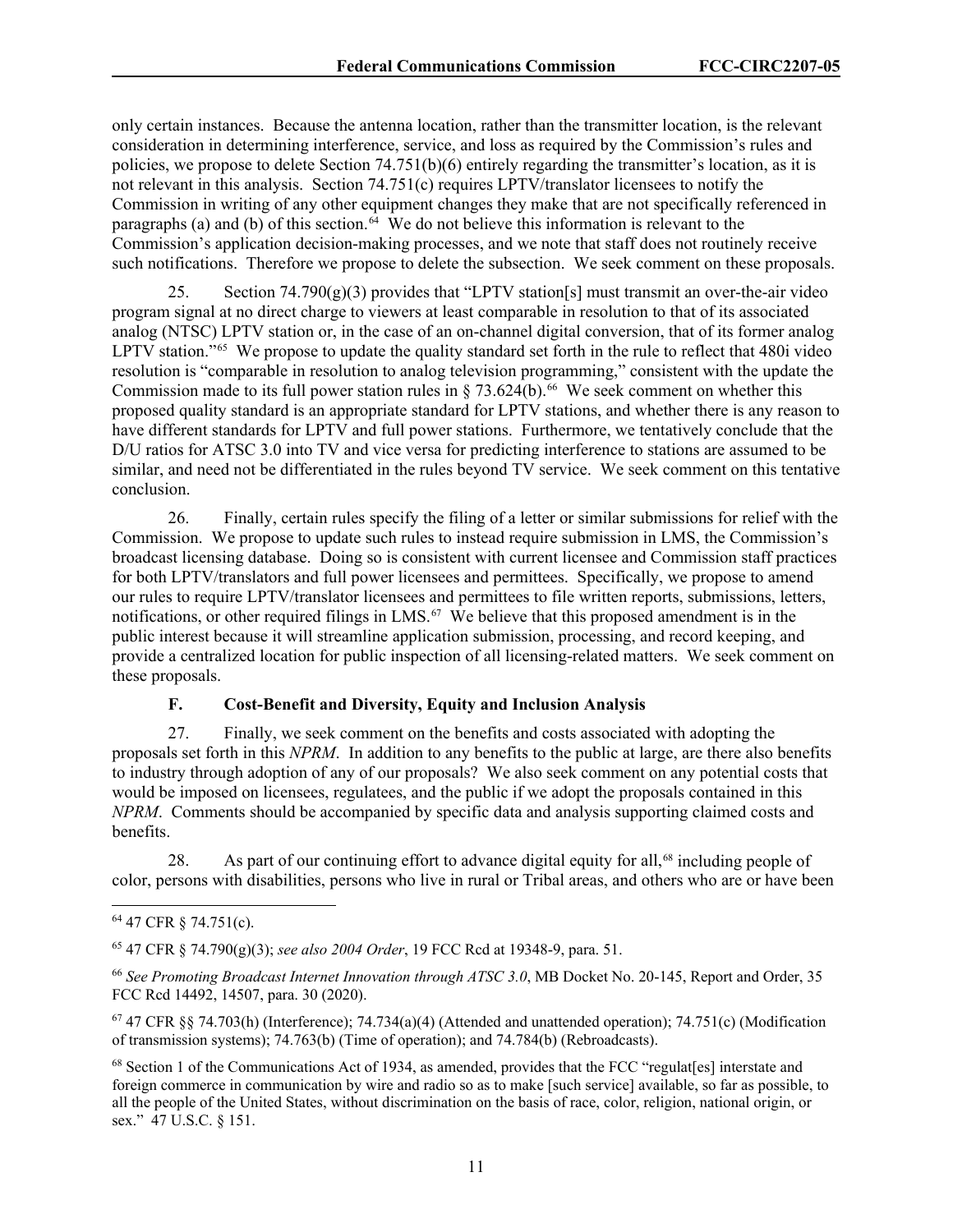only certain instances. Because the antenna location, rather than the transmitter location, is the relevant consideration in determining interference, service, and loss as required by the Commission's rules and policies, we propose to delete Section 74.751(b)(6) entirely regarding the transmitter's location, as it is not relevant in this analysis. Section 74.751(c) requires LPTV/translator licensees to notify the Commission in writing of any other equipment changes they make that are not specifically referenced in paragraphs (a) and (b) of this section.[64] We do not believe this information is relevant to the Commission's application decision-making processes, and we note that staff does not routinely receive such notifications. Therefore we propose to delete the subsection. We seek comment on these proposals.

25. Section 74.790(g)(3) provides that "LPTV station[s] must transmit an over-the-air video program signal at no direct charge to viewers at least comparable in resolution to that of its associated analog (NTSC) LPTV station or, in the case of an on-channel digital conversion, that of its former analog LPTV station."[65] We propose to update the quality standard set forth in the rule to reflect that 480i video resolution is "comparable in resolution to analog television programming," consistent with the update the Commission made to its full power station rules in § 73.624(b).[66] We seek comment on whether this proposed quality standard is an appropriate standard for LPTV stations, and whether there is any reason to have different standards for LPTV and full power stations. Furthermore, we tentatively conclude that the D/U ratios for ATSC 3.0 into TV and vice versa for predicting interference to stations are assumed to be similar, and need not be differentiated in the rules beyond TV service. We seek comment on this tentative conclusion.

26. Finally, certain rules specify the filing of a letter or similar submissions for relief with the Commission. We propose to update such rules to instead require submission in LMS, the Commission's broadcast licensing database. Doing so is consistent with current licensee and Commission staff practices for both LPTV/translators and full power licensees and permittees. Specifically, we propose to amend our rules to require LPTV/translator licensees and permittees to file written reports, submissions, letters, notifications, or other required filings in LMS.[67] We believe that this proposed amendment is in the public interest because it will streamline application submission, processing, and record keeping, and provide a centralized location for public inspection of all licensing-related matters. We seek comment on these proposals.

### F. Cost-Benefit and Diversity, Equity and Inclusion Analysis

27. Finally, we seek comment on the benefits and costs associated with adopting the proposals set forth in this *NPRM*. In addition to any benefits to the public at large, are there also benefits to industry through adoption of any of our proposals? We also seek comment on any potential costs that would be imposed on licensees, regulatees, and the public if we adopt the proposals contained in this *NPRM*. Comments should be accompanied by specific data and analysis supporting claimed costs and benefits.

28. As part of our continuing effort to advance digital equity for all,[68] including people of color, persons with disabilities, persons who live in rural or Tribal areas, and others who are or have been

---

[64] 47 CFR § 74.751(c).

[65] 47 CFR § 74.790(g)(3); *see also 2004 Order*, 19 FCC Rcd at 19348-9, para. 51.

[66] *See Promoting Broadcast Internet Innovation through ATSC 3.0*, MB Docket No. 20-145, Report and Order, 35 FCC Rcd 14492, 14507, para. 30 (2020).

[67] 47 CFR §§ 74.703(h) (Interference); 74.734(a)(4) (Attended and unattended operation); 74.751(c) (Modification of transmission systems); 74.763(b) (Time of operation); and 74.784(b) (Rebroadcasts).

[68] Section 1 of the Communications Act of 1934, as amended, provides that the FCC "regulat[es] interstate and foreign commerce in communication by wire and radio so as to make [such service] available, so far as possible, to all the people of the United States, without discrimination on the basis of race, color, religion, national origin, or sex." 47 U.S.C. § 151.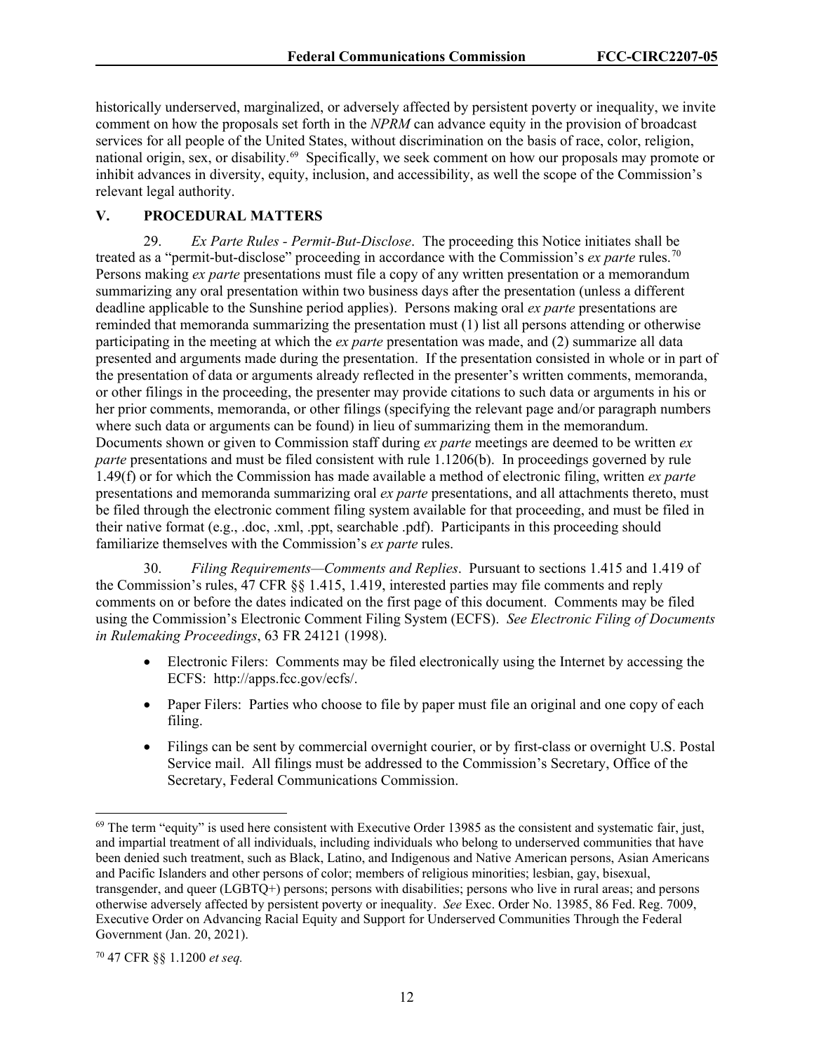historically underserved, marginalized, or adversely affected by persistent poverty or inequality, we invite comment on how the proposals set forth in the *NPRM* can advance equity in the provision of broadcast services for all people of the United States, without discrimination on the basis of race, color, religion, national origin, sex, or disability.[69] Specifically, we seek comment on how our proposals may promote or inhibit advances in diversity, equity, inclusion, and accessibility, as well the scope of the Commission's relevant legal authority.

## V. PROCEDURAL MATTERS

29. *Ex Parte Rules - Permit-But-Disclose*. The proceeding this Notice initiates shall be treated as a "permit-but-disclose" proceeding in accordance with the Commission's *ex parte* rules.[70] Persons making *ex parte* presentations must file a copy of any written presentation or a memorandum summarizing any oral presentation within two business days after the presentation (unless a different deadline applicable to the Sunshine period applies). Persons making oral *ex parte* presentations are reminded that memoranda summarizing the presentation must (1) list all persons attending or otherwise participating in the meeting at which the *ex parte* presentation was made, and (2) summarize all data presented and arguments made during the presentation. If the presentation consisted in whole or in part of the presentation of data or arguments already reflected in the presenter's written comments, memoranda, or other filings in the proceeding, the presenter may provide citations to such data or arguments in his or her prior comments, memoranda, or other filings (specifying the relevant page and/or paragraph numbers where such data or arguments can be found) in lieu of summarizing them in the memorandum. Documents shown or given to Commission staff during *ex parte* meetings are deemed to be written *ex parte* presentations and must be filed consistent with rule 1.1206(b). In proceedings governed by rule 1.49(f) or for which the Commission has made available a method of electronic filing, written *ex parte* presentations and memoranda summarizing oral *ex parte* presentations, and all attachments thereto, must be filed through the electronic comment filing system available for that proceeding, and must be filed in their native format (e.g., .doc, .xml, .ppt, searchable .pdf). Participants in this proceeding should familiarize themselves with the Commission's *ex parte* rules.

30. *Filing Requirements—Comments and Replies*. Pursuant to sections 1.415 and 1.419 of the Commission's rules, 47 CFR §§ 1.415, 1.419, interested parties may file comments and reply comments on or before the dates indicated on the first page of this document. Comments may be filed using the Commission's Electronic Comment Filing System (ECFS). *See Electronic Filing of Documents in Rulemaking Proceedings*, 63 FR 24121 (1998).

- Electronic Filers: Comments may be filed electronically using the Internet by accessing the ECFS: http://apps.fcc.gov/ecfs/.
- Paper Filers: Parties who choose to file by paper must file an original and one copy of each filing.
- Filings can be sent by commercial overnight courier, or by first-class or overnight U.S. Postal Service mail. All filings must be addressed to the Commission's Secretary, Office of the Secretary, Federal Communications Commission.

---

[69] The term "equity" is used here consistent with Executive Order 13985 as the consistent and systematic fair, just, and impartial treatment of all individuals, including individuals who belong to underserved communities that have been denied such treatment, such as Black, Latino, and Indigenous and Native American persons, Asian Americans and Pacific Islanders and other persons of color; members of religious minorities; lesbian, gay, bisexual, transgender, and queer (LGBTQ+) persons; persons with disabilities; persons who live in rural areas; and persons otherwise adversely affected by persistent poverty or inequality. *See* Exec. Order No. 13985, 86 Fed. Reg. 7009, Executive Order on Advancing Racial Equity and Support for Underserved Communities Through the Federal Government (Jan. 20, 2021).

[70] 47 CFR §§ 1.1200 *et seq.*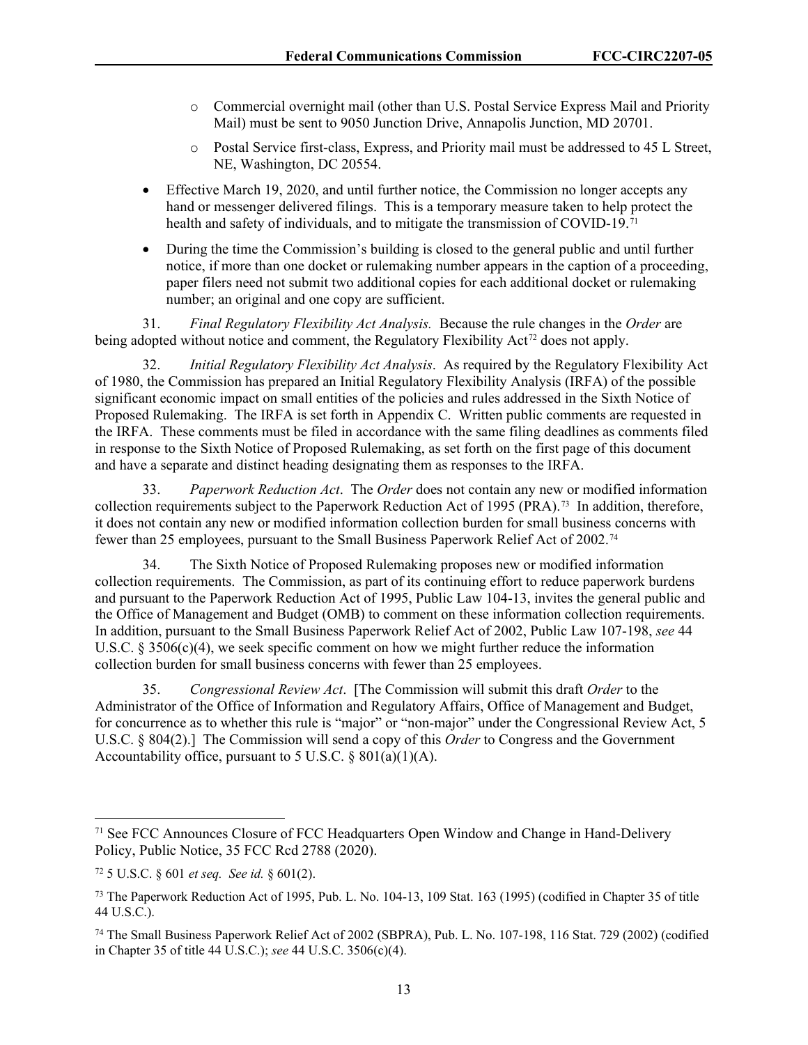- Commercial overnight mail (other than U.S. Postal Service Express Mail and Priority Mail) must be sent to 9050 Junction Drive, Annapolis Junction, MD 20701.
   - Postal Service first-class, Express, and Priority mail must be addressed to 45 L Street, NE, Washington, DC 20554.

- Effective March 19, 2020, and until further notice, the Commission no longer accepts any hand or messenger delivered filings. This is a temporary measure taken to help protect the health and safety of individuals, and to mitigate the transmission of COVID-19.[71]
- During the time the Commission's building is closed to the general public and until further notice, if more than one docket or rulemaking number appears in the caption of a proceeding, paper filers need not submit two additional copies for each additional docket or rulemaking number; an original and one copy are sufficient.

31. *Final Regulatory Flexibility Act Analysis.* Because the rule changes in the *Order* are being adopted without notice and comment, the Regulatory Flexibility Act[72] does not apply.

32. *Initial Regulatory Flexibility Act Analysis*. As required by the Regulatory Flexibility Act of 1980, the Commission has prepared an Initial Regulatory Flexibility Analysis (IRFA) of the possible significant economic impact on small entities of the policies and rules addressed in the Sixth Notice of Proposed Rulemaking. The IRFA is set forth in Appendix C. Written public comments are requested in the IRFA. These comments must be filed in accordance with the same filing deadlines as comments filed in response to the Sixth Notice of Proposed Rulemaking, as set forth on the first page of this document and have a separate and distinct heading designating them as responses to the IRFA.

33. *Paperwork Reduction Act*. The *Order* does not contain any new or modified information collection requirements subject to the Paperwork Reduction Act of 1995 (PRA).[73] In addition, therefore, it does not contain any new or modified information collection burden for small business concerns with fewer than 25 employees, pursuant to the Small Business Paperwork Relief Act of 2002.[74]

34. The Sixth Notice of Proposed Rulemaking proposes new or modified information collection requirements. The Commission, as part of its continuing effort to reduce paperwork burdens and pursuant to the Paperwork Reduction Act of 1995, Public Law 104-13, invites the general public and the Office of Management and Budget (OMB) to comment on these information collection requirements. In addition, pursuant to the Small Business Paperwork Relief Act of 2002, Public Law 107-198, *see* 44 U.S.C. § 3506(c)(4), we seek specific comment on how we might further reduce the information collection burden for small business concerns with fewer than 25 employees.

35. *Congressional Review Act*. [The Commission will submit this draft *Order* to the Administrator of the Office of Information and Regulatory Affairs, Office of Management and Budget, for concurrence as to whether this rule is "major" or "non-major" under the Congressional Review Act, 5 U.S.C. § 804(2).] The Commission will send a copy of this *Order* to Congress and the Government Accountability office, pursuant to 5 U.S.C. § 801(a)(1)(A).

---

[71] See FCC Announces Closure of FCC Headquarters Open Window and Change in Hand-Delivery Policy, Public Notice, 35 FCC Rcd 2788 (2020).

[72] 5 U.S.C. § 601 *et seq. See id.* § 601(2).

[73] The Paperwork Reduction Act of 1995, Pub. L. No. 104-13, 109 Stat. 163 (1995) (codified in Chapter 35 of title 44 U.S.C.).

[74] The Small Business Paperwork Relief Act of 2002 (SBPRA), Pub. L. No. 107-198, 116 Stat. 729 (2002) (codified in Chapter 35 of title 44 U.S.C.); *see* 44 U.S.C. 3506(c)(4).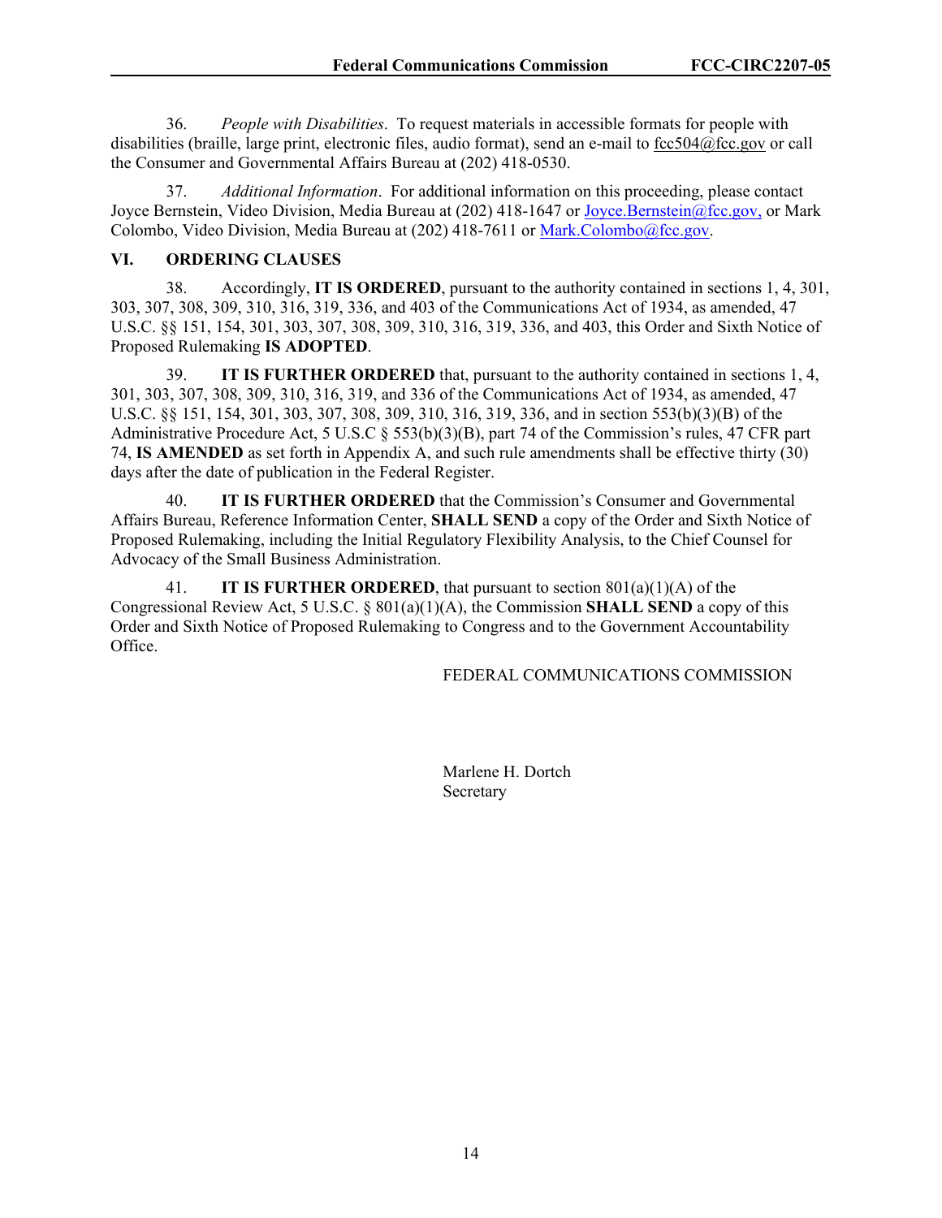36. *People with Disabilities*. To request materials in accessible formats for people with disabilities (braille, large print, electronic files, audio format), send an e-mail to fcc504@fcc.gov or call the Consumer and Governmental Affairs Bureau at (202) 418-0530.

37. *Additional Information*. For additional information on this proceeding, please contact Joyce Bernstein, Video Division, Media Bureau at (202) 418-1647 or Joyce.Bernstein@fcc.gov, or Mark Colombo, Video Division, Media Bureau at (202) 418-7611 or Mark.Colombo@fcc.gov.

## VI. ORDERING CLAUSES

38. Accordingly, **IT IS ORDERED**, pursuant to the authority contained in sections 1, 4, 301, 303, 307, 308, 309, 310, 316, 319, 336, and 403 of the Communications Act of 1934, as amended, 47 U.S.C. §§ 151, 154, 301, 303, 307, 308, 309, 310, 316, 319, 336, and 403, this Order and Sixth Notice of Proposed Rulemaking **IS ADOPTED**.

39. **IT IS FURTHER ORDERED** that, pursuant to the authority contained in sections 1, 4, 301, 303, 307, 308, 309, 310, 316, 319, and 336 of the Communications Act of 1934, as amended, 47 U.S.C. §§ 151, 154, 301, 303, 307, 308, 309, 310, 316, 319, 336, and in section 553(b)(3)(B) of the Administrative Procedure Act, 5 U.S.C § 553(b)(3)(B), part 74 of the Commission's rules, 47 CFR part 74, **IS AMENDED** as set forth in Appendix A, and such rule amendments shall be effective thirty (30) days after the date of publication in the Federal Register.

40. **IT IS FURTHER ORDERED** that the Commission's Consumer and Governmental Affairs Bureau, Reference Information Center, **SHALL SEND** a copy of the Order and Sixth Notice of Proposed Rulemaking, including the Initial Regulatory Flexibility Analysis, to the Chief Counsel for Advocacy of the Small Business Administration.

41. **IT IS FURTHER ORDERED**, that pursuant to section 801(a)(1)(A) of the Congressional Review Act, 5 U.S.C. § 801(a)(1)(A), the Commission **SHALL SEND** a copy of this Order and Sixth Notice of Proposed Rulemaking to Congress and to the Government Accountability Office.

FEDERAL COMMUNICATIONS COMMISSION

Marlene H. Dortch
Secretary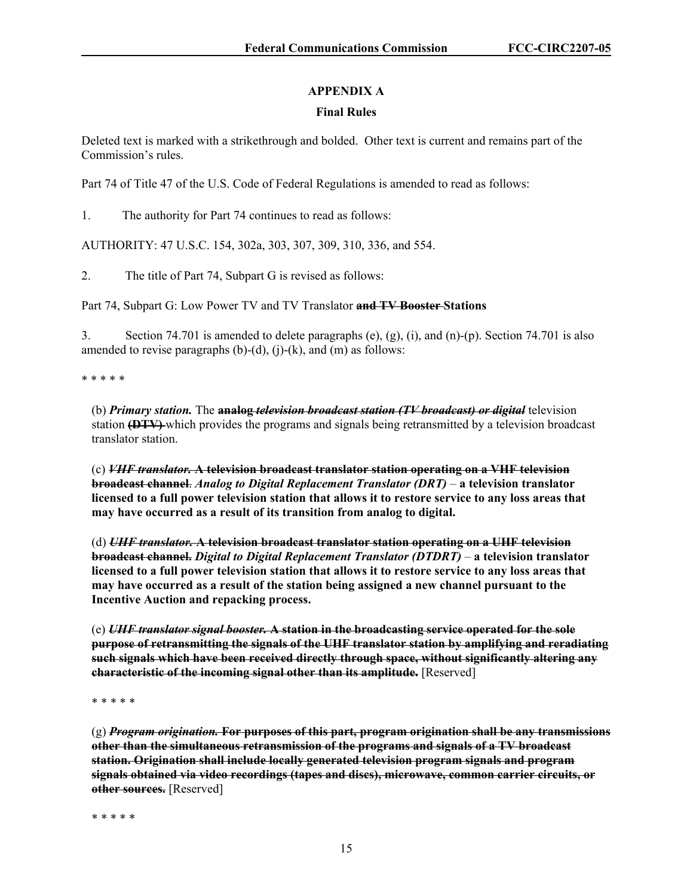## APPENDIX A

### Final Rules

Deleted text is marked with a strikethrough and bolded. Other text is current and remains part of the Commission's rules.

Part 74 of Title 47 of the U.S. Code of Federal Regulations is amended to read as follows:

1. The authority for Part 74 continues to read as follows:

AUTHORITY: 47 U.S.C. 154, 302a, 303, 307, 309, 310, 336, and 554.

2. The title of Part 74, Subpart G is revised as follows:

Part 74, Subpart G: Low Power TV and TV Translator ~~**and TV Booster**~~ **Stations**

3. Section 74.701 is amended to delete paragraphs (e), (g), (i), and (n)-(p). Section 74.701 is also amended to revise paragraphs (b)-(d), (j)-(k), and (m) as follows:

\* \* \* \* \*

(b) ***Primary station.*** The ~~**analog**~~ ~~***television broadcast station (TV broadcast) or digital***~~ television station ~~**(DTV)**~~ which provides the programs and signals being retransmitted by a television broadcast translator station.

(c) ~~***VHF translator.*** **A television broadcast translator station operating on a VHF television broadcast channel**~~. ***Analog to Digital Replacement Translator (DRT)*** – **a television translator licensed to a full power television station that allows it to restore service to any loss areas that may have occurred as a result of its transition from analog to digital.**

(d) ~~***UHF translator.*** **A television broadcast translator station operating on a UHF television broadcast channel.**~~ ***Digital to Digital Replacement Translator (DTDRT)*** – **a television translator licensed to a full power television station that allows it to restore service to any loss areas that may have occurred as a result of the station being assigned a new channel pursuant to the Incentive Auction and repacking process.**

(e) ~~***UHF translator signal booster.*** **A station in the broadcasting service operated for the sole purpose of retransmitting the signals of the UHF translator station by amplifying and reradiating such signals which have been received directly through space, without significantly altering any characteristic of the incoming signal other than its amplitude.**~~ [Reserved]

\* \* \* \* \*

(g) ~~***Program origination.*** **For purposes of this part, program origination shall be any transmissions other than the simultaneous retransmission of the programs and signals of a TV broadcast station. Origination shall include locally generated television program signals and program signals obtained via video recordings (tapes and discs), microwave, common carrier circuits, or other sources.**~~ [Reserved]

\* \* \* \* \*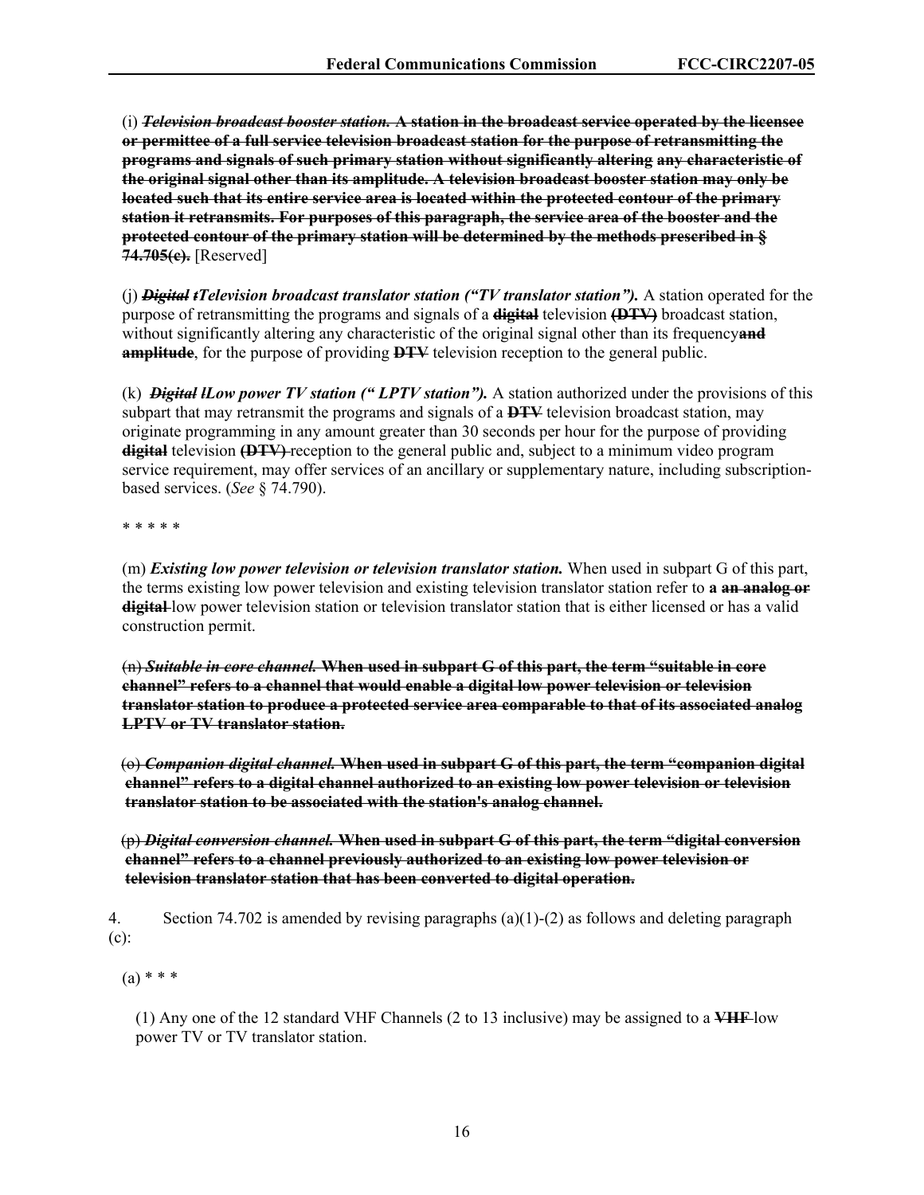(i) ~~***Television broadcast booster station.*** **A station in the broadcast service operated by the licensee or permittee of a full service television broadcast station for the purpose of retransmitting the programs and signals of such primary station without significantly altering any characteristic of the original signal other than its amplitude. A television broadcast booster station may only be located such that its entire service area is located within the protected contour of the primary station it retransmits. For purposes of this paragraph, the service area of the booster and the protected contour of the primary station will be determined by the methods prescribed in § 74.705(c).**~~ [Reserved]

(j) ~~***Digital t***~~***Television broadcast translator station ("TV translator station").*** A station operated for the purpose of retransmitting the programs and signals of a ~~**digital**~~ television ~~**(DTV)**~~ broadcast station, without significantly altering any characteristic of the original signal other than its frequency~~**and amplitude**~~, for the purpose of providing ~~**DTV**~~ television reception to the general public.

(k) ~~***Digital l***~~***Low power TV station (" LPTV station").*** A station authorized under the provisions of this subpart that may retransmit the programs and signals of a ~~**DTV**~~ television broadcast station, may originate programming in any amount greater than 30 seconds per hour for the purpose of providing ~~**digital**~~ television ~~**(DTV)**~~ reception to the general public and, subject to a minimum video program service requirement, may offer services of an ancillary or supplementary nature, including subscription-based services. (*See* § 74.790).

* * * * *

(m) ***Existing low power television or television translator station.*** When used in subpart G of this part, the terms existing low power television and existing television translator station refer to **a** ~~**an analog or digital**~~ low power television station or television translator station that is either licensed or has a valid construction permit.

~~(n) ***Suitable in core channel.*** **When used in subpart G of this part, the term "suitable in core channel" refers to a channel that would enable a digital low power television or television translator station to produce a protected service area comparable to that of its associated analog LPTV or TV translator station.**~~

~~(o) ***Companion digital channel.*** **When used in subpart G of this part, the term "companion digital channel" refers to a digital channel authorized to an existing low power television or television translator station to be associated with the station's analog channel.**~~

~~(p) ***Digital conversion channel.*** **When used in subpart G of this part, the term "digital conversion channel" refers to a channel previously authorized to an existing low power television or television translator station that has been converted to digital operation.**~~

4. Section 74.702 is amended by revising paragraphs (a)(1)-(2) as follows and deleting paragraph (c):

(a) * * *

(1) Any one of the 12 standard VHF Channels (2 to 13 inclusive) may be assigned to a ~~**VHF**~~ low power TV or TV translator station.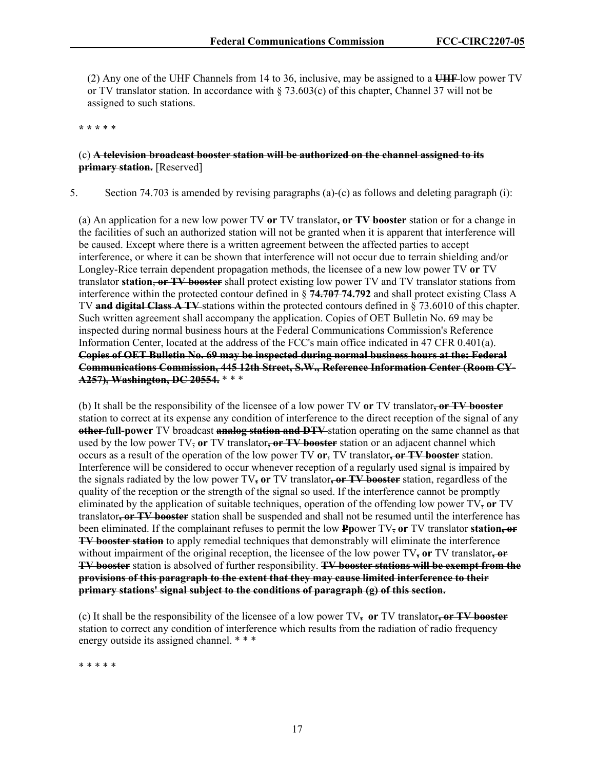(2) Any one of the UHF Channels from 14 to 36, inclusive, may be assigned to a ~~UHF~~ low power TV or TV translator station. In accordance with § 73.603(c) of this chapter, Channel 37 will not be assigned to such stations.

**\* \* \* \* \***

(c) **~~A television broadcast booster station will be authorized on the channel assigned to its primary station.~~** [Reserved]

5. Section 74.703 is amended by revising paragraphs (a)-(c) as follows and deleting paragraph (i):

(a) An application for a new low power TV **or** TV translator**~~, or TV booster~~** station or for a change in the facilities of such an authorized station will not be granted when it is apparent that interference will be caused. Except where there is a written agreement between the affected parties to accept interference, or where it can be shown that interference will not occur due to terrain shielding and/or Longley-Rice terrain dependent propagation methods, the licensee of a new low power TV **or** TV translator **station**~~,~~ **~~or TV booster~~** shall protect existing low power TV and TV translator stations from interference within the protected contour defined in § **~~74.707~~ 74.792** and shall protect existing Class A TV **~~and digital Class A TV~~** stations within the protected contours defined in § 73.6010 of this chapter. Such written agreement shall accompany the application. Copies of OET Bulletin No. 69 may be inspected during normal business hours at the Federal Communications Commission's Reference Information Center, located at the address of the FCC's main office indicated in 47 CFR 0.401(a). **~~Copies of OET Bulletin No. 69 may be inspected during normal business hours at the: Federal Communications Commission, 445 12th Street, S.W., Reference Information Center (Room CY-A257), Washington, DC 20554.~~** \* \* \*

(b) It shall be the responsibility of the licensee of a low power TV **or** TV translator**~~, or TV booster~~** station to correct at its expense any condition of interference to the direct reception of the signal of any **~~other~~ full-power** TV broadcast **~~analog station and DTV~~** station operating on the same channel as that used by the low power TV~~,~~ **or** TV translator**~~, or TV booster~~** station or an adjacent channel which occurs as a result of the operation of the low power TV **or**~~,~~ TV translator**~~, or TV booster~~** station. Interference will be considered to occur whenever reception of a regularly used signal is impaired by the signals radiated by the low power TV**~~,~~ or** TV translator**~~, or TV booster~~** station, regardless of the quality of the reception or the strength of the signal so used. If the interference cannot be promptly eliminated by the application of suitable techniques, operation of the offending low power TV~~,~~ **or** TV translator**~~, or TV booster~~** station shall be suspended and shall not be resumed until the interference has been eliminated. If the complainant refuses to permit the low **~~P~~p**ower TV**~~,~~ or** TV translator **station~~, or TV booster station~~** to apply remedial techniques that demonstrably will eliminate the interference without impairment of the original reception, the licensee of the low power TV**~~,~~ or** TV translator**~~, or TV booster~~** station is absolved of further responsibility. **~~TV booster stations will be exempt from the provisions of this paragraph to the extent that they may cause limited interference to their primary stations' signal subject to the conditions of paragraph (g) of this section.~~**

(c) It shall be the responsibility of the licensee of a low power TV**~~,~~ or** TV translator**~~, or TV booster~~** station to correct any condition of interference which results from the radiation of radio frequency energy outside its assigned channel. \* \* \*

\* \* \* \* \*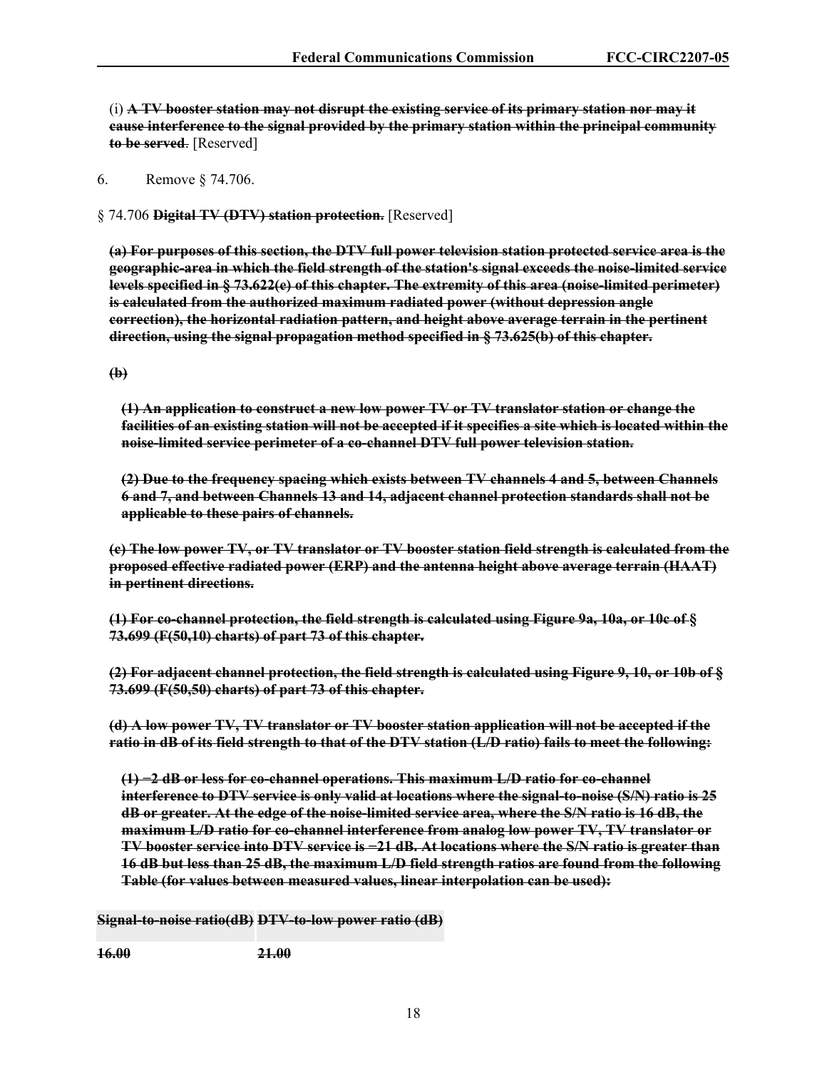(i) ~~**A TV booster station may not disrupt the existing service of its primary station nor may it cause interference to the signal provided by the primary station within the principal community to be served**~~. [Reserved]

6. Remove § 74.706.

§ 74.706 ~~**Digital TV (DTV) station protection.**~~ [Reserved]

~~**(a) For purposes of this section, the DTV full power television station protected service area is the geographic-area in which the field strength of the station's signal exceeds the noise-limited service levels specified in § 73.622(e) of this chapter. The extremity of this area (noise-limited perimeter) is calculated from the authorized maximum radiated power (without depression angle correction), the horizontal radiation pattern, and height above average terrain in the pertinent direction, using the signal propagation method specified in § 73.625(b) of this chapter.**~~

~~**(b)**~~

~~**(1) An application to construct a new low power TV or TV translator station or change the facilities of an existing station will not be accepted if it specifies a site which is located within the noise-limited service perimeter of a co-channel DTV full power television station.**~~

~~**(2) Due to the frequency spacing which exists between TV channels 4 and 5, between Channels 6 and 7, and between Channels 13 and 14, adjacent channel protection standards shall not be applicable to these pairs of channels.**~~

~~**(c) The low power TV, or TV translator or TV booster station field strength is calculated from the proposed effective radiated power (ERP) and the antenna height above average terrain (HAAT) in pertinent directions.**~~

~~**(1) For co-channel protection, the field strength is calculated using Figure 9a, 10a, or 10c of § 73.699 (F(50,10) charts) of part 73 of this chapter.**~~

~~**(2) For adjacent channel protection, the field strength is calculated using Figure 9, 10, or 10b of § 73.699 (F(50,50) charts) of part 73 of this chapter.**~~

~~**(d) A low power TV, TV translator or TV booster station application will not be accepted if the ratio in dB of its field strength to that of the DTV station (L/D ratio) fails to meet the following:**~~

~~**(1) −2 dB or less for co-channel operations. This maximum L/D ratio for co-channel interference to DTV service is only valid at locations where the signal-to-noise (S/N) ratio is 25 dB or greater. At the edge of the noise-limited service area, where the S/N ratio is 16 dB, the maximum L/D ratio for co-channel interference from analog low power TV, TV translator or TV booster service into DTV service is −21 dB. At locations where the S/N ratio is greater than 16 dB but less than 25 dB, the maximum L/D field strength ratios are found from the following Table (for values between measured values, linear interpolation can be used):**~~

| ~~**Signal-to-noise ratio(dB)**~~ | ~~**DTV-to-low power ratio (dB)**~~ |
|---|---|
| ~~**16.00**~~ | ~~**21.00**~~ |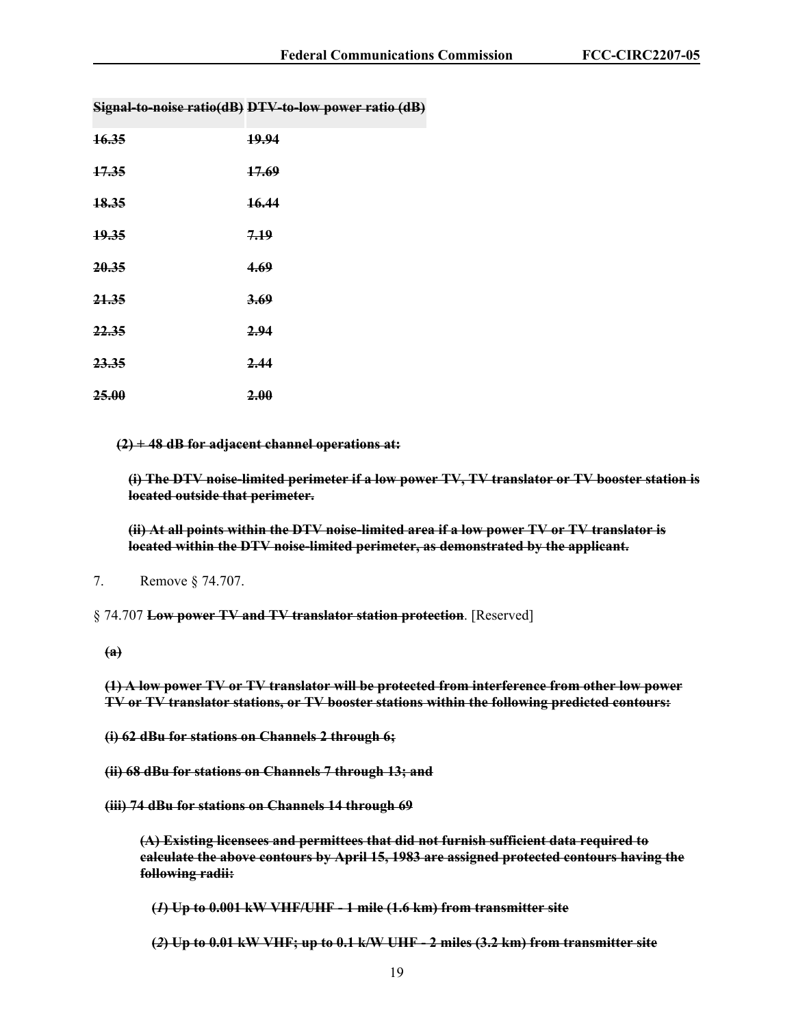| ~~Signal-to-noise ratio(dB)~~ | ~~DTV-to-low power ratio (dB)~~ |
|---|---|
| ~~16.35~~ | ~~19.94~~ |
| ~~17.35~~ | ~~17.69~~ |
| ~~18.35~~ | ~~16.44~~ |
| ~~19.35~~ | ~~7.19~~ |
| ~~20.35~~ | ~~4.69~~ |
| ~~21.35~~ | ~~3.69~~ |
| ~~22.35~~ | ~~2.94~~ |
| ~~23.35~~ | ~~2.44~~ |
| ~~25.00~~ | ~~2.00~~ |

**~~(2) + 48 dB for adjacent channel operations at:~~**

**~~(i) The DTV noise-limited perimeter if a low power TV, TV translator or TV booster station is located outside that perimeter.~~**

**~~(ii) At all points within the DTV noise-limited area if a low power TV or TV translator is located within the DTV noise-limited perimeter, as demonstrated by the applicant.~~**

7. Remove § 74.707.

§ 74.707 **~~Low power TV and TV translator station protection~~**. [Reserved]

**~~(a)~~**

**~~(1) A low power TV or TV translator will be protected from interference from other low power TV or TV translator stations, or TV booster stations within the following predicted contours:~~**

**~~(i) 62 dBu for stations on Channels 2 through 6;~~**

**~~(ii) 68 dBu for stations on Channels 7 through 13; and~~**

**~~(iii) 74 dBu for stations on Channels 14 through 69~~**

**~~(A) Existing licensees and permittees that did not furnish sufficient data required to calculate the above contours by April 15, 1983 are assigned protected contours having the following radii:~~**

**~~(*1*) Up to 0.001 kW VHF/UHF - 1 mile (1.6 km) from transmitter site~~**

**~~(*2*) Up to 0.01 kW VHF; up to 0.1 k/W UHF - 2 miles (3.2 km) from transmitter site~~**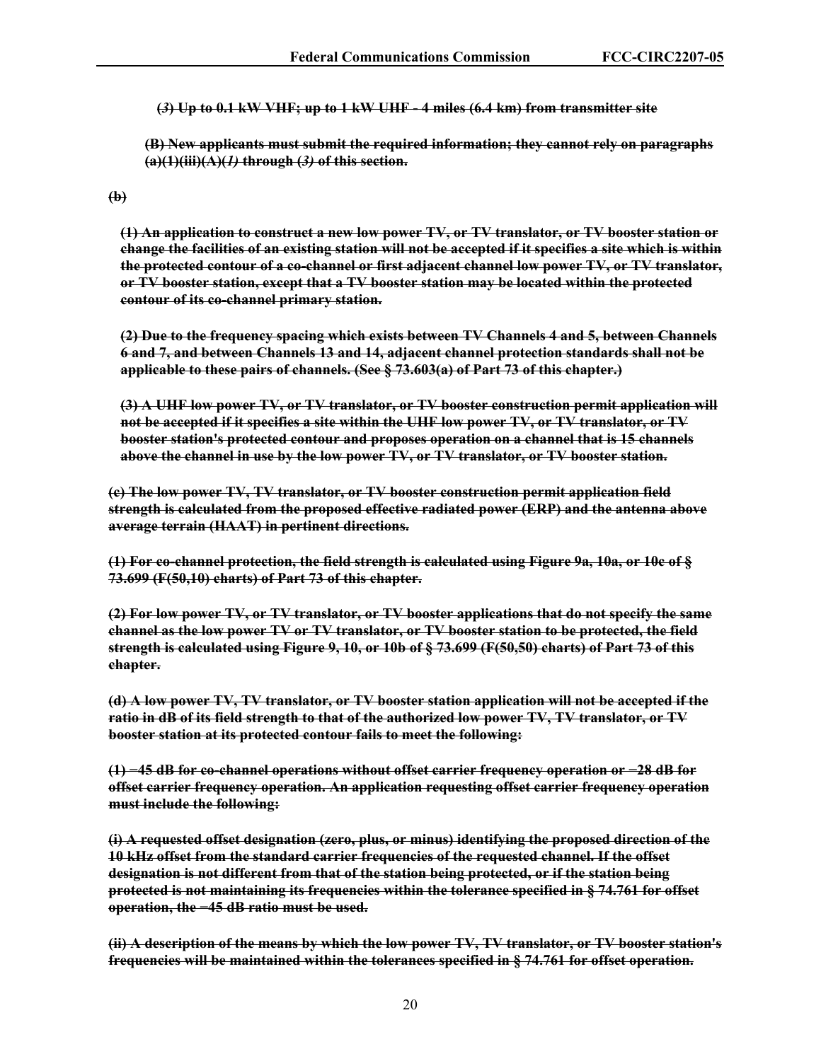~~**(*3*) Up to 0.1 kW VHF; up to 1 kW UHF - 4 miles (6.4 km) from transmitter site**~~

~~**(B) New applicants must submit the required information; they cannot rely on paragraphs (a)(1)(iii)(A)(*1*) through (*3*) of this section.**~~

~~**(b)**~~

~~**(1) An application to construct a new low power TV, or TV translator, or TV booster station or change the facilities of an existing station will not be accepted if it specifies a site which is within the protected contour of a co-channel or first adjacent channel low power TV, or TV translator, or TV booster station, except that a TV booster station may be located within the protected contour of its co-channel primary station.**~~

~~**(2) Due to the frequency spacing which exists between TV Channels 4 and 5, between Channels 6 and 7, and between Channels 13 and 14, adjacent channel protection standards shall not be applicable to these pairs of channels. (See § 73.603(a) of Part 73 of this chapter.)**~~

~~**(3) A UHF low power TV, or TV translator, or TV booster construction permit application will not be accepted if it specifies a site within the UHF low power TV, or TV translator, or TV booster station's protected contour and proposes operation on a channel that is 15 channels above the channel in use by the low power TV, or TV translator, or TV booster station.**~~

~~**(c) The low power TV, TV translator, or TV booster construction permit application field strength is calculated from the proposed effective radiated power (ERP) and the antenna above average terrain (HAAT) in pertinent directions.**~~

~~**(1) For co-channel protection, the field strength is calculated using Figure 9a, 10a, or 10c of § 73.699 (F(50,10) charts) of Part 73 of this chapter.**~~

~~**(2) For low power TV, or TV translator, or TV booster applications that do not specify the same channel as the low power TV or TV translator, or TV booster station to be protected, the field strength is calculated using Figure 9, 10, or 10b of § 73.699 (F(50,50) charts) of Part 73 of this chapter.**~~

~~**(d) A low power TV, TV translator, or TV booster station application will not be accepted if the ratio in dB of its field strength to that of the authorized low power TV, TV translator, or TV booster station at its protected contour fails to meet the following:**~~

~~**(1) −45 dB for co-channel operations without offset carrier frequency operation or −28 dB for offset carrier frequency operation. An application requesting offset carrier frequency operation must include the following:**~~

~~**(i) A requested offset designation (zero, plus, or minus) identifying the proposed direction of the 10 kHz offset from the standard carrier frequencies of the requested channel. If the offset designation is not different from that of the station being protected, or if the station being protected is not maintaining its frequencies within the tolerance specified in § 74.761 for offset operation, the −45 dB ratio must be used.**~~

~~**(ii) A description of the means by which the low power TV, TV translator, or TV booster station's frequencies will be maintained within the tolerances specified in § 74.761 for offset operation.**~~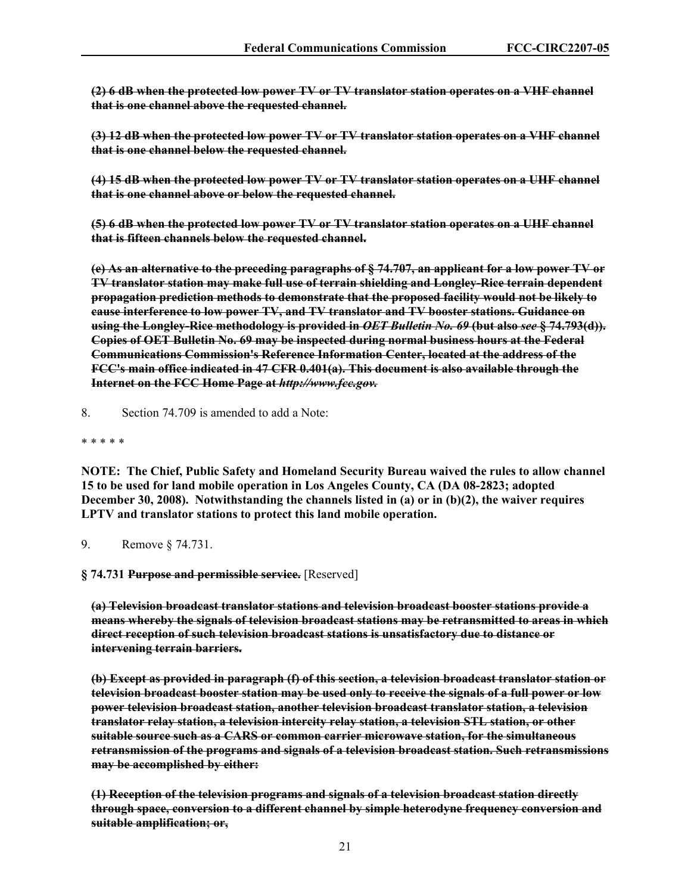~~**(2) 6 dB when the protected low power TV or TV translator station operates on a VHF channel that is one channel above the requested channel.**~~

~~**(3) 12 dB when the protected low power TV or TV translator station operates on a VHF channel that is one channel below the requested channel.**~~

~~**(4) 15 dB when the protected low power TV or TV translator station operates on a UHF channel that is one channel above or below the requested channel.**~~

~~**(5) 6 dB when the protected low power TV or TV translator station operates on a UHF channel that is fifteen channels below the requested channel.**~~

~~**(e) As an alternative to the preceding paragraphs of § 74.707, an applicant for a low power TV or TV translator station may make full use of terrain shielding and Longley-Rice terrain dependent propagation prediction methods to demonstrate that the proposed facility would not be likely to cause interference to low power TV, and TV translator and TV booster stations. Guidance on using the Longley-Rice methodology is provided in *OET Bulletin No. 69* (but also *see* § 74.793(d)). Copies of OET Bulletin No. 69 may be inspected during normal business hours at the Federal Communications Commission's Reference Information Center, located at the address of the FCC's main office indicated in 47 CFR 0.401(a). This document is also available through the Internet on the FCC Home Page at *http://www.fcc.gov.***~~

8. Section 74.709 is amended to add a Note:

\* \* \* \* \*

**NOTE: The Chief, Public Safety and Homeland Security Bureau waived the rules to allow channel 15 to be used for land mobile operation in Los Angeles County, CA (DA 08-2823; adopted December 30, 2008). Notwithstanding the channels listed in (a) or in (b)(2), the waiver requires LPTV and translator stations to protect this land mobile operation.**

9. Remove § 74.731.

**§ 74.731 ~~Purpose and permissible service.~~** [Reserved]

~~**(a) Television broadcast translator stations and television broadcast booster stations provide a means whereby the signals of television broadcast stations may be retransmitted to areas in which direct reception of such television broadcast stations is unsatisfactory due to distance or intervening terrain barriers.**~~

~~**(b) Except as provided in paragraph (f) of this section, a television broadcast translator station or television broadcast booster station may be used only to receive the signals of a full power or low power television broadcast station, another television broadcast translator station, a television translator relay station, a television intercity relay station, a television STL station, or other suitable source such as a CARS or common carrier microwave station, for the simultaneous retransmission of the programs and signals of a television broadcast station. Such retransmissions may be accomplished by either:**~~

~~**(1) Reception of the television programs and signals of a television broadcast station directly through space, conversion to a different channel by simple heterodyne frequency conversion and suitable amplification; or,**~~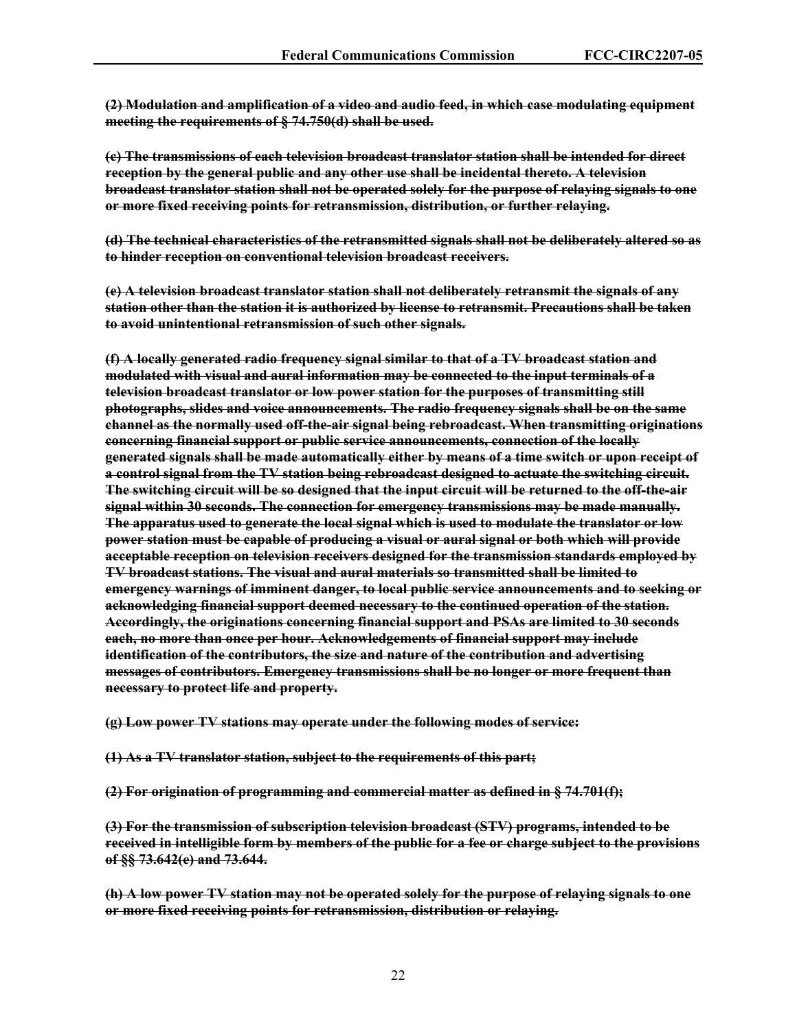~~**(2) Modulation and amplification of a video and audio feed, in which case modulating equipment meeting the requirements of § 74.750(d) shall be used.**~~

~~**(c) The transmissions of each television broadcast translator station shall be intended for direct reception by the general public and any other use shall be incidental thereto. A television broadcast translator station shall not be operated solely for the purpose of relaying signals to one or more fixed receiving points for retransmission, distribution, or further relaying.**~~

~~**(d) The technical characteristics of the retransmitted signals shall not be deliberately altered so as to hinder reception on conventional television broadcast receivers.**~~

~~**(e) A television broadcast translator station shall not deliberately retransmit the signals of any station other than the station it is authorized by license to retransmit. Precautions shall be taken to avoid unintentional retransmission of such other signals.**~~

~~**(f) A locally generated radio frequency signal similar to that of a TV broadcast station and modulated with visual and aural information may be connected to the input terminals of a television broadcast translator or low power station for the purposes of transmitting still photographs, slides and voice announcements. The radio frequency signals shall be on the same channel as the normally used off-the-air signal being rebroadcast. When transmitting originations concerning financial support or public service announcements, connection of the locally generated signals shall be made automatically either by means of a time switch or upon receipt of a control signal from the TV station being rebroadcast designed to actuate the switching circuit. The switching circuit will be so designed that the input circuit will be returned to the off-the-air signal within 30 seconds. The connection for emergency transmissions may be made manually. The apparatus used to generate the local signal which is used to modulate the translator or low power station must be capable of producing a visual or aural signal or both which will provide acceptable reception on television receivers designed for the transmission standards employed by TV broadcast stations. The visual and aural materials so transmitted shall be limited to emergency warnings of imminent danger, to local public service announcements and to seeking or acknowledging financial support deemed necessary to the continued operation of the station. Accordingly, the originations concerning financial support and PSAs are limited to 30 seconds each, no more than once per hour. Acknowledgements of financial support may include identification of the contributors, the size and nature of the contribution and advertising messages of contributors. Emergency transmissions shall be no longer or more frequent than necessary to protect life and property.**~~

~~**(g) Low power TV stations may operate under the following modes of service:**~~

~~**(1) As a TV translator station, subject to the requirements of this part;**~~

~~**(2) For origination of programming and commercial matter as defined in § 74.701(f);**~~

~~**(3) For the transmission of subscription television broadcast (STV) programs, intended to be received in intelligible form by members of the public for a fee or charge subject to the provisions of §§ 73.642(e) and 73.644.**~~

~~**(h) A low power TV station may not be operated solely for the purpose of relaying signals to one or more fixed receiving points for retransmission, distribution or relaying.**~~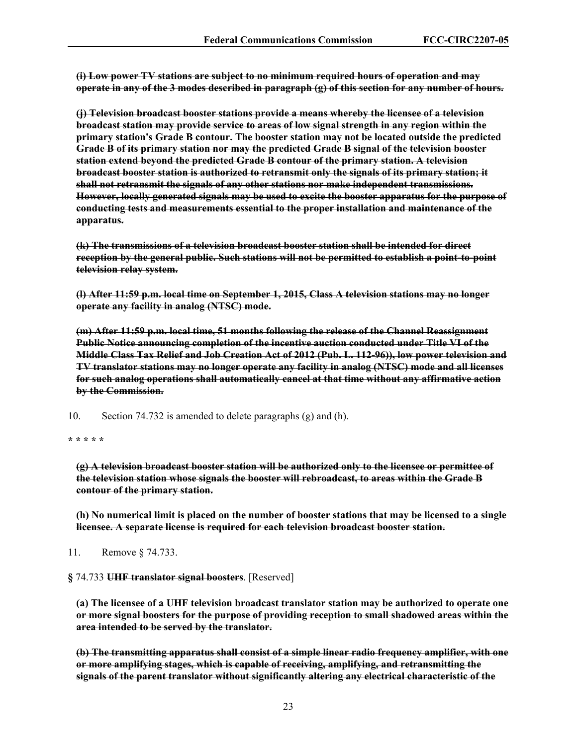~~**(i) Low power TV stations are subject to no minimum required hours of operation and may operate in any of the 3 modes described in paragraph (g) of this section for any number of hours.**~~

~~**(j) Television broadcast booster stations provide a means whereby the licensee of a television broadcast station may provide service to areas of low signal strength in any region within the primary station's Grade B contour. The booster station may not be located outside the predicted Grade B of its primary station nor may the predicted Grade B signal of the television booster station extend beyond the predicted Grade B contour of the primary station. A television broadcast booster station is authorized to retransmit only the signals of its primary station; it shall not retransmit the signals of any other stations nor make independent transmissions. However, locally generated signals may be used to excite the booster apparatus for the purpose of conducting tests and measurements essential to the proper installation and maintenance of the apparatus.**~~

~~**(k) The transmissions of a television broadcast booster station shall be intended for direct reception by the general public. Such stations will not be permitted to establish a point-to-point television relay system.**~~

~~**(l) After 11:59 p.m. local time on September 1, 2015, Class A television stations may no longer operate any facility in analog (NTSC) mode.**~~

~~**(m) After 11:59 p.m. local time, 51 months following the release of the Channel Reassignment Public Notice announcing completion of the incentive auction conducted under Title VI of the Middle Class Tax Relief and Job Creation Act of 2012 (Pub. L. 112-96)), low power television and TV translator stations may no longer operate any facility in analog (NTSC) mode and all licenses for such analog operations shall automatically cancel at that time without any affirmative action by the Commission.**~~

10. Section 74.732 is amended to delete paragraphs (g) and (h).

**\* \* \* \* \***

~~**(g) A television broadcast booster station will be authorized only to the licensee or permittee of the television station whose signals the booster will rebroadcast, to areas within the Grade B contour of the primary station.**~~

~~**(h) No numerical limit is placed on the number of booster stations that may be licensed to a single licensee. A separate license is required for each television broadcast booster station.**~~

11. Remove § 74.733.

**§** 74.733 ~~**UHF translator signal boosters**~~. [Reserved]

~~**(a) The licensee of a UHF television broadcast translator station may be authorized to operate one or more signal boosters for the purpose of providing reception to small shadowed areas within the area intended to be served by the translator.**~~

~~**(b) The transmitting apparatus shall consist of a simple linear radio frequency amplifier, with one or more amplifying stages, which is capable of receiving, amplifying, and retransmitting the signals of the parent translator without significantly altering any electrical characteristic of the**~~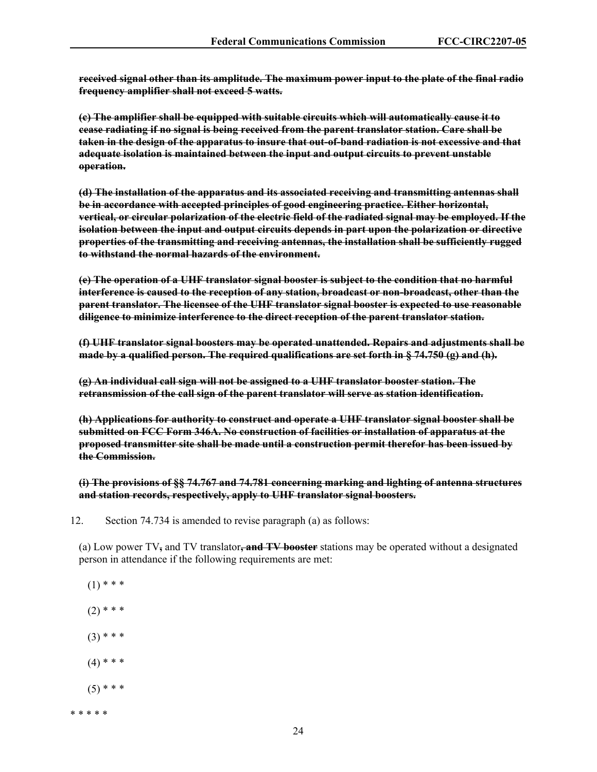~~**received signal other than its amplitude. The maximum power input to the plate of the final radio frequency amplifier shall not exceed 5 watts.**~~

~~**(c) The amplifier shall be equipped with suitable circuits which will automatically cause it to cease radiating if no signal is being received from the parent translator station. Care shall be taken in the design of the apparatus to insure that out-of-band radiation is not excessive and that adequate isolation is maintained between the input and output circuits to prevent unstable operation.**~~

~~**(d) The installation of the apparatus and its associated receiving and transmitting antennas shall be in accordance with accepted principles of good engineering practice. Either horizontal, vertical, or circular polarization of the electric field of the radiated signal may be employed. If the isolation between the input and output circuits depends in part upon the polarization or directive properties of the transmitting and receiving antennas, the installation shall be sufficiently rugged to withstand the normal hazards of the environment.**~~

~~**(e) The operation of a UHF translator signal booster is subject to the condition that no harmful interference is caused to the reception of any station, broadcast or non-broadcast, other than the parent translator. The licensee of the UHF translator signal booster is expected to use reasonable diligence to minimize interference to the direct reception of the parent translator station.**~~

~~**(f) UHF translator signal boosters may be operated unattended. Repairs and adjustments shall be made by a qualified person. The required qualifications are set forth in § 74.750 (g) and (h).**~~

~~**(g) An individual call sign will not be assigned to a UHF translator booster station. The retransmission of the call sign of the parent translator will serve as station identification.**~~

~~**(h) Applications for authority to construct and operate a UHF translator signal booster shall be submitted on FCC Form 346A. No construction of facilities or installation of apparatus at the proposed transmitter site shall be made until a construction permit therefor has been issued by the Commission.**~~

~~**(i) The provisions of §§ 74.767 and 74.781 concerning marking and lighting of antenna structures and station records, respectively, apply to UHF translator signal boosters.**~~

12. Section 74.734 is amended to revise paragraph (a) as follows:

(a) Low power TV**,** and TV translator~~**, and TV booster**~~ stations may be operated without a designated person in attendance if the following requirements are met:

(1) * * *

(2) * * *

(3) * * *

(4) * * *

(5) * * *

* * * * *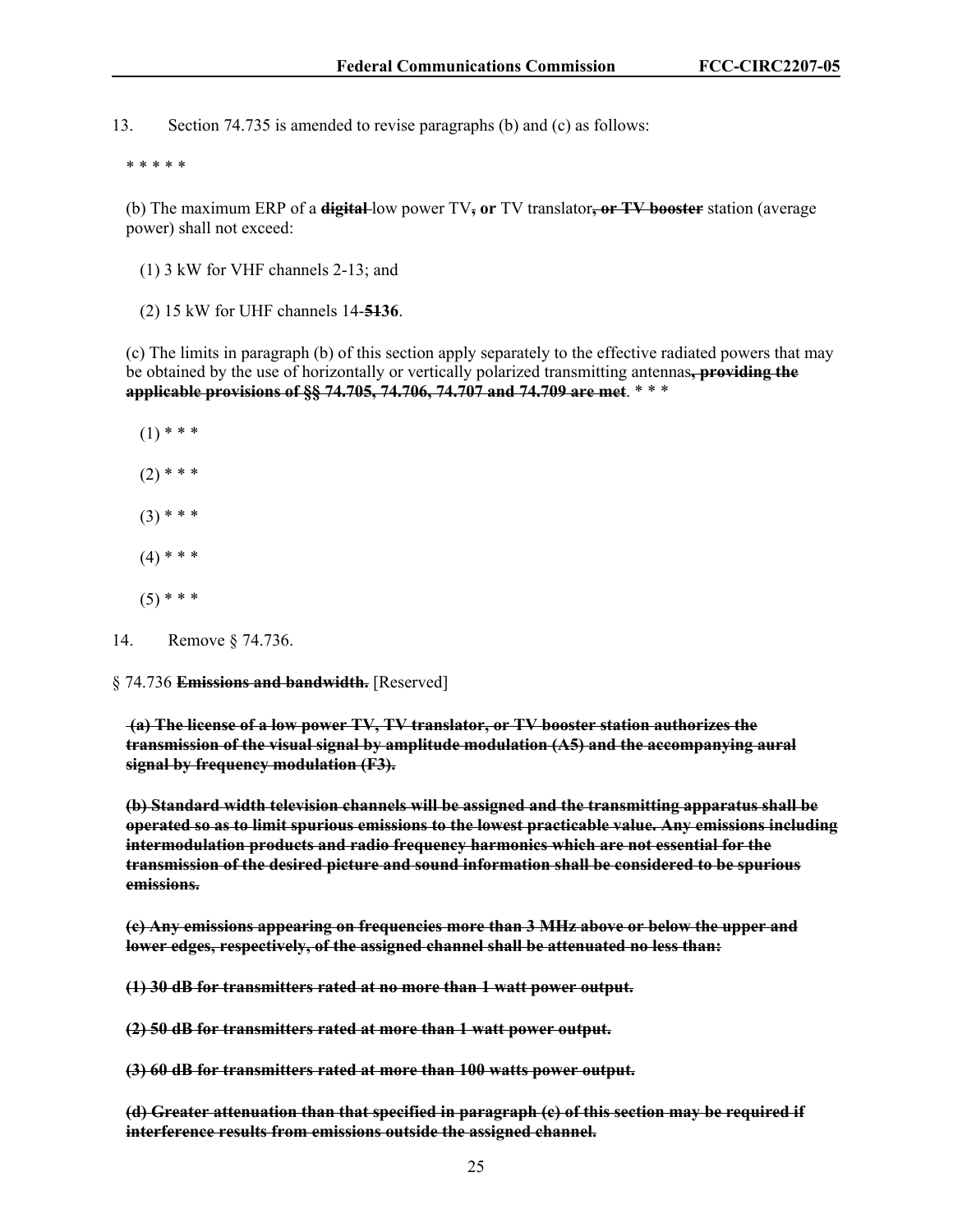13. Section 74.735 is amended to revise paragraphs (b) and (c) as follows:

\* \* \* \* \*

(b) The maximum ERP of a ~~**digital**~~ low power TV**, or** TV translator~~**, or TV booster**~~ station (average power) shall not exceed:

(1) 3 kW for VHF channels 2-13; and

(2) 15 kW for UHF channels 14-~~**51**~~**36**.

(c) The limits in paragraph (b) of this section apply separately to the effective radiated powers that may be obtained by the use of horizontally or vertically polarized transmitting antennas~~**, providing the applicable provisions of §§ 74.705, 74.706, 74.707 and 74.709 are met**~~. \* \* \*

(1) \* \* \*

(2) \* \* \*

(3) \* \* \*

(4) \* \* \*

(5) \* \* \*

14. Remove § 74.736.

§ 74.736 ~~**Emissions and bandwidth.**~~ [Reserved]

~~**(a) The license of a low power TV, TV translator, or TV booster station authorizes the transmission of the visual signal by amplitude modulation (A5) and the accompanying aural signal by frequency modulation (F3).**~~

~~**(b) Standard width television channels will be assigned and the transmitting apparatus shall be operated so as to limit spurious emissions to the lowest practicable value. Any emissions including intermodulation products and radio frequency harmonics which are not essential for the transmission of the desired picture and sound information shall be considered to be spurious emissions.**~~

~~**(c) Any emissions appearing on frequencies more than 3 MHz above or below the upper and lower edges, respectively, of the assigned channel shall be attenuated no less than:**~~

~~**(1) 30 dB for transmitters rated at no more than 1 watt power output.**~~

~~**(2) 50 dB for transmitters rated at more than 1 watt power output.**~~

~~**(3) 60 dB for transmitters rated at more than 100 watts power output.**~~

~~**(d) Greater attenuation than that specified in paragraph (c) of this section may be required if interference results from emissions outside the assigned channel.**~~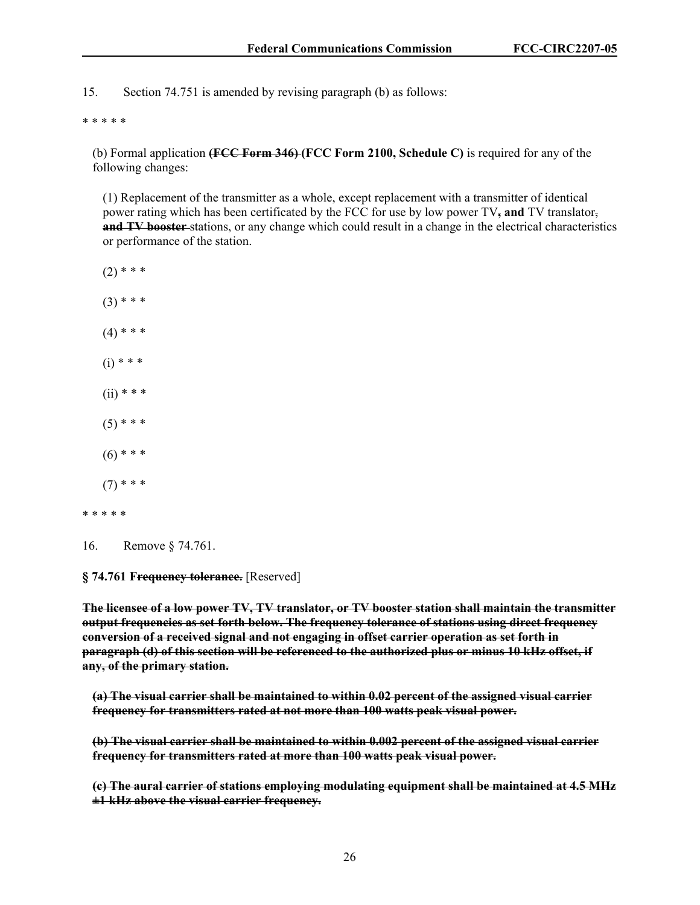15. Section 74.751 is amended by revising paragraph (b) as follows:

* * * * *

(b) Formal application ~~**(FCC Form 346)**~~ **(FCC Form 2100, Schedule C)** is required for any of the following changes:

(1) Replacement of the transmitter as a whole, except replacement with a transmitter of identical power rating which has been certificated by the FCC for use by low power TV**, and** TV translator~~,~~ ~~**and TV booster**~~ stations, or any change which could result in a change in the electrical characteristics or performance of the station.

(2) * * *

(3) * * *

(4) * * *

(i) * * *

(ii) * * *

(5) * * *

(6) * * *

(7) * * *

* * * * *

16. Remove § 74.761.

**§ 74.761** ~~**Frequency tolerance.**~~ [Reserved]

~~**The licensee of a low power TV, TV translator, or TV booster station shall maintain the transmitter output frequencies as set forth below. The frequency tolerance of stations using direct frequency conversion of a received signal and not engaging in offset carrier operation as set forth in paragraph (d) of this section will be referenced to the authorized plus or minus 10 kHz offset, if any, of the primary station.**~~

~~**(a) The visual carrier shall be maintained to within 0.02 percent of the assigned visual carrier frequency for transmitters rated at not more than 100 watts peak visual power.**~~

~~**(b) The visual carrier shall be maintained to within 0.002 percent of the assigned visual carrier frequency for transmitters rated at more than 100 watts peak visual power.**~~

~~**(c) The aural carrier of stations employing modulating equipment shall be maintained at 4.5 MHz ±1 kHz above the visual carrier frequency.**~~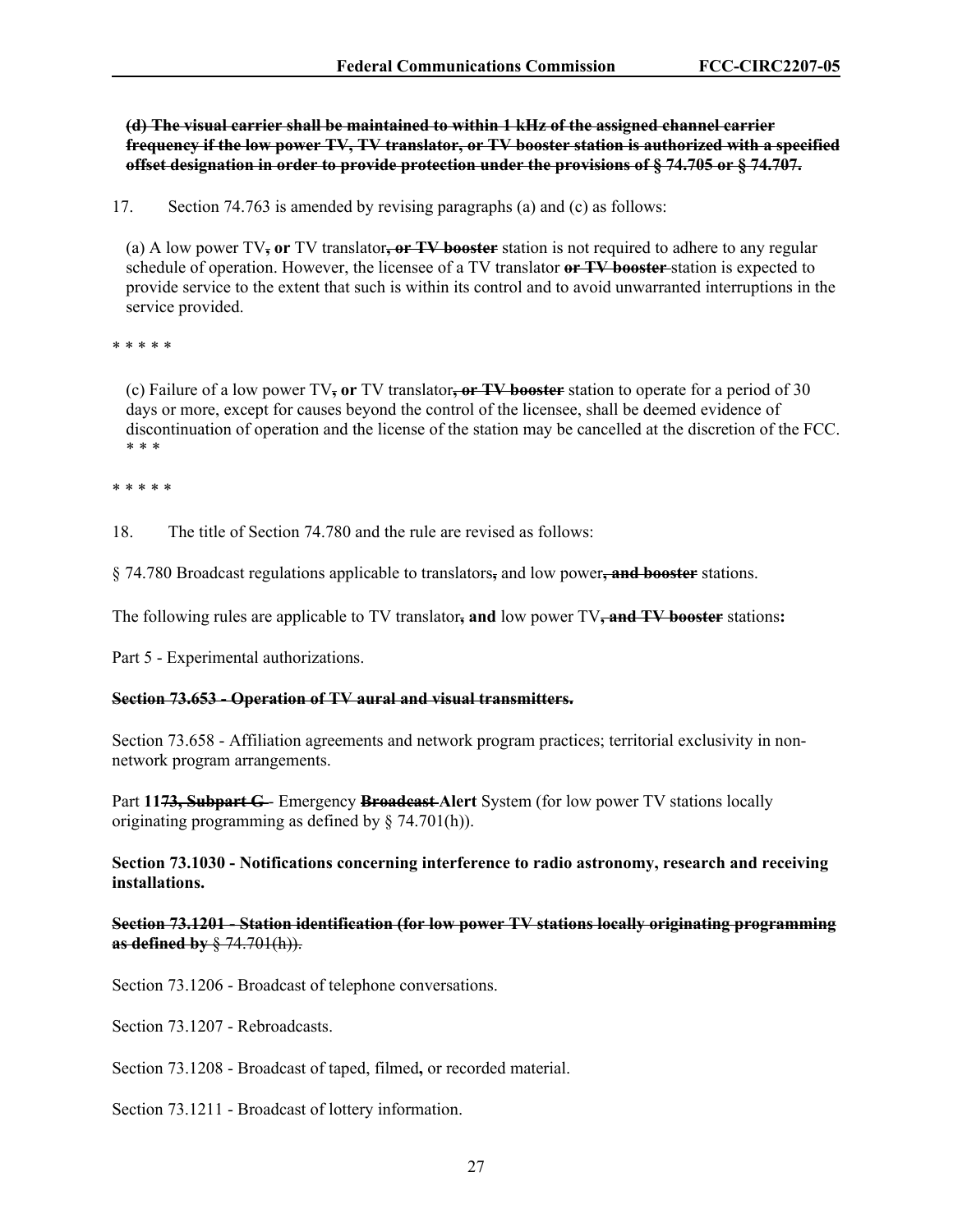**~~(d) The visual carrier shall be maintained to within 1 kHz of the assigned channel carrier frequency if the low power TV, TV translator, or TV booster station is authorized with a specified offset designation in order to provide protection under the provisions of § 74.705 or § 74.707.~~**

17. Section 74.763 is amended by revising paragraphs (a) and (c) as follows:

(a) A low power TV**~~,~~ or** TV translator**~~, or TV booster~~** station is not required to adhere to any regular schedule of operation. However, the licensee of a TV translator **~~or TV booster~~** station is expected to provide service to the extent that such is within its control and to avoid unwarranted interruptions in the service provided.

* * * * *

(c) Failure of a low power TV**~~,~~ or** TV translator**~~, or TV booster~~** station to operate for a period of 30 days or more, except for causes beyond the control of the licensee, shall be deemed evidence of discontinuation of operation and the license of the station may be cancelled at the discretion of the FCC. * * *

* * * * *

18. The title of Section 74.780 and the rule are revised as follows:

§ 74.780 Broadcast regulations applicable to translators**~~,~~** and low power**~~, and booster~~** stations.

The following rules are applicable to TV translator**~~,~~ and** low power TV**~~, and TV booster~~** stations**:**

Part 5 - Experimental authorizations.

**~~Section 73.653 - Operation of TV aural and visual transmitters.~~**

Section 73.658 - Affiliation agreements and network program practices; territorial exclusivity in non-network program arrangements.

Part **11~~73, Subpart G~~** - Emergency **~~Broadcast~~ Alert** System (for low power TV stations locally originating programming as defined by § 74.701(h)).

**Section 73.1030 - Notifications concerning interference to radio astronomy, research and receiving installations.**

**~~Section 73.1201 - Station identification (for low power TV stations locally originating programming as defined by § 74.701(h)).~~**

Section 73.1206 - Broadcast of telephone conversations.

Section 73.1207 - Rebroadcasts.

Section 73.1208 - Broadcast of taped, filmed**,** or recorded material.

Section 73.1211 - Broadcast of lottery information.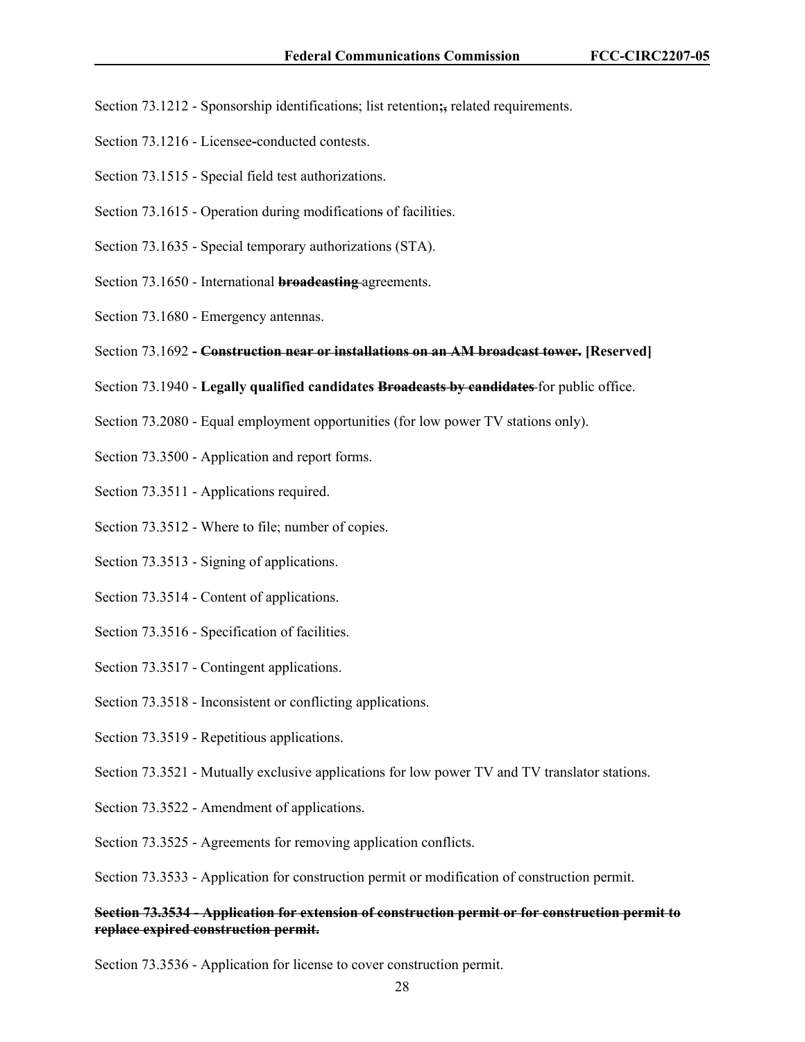Section 73.1212 - Sponsorship identification~~s~~; list retention**;**~~,~~ related requirements.

Section 73.1216 - Licensee-conducted contests.

Section 73.1515 - Special field test authorizations.

Section 73.1615 - Operation during modification~~s~~ of facilities.

Section 73.1635 - Special temporary authorizations (STA).

Section 73.1650 - International ~~**broadcasting**~~ agreements.

Section 73.1680 - Emergency antennas.

Section 73.1692 **- ~~Construction near or installations on an AM broadcast tower.~~ [Reserved]**

Section 73.1940 - **Legally qualified candidates ~~Broadcasts by candidates~~** for public office.

Section 73.2080 - Equal employment opportunities (for low power TV stations only).

Section 73.3500 - Application and report forms.

Section 73.3511 - Applications required.

Section 73.3512 - Where to file; number of copies.

Section 73.3513 - Signing of applications.

Section 73.3514 - Content of applications.

Section 73.3516 - Specification of facilities.

Section 73.3517 - Contingent applications.

Section 73.3518 - Inconsistent or conflicting applications.

Section 73.3519 - Repetitious applications.

Section 73.3521 - Mutually exclusive applications for low power TV and TV translator stations.

Section 73.3522 - Amendment of applications.

Section 73.3525 - Agreements for removing application conflicts.

Section 73.3533 - Application for construction permit or modification of construction permit.

~~**Section 73.3534 - Application for extension of construction permit or for construction permit to replace expired construction permit.**~~

Section 73.3536 - Application for license to cover construction permit.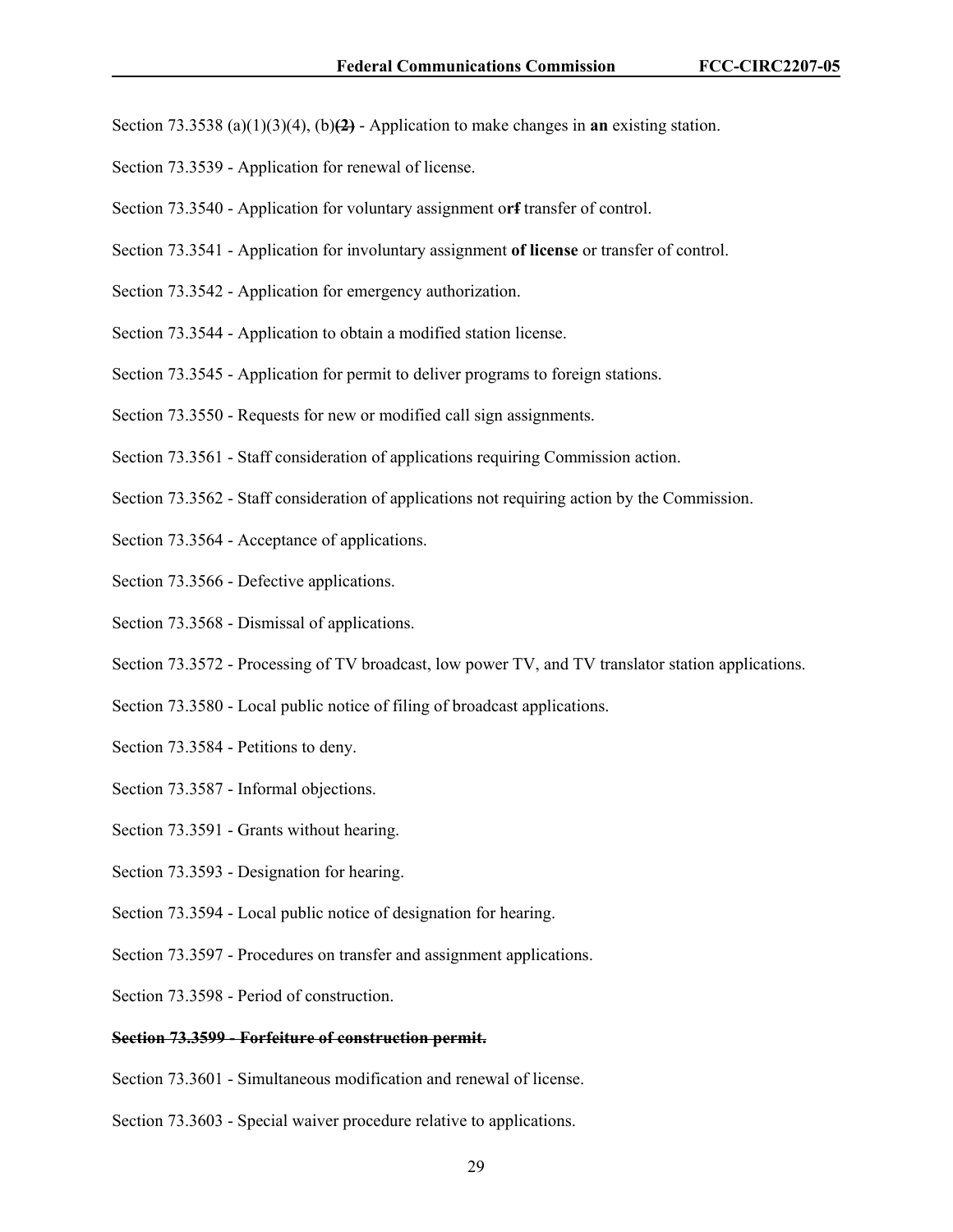Section 73.3538 (a)(1)(3)(4), (b)~~**(2)**~~ - Application to make changes in **an** existing station.

Section 73.3539 - Application for renewal of license.

Section 73.3540 - Application for voluntary assignment o**r**~~**f**~~ transfer of control.

Section 73.3541 - Application for involuntary assignment **of license** or transfer of control.

Section 73.3542 - Application for emergency authorization.

Section 73.3544 - Application to obtain a modified station license.

Section 73.3545 - Application for permit to deliver programs to foreign stations.

Section 73.3550 - Requests for new or modified call sign assignments.

Section 73.3561 - Staff consideration of applications requiring Commission action.

Section 73.3562 - Staff consideration of applications not requiring action by the Commission.

Section 73.3564 - Acceptance of applications.

Section 73.3566 - Defective applications.

Section 73.3568 - Dismissal of applications.

Section 73.3572 - Processing of TV broadcast, low power TV, and TV translator station applications.

Section 73.3580 - Local public notice of filing of broadcast applications.

Section 73.3584 - Petitions to deny.

Section 73.3587 - Informal objections.

Section 73.3591 - Grants without hearing.

Section 73.3593 - Designation for hearing.

Section 73.3594 - Local public notice of designation for hearing.

Section 73.3597 - Procedures on transfer and assignment applications.

Section 73.3598 - Period of construction.

~~**Section 73.3599 - Forfeiture of construction permit.**~~

Section 73.3601 - Simultaneous modification and renewal of license.

Section 73.3603 - Special waiver procedure relative to applications.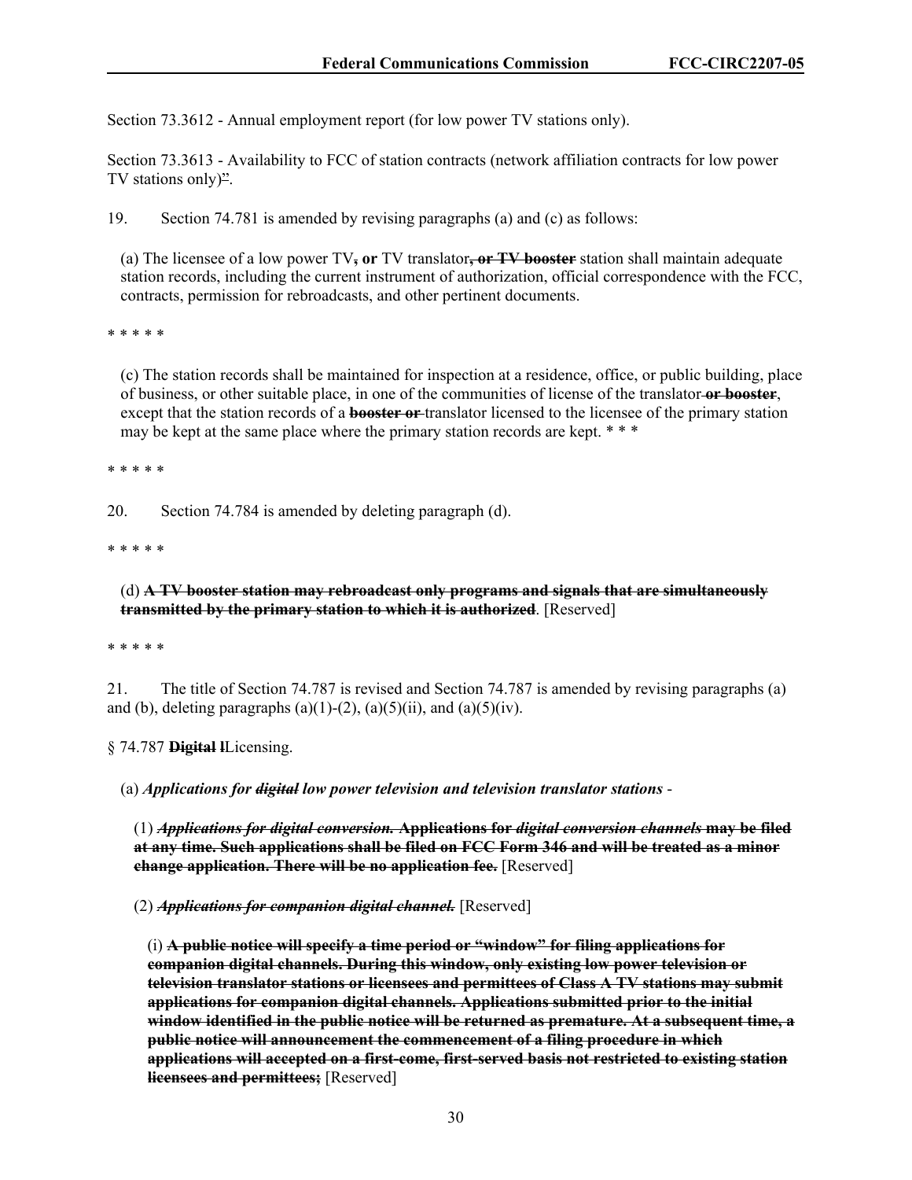Section 73.3612 - Annual employment report (for low power TV stations only).

Section 73.3613 - Availability to FCC of station contracts (network affiliation contracts for low power TV stations only)".

19. Section 74.781 is amended by revising paragraphs (a) and (c) as follows:

(a) The licensee of a low power TV~~,~~ **or** TV translator~~, or TV booster~~ station shall maintain adequate station records, including the current instrument of authorization, official correspondence with the FCC, contracts, permission for rebroadcasts, and other pertinent documents.

\* \* \* \* \*

(c) The station records shall be maintained for inspection at a residence, office, or public building, place of business, or other suitable place, in one of the communities of license of the translator ~~or booster~~, except that the station records of a ~~booster or~~ translator licensed to the licensee of the primary station may be kept at the same place where the primary station records are kept. \* \* \*

\* \* \* \* \*

20. Section 74.784 is amended by deleting paragraph (d).

\* \* \* \* \*

(d) ~~**A TV booster station may rebroadcast only programs and signals that are simultaneously transmitted by the primary station to which it is authorized**~~. [Reserved]

\* \* \* \* \*

21. The title of Section 74.787 is revised and Section 74.787 is amended by revising paragraphs (a) and (b), deleting paragraphs (a)(1)-(2), (a)(5)(ii), and (a)(5)(iv).

§ 74.787 ~~**Digital l**~~Licensing.

(a) ***Applications for ~~digital~~ low power television and television translator stations*** -

(1) ~~***Applications for digital conversion.*** **Applications for *digital conversion channels* may be filed at any time. Such applications shall be filed on FCC Form 346 and will be treated as a minor change application. There will be no application fee.**~~ [Reserved]

(2) ~~***Applications for companion digital channel.***~~ [Reserved]

(i) ~~**A public notice will specify a time period or "window" for filing applications for companion digital channels. During this window, only existing low power television or television translator stations or licensees and permittees of Class A TV stations may submit applications for companion digital channels. Applications submitted prior to the initial window identified in the public notice will be returned as premature. At a subsequent time, a public notice will announcement the commencement of a filing procedure in which applications will accepted on a first-come, first-served basis not restricted to existing station licensees and permittees;**~~ [Reserved]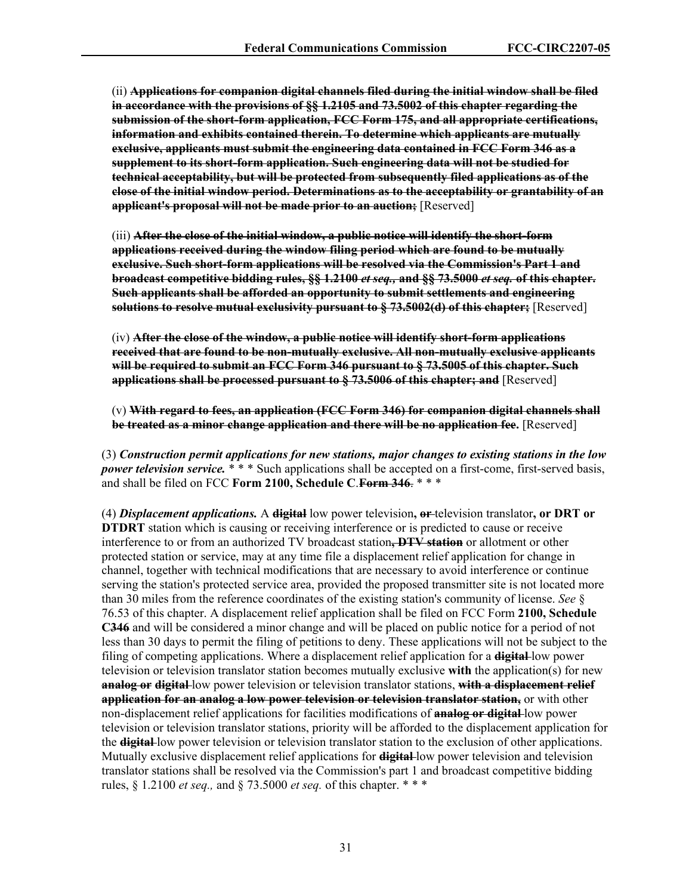(ii) ~~**Applications for companion digital channels filed during the initial window shall be filed in accordance with the provisions of §§ 1.2105 and 73.5002 of this chapter regarding the submission of the short-form application, FCC Form 175, and all appropriate certifications, information and exhibits contained therein. To determine which applicants are mutually exclusive, applicants must submit the engineering data contained in FCC Form 346 as a supplement to its short-form application. Such engineering data will not be studied for technical acceptability, but will be protected from subsequently filed applications as of the close of the initial window period. Determinations as to the acceptability or grantability of an applicant's proposal will not be made prior to an auction;**~~ [Reserved]

(iii) ~~**After the close of the initial window, a public notice will identify the short-form applications received during the window filing period which are found to be mutually exclusive. Such short-form applications will be resolved via the Commission's Part 1 and broadcast competitive bidding rules, §§ 1.2100 *et seq.,* and §§ 73.5000 *et seq.* of this chapter. Such applicants shall be afforded an opportunity to submit settlements and engineering solutions to resolve mutual exclusivity pursuant to § 73.5002(d) of this chapter;**~~ [Reserved]

(iv) ~~**After the close of the window, a public notice will identify short-form applications received that are found to be non-mutually exclusive. All non-mutually exclusive applicants will be required to submit an FCC Form 346 pursuant to § 73.5005 of this chapter. Such applications shall be processed pursuant to § 73.5006 of this chapter; and**~~ [Reserved]

(v) ~~**With regard to fees, an application (FCC Form 346) for companion digital channels shall be treated as a minor change application and there will be no application fee.**~~ [Reserved]

(3) ***Construction permit applications for new stations, major changes to existing stations in the low power television service.*** * * * Such applications shall be accepted on a first-come, first-served basis, and shall be filed on FCC **Form 2100, Schedule C**.~~**Form 346**~~. * * *

(4) ***Displacement applications.*** A ~~**digital**~~ low power television**,** ~~**or**~~ television translator**, or DRT or DTDRT** station which is causing or receiving interference or is predicted to cause or receive interference to or from an authorized TV broadcast station~~**, DTV station**~~ or allotment or other protected station or service, may at any time file a displacement relief application for change in channel, together with technical modifications that are necessary to avoid interference or continue serving the station's protected service area, provided the proposed transmitter site is not located more than 30 miles from the reference coordinates of the existing station's community of license. *See* § 76.53 of this chapter. A displacement relief application shall be filed on FCC Form **2100, Schedule C**~~**346**~~ and will be considered a minor change and will be placed on public notice for a period of not less than 30 days to permit the filing of petitions to deny. These applications will not be subject to the filing of competing applications. Where a displacement relief application for a ~~**digital**~~ low power television or television translator station becomes mutually exclusive **with** the application(s) for new ~~**analog or digital**~~ low power television or television translator stations, ~~**with a displacement relief application for an analog a low power television or television translator station,**~~ or with other non-displacement relief applications for facilities modifications of ~~**analog or digital**~~ low power television or television translator stations, priority will be afforded to the displacement application for the ~~**digital**~~ low power television or television translator station to the exclusion of other applications. Mutually exclusive displacement relief applications for ~~**digital**~~ low power television and television translator stations shall be resolved via the Commission's part 1 and broadcast competitive bidding rules, § 1.2100 *et seq.,* and § 73.5000 *et seq.* of this chapter. * * *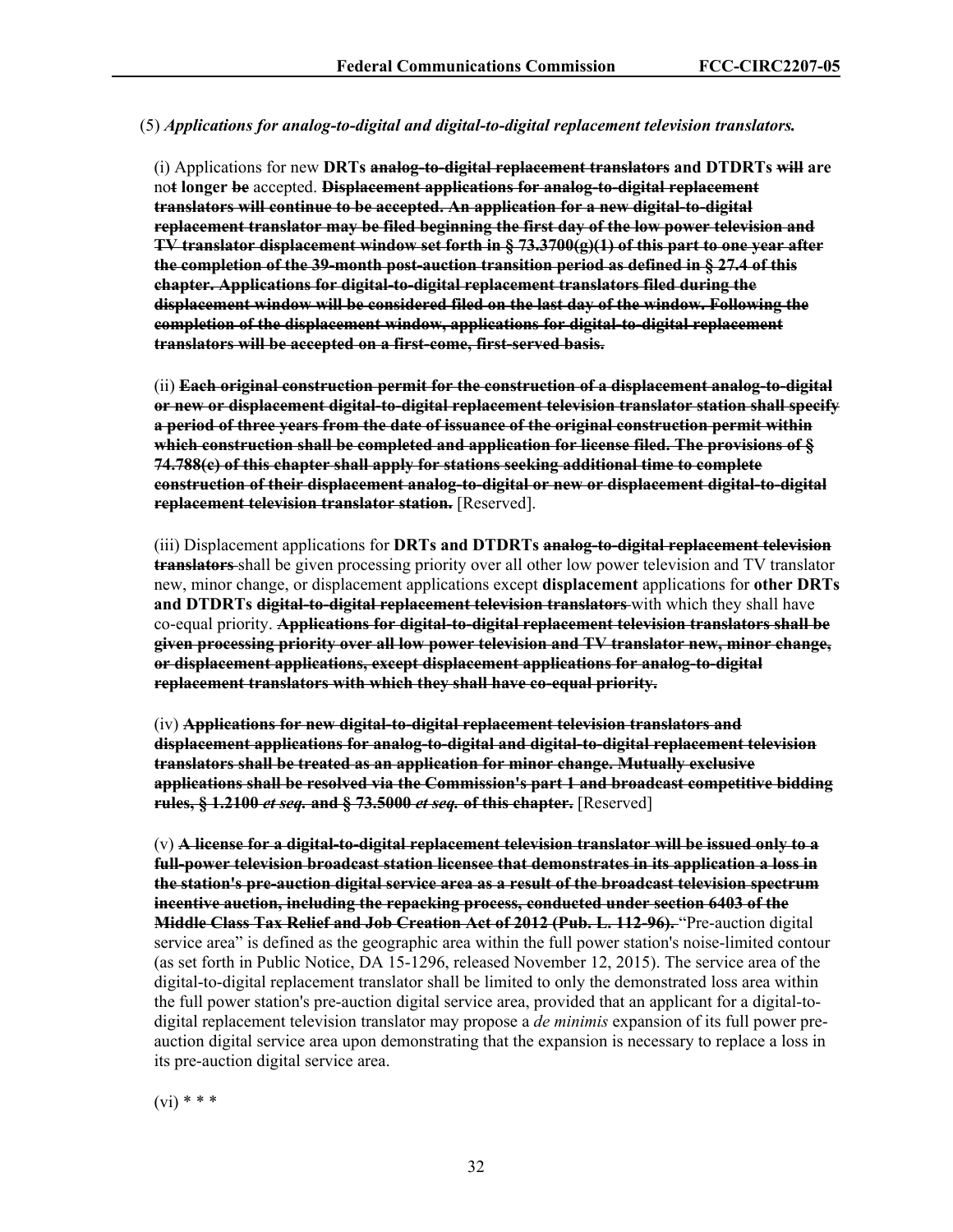(5) *Applications for analog-to-digital and digital-to-digital replacement television translators.*

(i) Applications for new **DRTs** ~~**analog-to-digital replacement translators**~~ **and DTDRTs** ~~**will**~~ **are** no~~**t**~~ **longer** ~~**be**~~ accepted. ~~**Displacement applications for analog-to-digital replacement translators will continue to be accepted. An application for a new digital-to-digital replacement translator may be filed beginning the first day of the low power television and TV translator displacement window set forth in § 73.3700(g)(1) of this part to one year after the completion of the 39-month post-auction transition period as defined in § 27.4 of this chapter. Applications for digital-to-digital replacement translators filed during the displacement window will be considered filed on the last day of the window. Following the completion of the displacement window, applications for digital-to-digital replacement translators will be accepted on a first-come, first-served basis.**~~

(ii) ~~**Each original construction permit for the construction of a displacement analog-to-digital or new or displacement digital-to-digital replacement television translator station shall specify a period of three years from the date of issuance of the original construction permit within which construction shall be completed and application for license filed. The provisions of § 74.788(c) of this chapter shall apply for stations seeking additional time to complete construction of their displacement analog-to-digital or new or displacement digital-to-digital replacement television translator station.**~~ [Reserved].

(iii) Displacement applications for **DRTs and DTDRTs** ~~**analog-to-digital replacement television translators**~~ shall be given processing priority over all other low power television and TV translator new, minor change, or displacement applications except **displacement** applications for **other DRTs and DTDRTs** ~~**digital-to-digital replacement television translators**~~ with which they shall have co-equal priority. ~~**Applications for digital-to-digital replacement television translators shall be given processing priority over all low power television and TV translator new, minor change, or displacement applications, except displacement applications for analog-to-digital replacement translators with which they shall have co-equal priority.**~~

(iv) ~~**Applications for new digital-to-digital replacement television translators and displacement applications for analog-to-digital and digital-to-digital replacement television translators shall be treated as an application for minor change. Mutually exclusive applications shall be resolved via the Commission's part 1 and broadcast competitive bidding rules, § 1.2100 *et seq.* and § 73.5000 *et seq.* of this chapter.**~~ [Reserved]

(v) ~~**A license for a digital-to-digital replacement television translator will be issued only to a full-power television broadcast station licensee that demonstrates in its application a loss in the station's pre-auction digital service area as a result of the broadcast television spectrum incentive auction, including the repacking process, conducted under section 6403 of the Middle Class Tax Relief and Job Creation Act of 2012 (Pub. L. 112-96).**~~ "Pre-auction digital service area" is defined as the geographic area within the full power station's noise-limited contour (as set forth in Public Notice, DA 15-1296, released November 12, 2015). The service area of the digital-to-digital replacement translator shall be limited to only the demonstrated loss area within the full power station's pre-auction digital service area, provided that an applicant for a digital-to-digital replacement television translator may propose a *de minimis* expansion of its full power pre-auction digital service area upon demonstrating that the expansion is necessary to replace a loss in its pre-auction digital service area.

(vi) * * *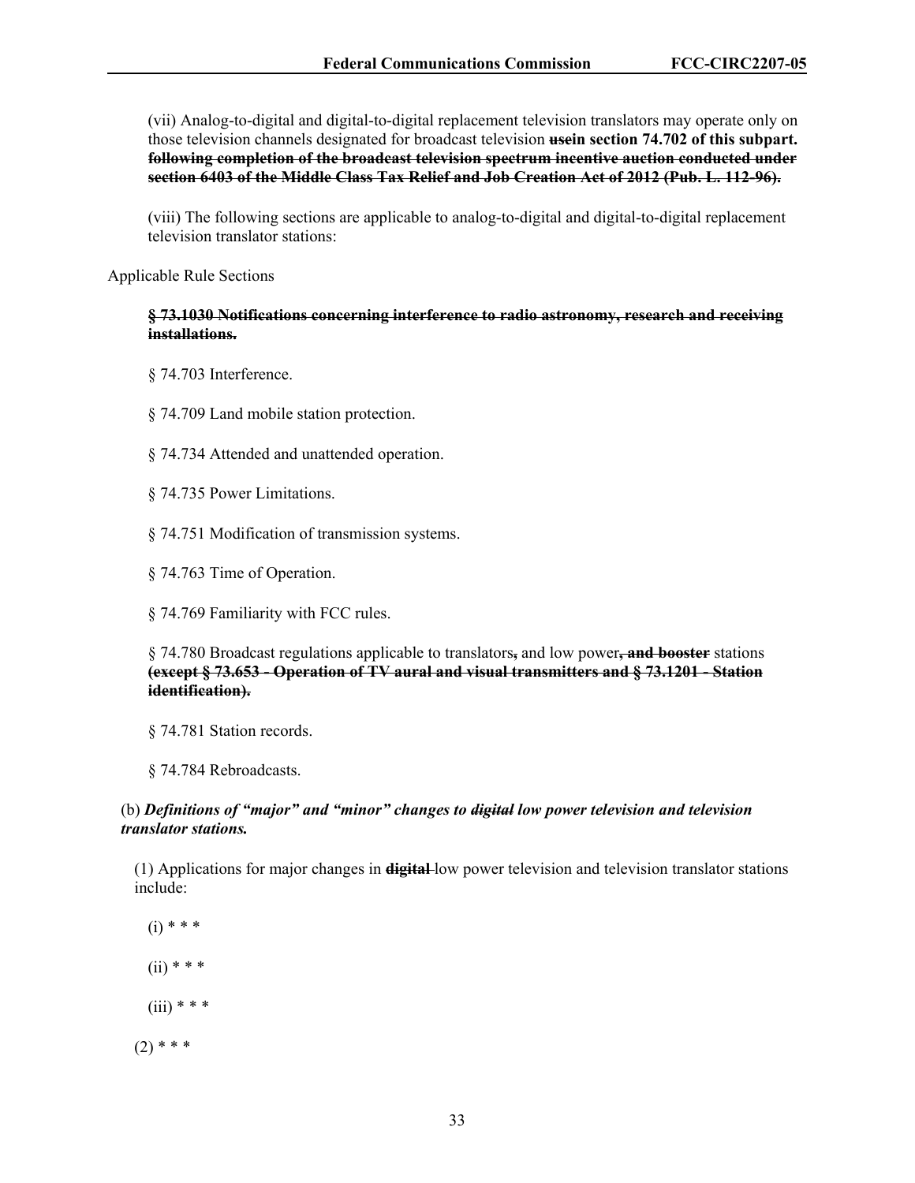(vii) Analog-to-digital and digital-to-digital replacement television translators may operate only on those television channels designated for broadcast television ~~use~~**in section 74.702 of this subpart.** ~~**following completion of the broadcast television spectrum incentive auction conducted under section 6403 of the Middle Class Tax Relief and Job Creation Act of 2012 (Pub. L. 112-96).**~~

(viii) The following sections are applicable to analog-to-digital and digital-to-digital replacement television translator stations:

Applicable Rule Sections

~~**§ 73.1030 Notifications concerning interference to radio astronomy, research and receiving installations.**~~

§ 74.703 Interference.

§ 74.709 Land mobile station protection.

§ 74.734 Attended and unattended operation.

§ 74.735 Power Limitations.

§ 74.751 Modification of transmission systems.

§ 74.763 Time of Operation.

§ 74.769 Familiarity with FCC rules.

§ 74.780 Broadcast regulations applicable to translators~~**,**~~ and low power~~**, and booster**~~ stations ~~**(except § 73.653 - Operation of TV aural and visual transmitters and § 73.1201 - Station identification).**~~

§ 74.781 Station records.

§ 74.784 Rebroadcasts.

(b) ***Definitions of "major" and "minor" changes to ~~digital~~ low power television and television translator stations.***

(1) Applications for major changes in ~~**digital**~~ low power television and television translator stations include:

(i) * * *

(ii) * * *

(iii) * * *

(2) * * *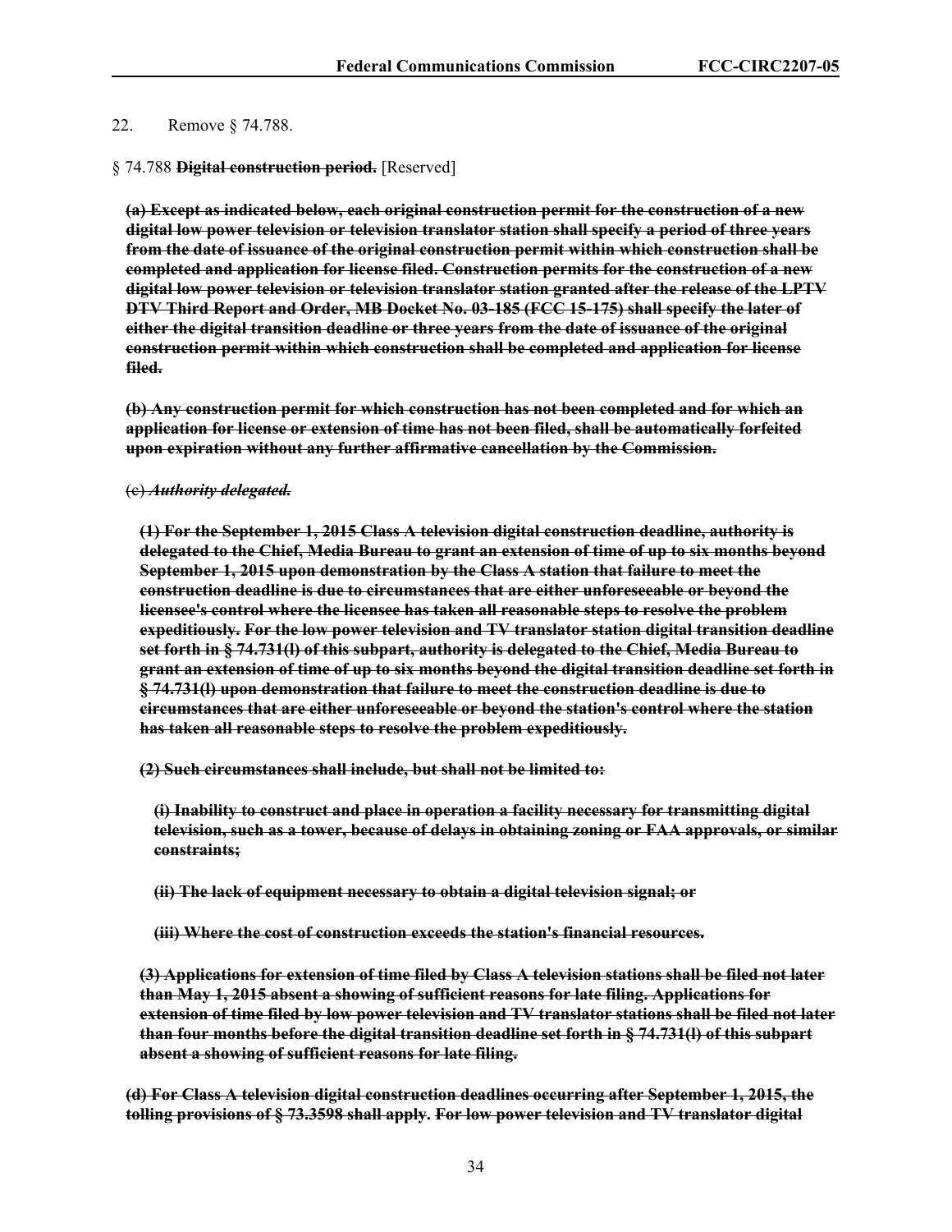22. Remove § 74.788.

§ 74.788 ~~**Digital construction period.**~~ [Reserved]

~~**(a) Except as indicated below, each original construction permit for the construction of a new digital low power television or television translator station shall specify a period of three years from the date of issuance of the original construction permit within which construction shall be completed and application for license filed. Construction permits for the construction of a new digital low power television or television translator station granted after the release of the LPTV DTV Third Report and Order, MB Docket No. 03-185 (FCC 15-175) shall specify the later of either the digital transition deadline or three years from the date of issuance of the original construction permit within which construction shall be completed and application for license filed.**~~

~~**(b) Any construction permit for which construction has not been completed and for which an application for license or extension of time has not been filed, shall be automatically forfeited upon expiration without any further affirmative cancellation by the Commission.**~~

~~(c) ***Authority delegated.***~~

~~**(1) For the September 1, 2015 Class A television digital construction deadline, authority is delegated to the Chief, Media Bureau to grant an extension of time of up to six months beyond September 1, 2015 upon demonstration by the Class A station that failure to meet the construction deadline is due to circumstances that are either unforeseeable or beyond the licensee's control where the licensee has taken all reasonable steps to resolve the problem expeditiously. For the low power television and TV translator station digital transition deadline set forth in § 74.731(l) of this subpart, authority is delegated to the Chief, Media Bureau to grant an extension of time of up to six months beyond the digital transition deadline set forth in § 74.731(l) upon demonstration that failure to meet the construction deadline is due to circumstances that are either unforeseeable or beyond the station's control where the station has taken all reasonable steps to resolve the problem expeditiously.**~~

~~**(2) Such circumstances shall include, but shall not be limited to:**~~

~~**(i) Inability to construct and place in operation a facility necessary for transmitting digital television, such as a tower, because of delays in obtaining zoning or FAA approvals, or similar constraints;**~~

~~**(ii) The lack of equipment necessary to obtain a digital television signal; or**~~

~~**(iii) Where the cost of construction exceeds the station's financial resources.**~~

~~**(3) Applications for extension of time filed by Class A television stations shall be filed not later than May 1, 2015 absent a showing of sufficient reasons for late filing. Applications for extension of time filed by low power television and TV translator stations shall be filed not later than four months before the digital transition deadline set forth in § 74.731(l) of this subpart absent a showing of sufficient reasons for late filing.**~~

~~**(d) For Class A television digital construction deadlines occurring after September 1, 2015, the tolling provisions of § 73.3598 shall apply. For low power television and TV translator digital**~~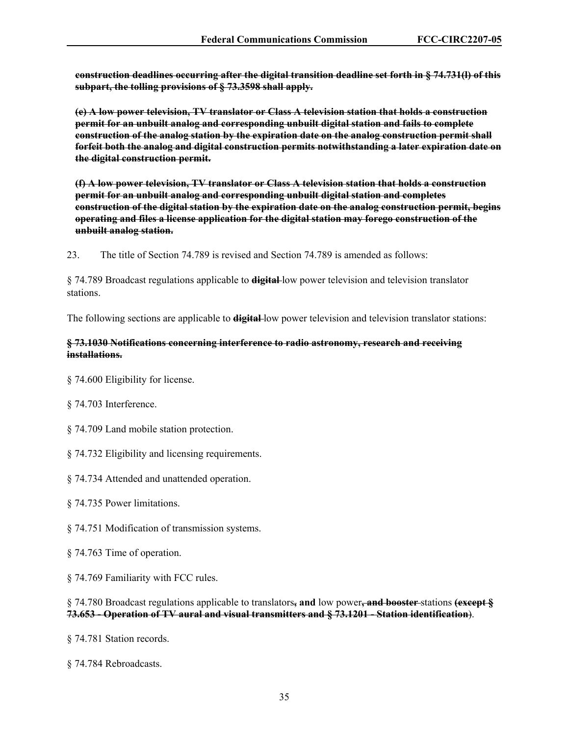**~~construction deadlines occurring after the digital transition deadline set forth in § 74.731(l) of this subpart, the tolling provisions of § 73.3598 shall apply.~~**

**~~(e) A low power television, TV translator or Class A television station that holds a construction permit for an unbuilt analog and corresponding unbuilt digital station and fails to complete construction of the analog station by the expiration date on the analog construction permit shall forfeit both the analog and digital construction permits notwithstanding a later expiration date on the digital construction permit.~~**

**~~(f) A low power television, TV translator or Class A television station that holds a construction permit for an unbuilt analog and corresponding unbuilt digital station and completes construction of the digital station by the expiration date on the analog construction permit, begins operating and files a license application for the digital station may forego construction of the unbuilt analog station.~~**

23. The title of Section 74.789 is revised and Section 74.789 is amended as follows:

§ 74.789 Broadcast regulations applicable to **~~digital~~** low power television and television translator stations.

The following sections are applicable to **~~digital~~** low power television and television translator stations:

**~~§ 73.1030 Notifications concerning interference to radio astronomy, research and receiving installations.~~**

§ 74.600 Eligibility for license.

§ 74.703 Interference.

§ 74.709 Land mobile station protection.

§ 74.732 Eligibility and licensing requirements.

§ 74.734 Attended and unattended operation.

§ 74.735 Power limitations.

§ 74.751 Modification of transmission systems.

§ 74.763 Time of operation.

§ 74.769 Familiarity with FCC rules.

§ 74.780 Broadcast regulations applicable to translators**~~,~~ and** low power**~~, and booster~~** stations **~~(except § 73.653 - Operation of TV aural and visual transmitters and § 73.1201 - Station identification~~**).

§ 74.781 Station records.

§ 74.784 Rebroadcasts.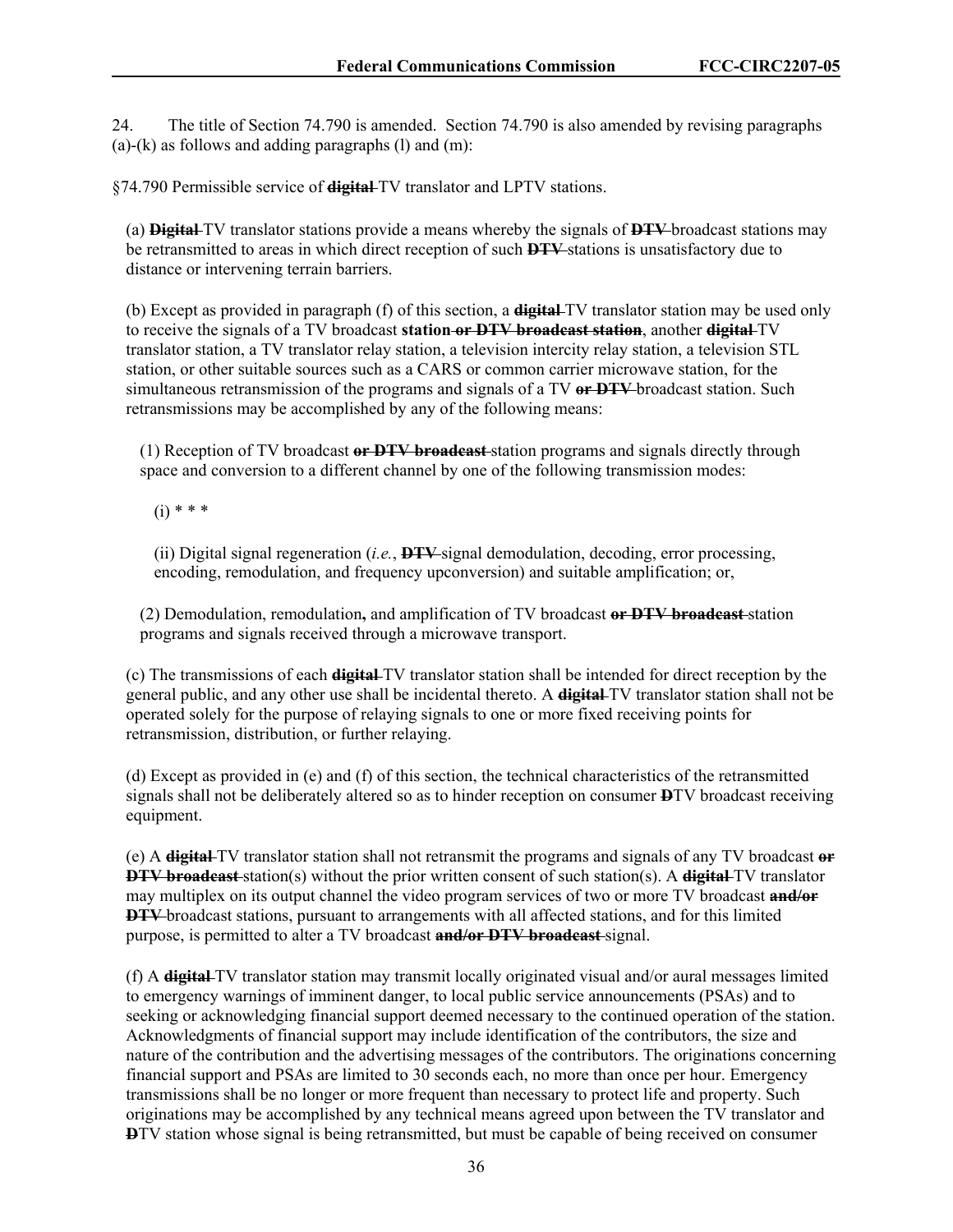24. The title of Section 74.790 is amended. Section 74.790 is also amended by revising paragraphs (a)-(k) as follows and adding paragraphs (l) and (m):

§74.790 Permissible service of ~~**digital**~~ TV translator and LPTV stations.

(a) ~~**Digital**~~ TV translator stations provide a means whereby the signals of ~~**DTV**~~ broadcast stations may be retransmitted to areas in which direct reception of such ~~**DTV**~~ stations is unsatisfactory due to distance or intervening terrain barriers.

(b) Except as provided in paragraph (f) of this section, a ~~**digital**~~ TV translator station may be used only to receive the signals of a TV broadcast **station** ~~**or DTV broadcast station**~~, another ~~**digital**~~ TV translator station, a TV translator relay station, a television intercity relay station, a television STL station, or other suitable sources such as a CARS or common carrier microwave station, for the simultaneous retransmission of the programs and signals of a TV ~~**or DTV**~~ broadcast station. Such retransmissions may be accomplished by any of the following means:

(1) Reception of TV broadcast ~~**or DTV broadcast**~~ station programs and signals directly through space and conversion to a different channel by one of the following transmission modes:

(i) * * *

(ii) Digital signal regeneration (*i.e.*, ~~**DTV**~~ signal demodulation, decoding, error processing, encoding, remodulation, and frequency upconversion) and suitable amplification; or,

(2) Demodulation, remodulation**,** and amplification of TV broadcast ~~**or DTV broadcast**~~ station programs and signals received through a microwave transport.

(c) The transmissions of each ~~**digital**~~ TV translator station shall be intended for direct reception by the general public, and any other use shall be incidental thereto. A ~~**digital**~~ TV translator station shall not be operated solely for the purpose of relaying signals to one or more fixed receiving points for retransmission, distribution, or further relaying.

(d) Except as provided in (e) and (f) of this section, the technical characteristics of the retransmitted signals shall not be deliberately altered so as to hinder reception on consumer ~~**D**~~TV broadcast receiving equipment.

(e) A ~~**digital**~~ TV translator station shall not retransmit the programs and signals of any TV broadcast ~~**or DTV broadcast**~~ station(s) without the prior written consent of such station(s). A ~~**digital**~~ TV translator may multiplex on its output channel the video program services of two or more TV broadcast ~~**and/or DTV**~~ broadcast stations, pursuant to arrangements with all affected stations, and for this limited purpose, is permitted to alter a TV broadcast ~~**and/or DTV broadcast**~~ signal.

(f) A ~~**digital**~~ TV translator station may transmit locally originated visual and/or aural messages limited to emergency warnings of imminent danger, to local public service announcements (PSAs) and to seeking or acknowledging financial support deemed necessary to the continued operation of the station. Acknowledgments of financial support may include identification of the contributors, the size and nature of the contribution and the advertising messages of the contributors. The originations concerning financial support and PSAs are limited to 30 seconds each, no more than once per hour. Emergency transmissions shall be no longer or more frequent than necessary to protect life and property. Such originations may be accomplished by any technical means agreed upon between the TV translator and ~~**D**~~TV station whose signal is being retransmitted, but must be capable of being received on consumer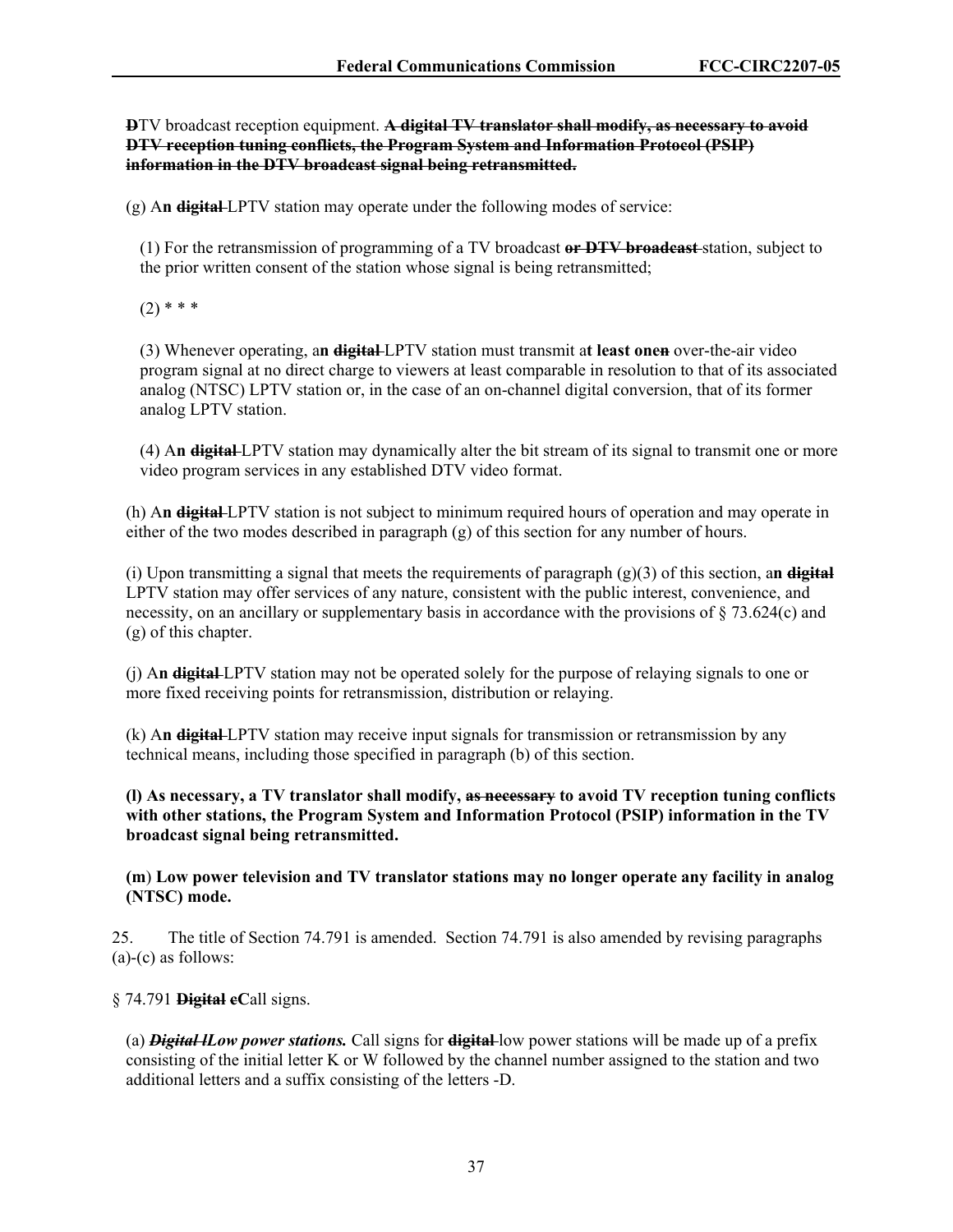**D**TV broadcast reception equipment. ~~**A digital TV translator shall modify, as necessary to avoid DTV reception tuning conflicts, the Program System and Information Protocol (PSIP) information in the DTV broadcast signal being retransmitted.**~~

(g) A**n** ~~**digital**~~ LPTV station may operate under the following modes of service:

(1) For the retransmission of programming of a TV broadcast ~~**or DTV broadcast**~~ station, subject to the prior written consent of the station whose signal is being retransmitted;

(2) * * *

(3) Whenever operating, a**n** ~~**digital**~~ LPTV station must transmit a**t least one**~~**n**~~ over-the-air video program signal at no direct charge to viewers at least comparable in resolution to that of its associated analog (NTSC) LPTV station or, in the case of an on-channel digital conversion, that of its former analog LPTV station.

(4) A**n** ~~**digital**~~ LPTV station may dynamically alter the bit stream of its signal to transmit one or more video program services in any established DTV video format.

(h) A**n** ~~**digital**~~ LPTV station is not subject to minimum required hours of operation and may operate in either of the two modes described in paragraph (g) of this section for any number of hours.

(i) Upon transmitting a signal that meets the requirements of paragraph (g)(3) of this section, a**n** ~~**digital**~~ LPTV station may offer services of any nature, consistent with the public interest, convenience, and necessity, on an ancillary or supplementary basis in accordance with the provisions of § 73.624(c) and (g) of this chapter.

(j) A**n** ~~**digital**~~ LPTV station may not be operated solely for the purpose of relaying signals to one or more fixed receiving points for retransmission, distribution or relaying.

(k) A**n** ~~**digital**~~ LPTV station may receive input signals for transmission or retransmission by any technical means, including those specified in paragraph (b) of this section.

**(l) As necessary, a TV translator shall modify, ~~as necessary~~ to avoid TV reception tuning conflicts with other stations, the Program System and Information Protocol (PSIP) information in the TV broadcast signal being retransmitted.**

**(m) Low power television and TV translator stations may no longer operate any facility in analog (NTSC) mode.**

25. The title of Section 74.791 is amended. Section 74.791 is also amended by revising paragraphs (a)-(c) as follows:

§ 74.791 ~~**Digital**~~ ~~**c**~~**C**all signs.

(a) ***~~Digital~~ ~~l~~L**ow power stations.* Call signs for ~~**digital**~~ low power stations will be made up of a prefix consisting of the initial letter K or W followed by the channel number assigned to the station and two additional letters and a suffix consisting of the letters -D.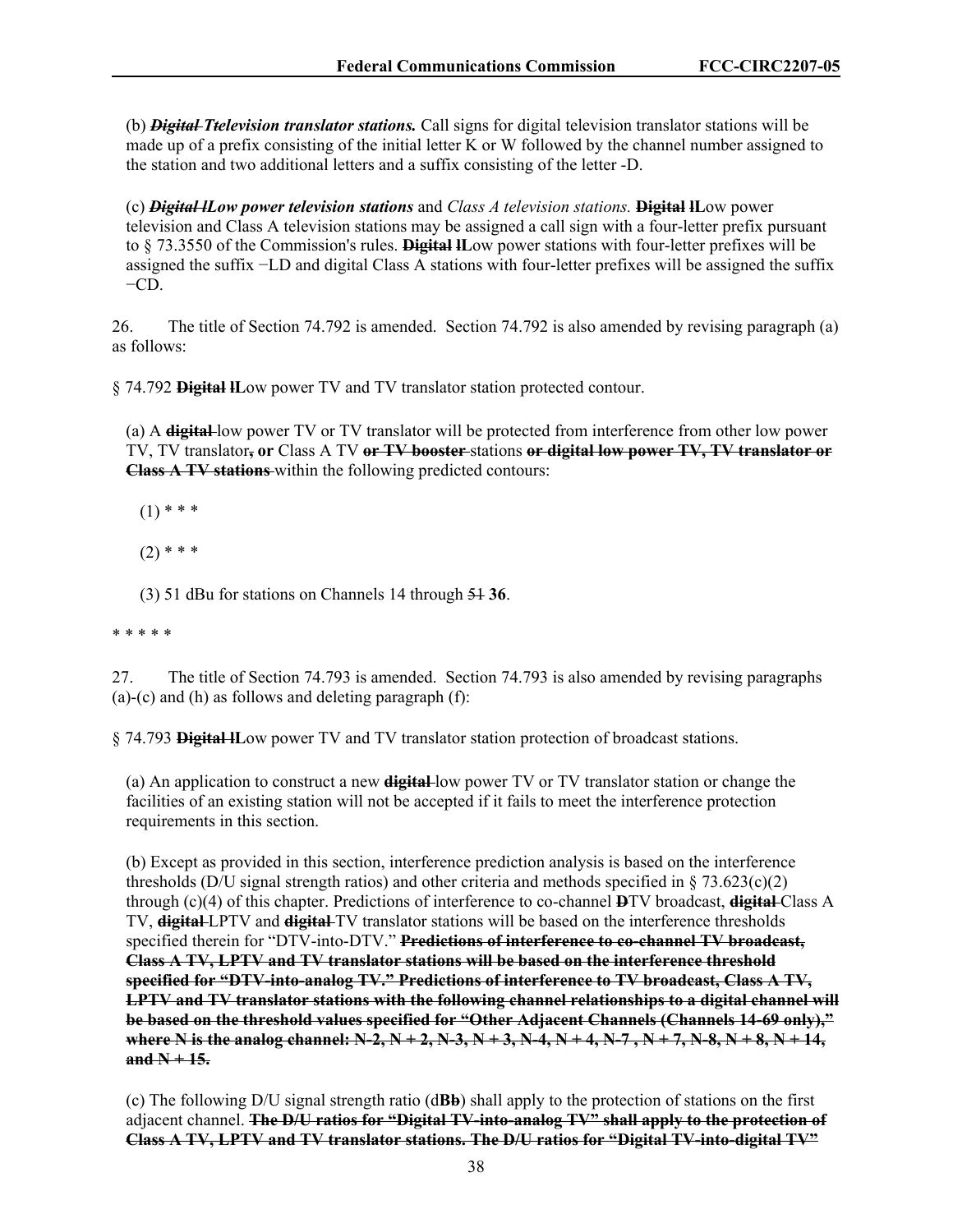(b) ***~~Digital~~ ~~T~~television translator stations.*** Call signs for digital television translator stations will be made up of a prefix consisting of the initial letter K or W followed by the channel number assigned to the station and two additional letters and a suffix consisting of the letter -D.

(c) ***~~Digital~~ ~~l~~Low power television stations*** and *Class A television stations.* **~~Digital~~ ~~l~~L**ow power television and Class A television stations may be assigned a call sign with a four-letter prefix pursuant to § 73.3550 of the Commission's rules. **~~Digital~~ ~~l~~L**ow power stations with four-letter prefixes will be assigned the suffix −LD and digital Class A stations with four-letter prefixes will be assigned the suffix −CD.

26. The title of Section 74.792 is amended. Section 74.792 is also amended by revising paragraph (a) as follows:

§ 74.792 **~~Digital~~ ~~l~~L**ow power TV and TV translator station protected contour.

(a) A **~~digital~~** low power TV or TV translator will be protected from interference from other low power TV, TV translator**~~,~~ or** Class A TV **~~or TV booster~~** stations **~~or digital low power TV, TV translator or Class A TV stations~~** within the following predicted contours:

(1) * * *

(2) * * *

(3) 51 dBu for stations on Channels 14 through ~~51~~ **36**.

* * * * *

27. The title of Section 74.793 is amended. Section 74.793 is also amended by revising paragraphs (a)-(c) and (h) as follows and deleting paragraph (f):

§ 74.793 **~~Digital~~ ~~l~~L**ow power TV and TV translator station protection of broadcast stations.

(a) An application to construct a new **~~digital~~** low power TV or TV translator station or change the facilities of an existing station will not be accepted if it fails to meet the interference protection requirements in this section.

(b) Except as provided in this section, interference prediction analysis is based on the interference thresholds (D/U signal strength ratios) and other criteria and methods specified in § 73.623(c)(2) through (c)(4) of this chapter. Predictions of interference to co-channel **~~D~~**TV broadcast, **~~digital~~** Class A TV, **~~digital~~** LPTV and **~~digital~~** TV translator stations will be based on the interference thresholds specified therein for "DTV-into-DTV." **~~Predictions of interference to co-channel TV broadcast, Class A TV, LPTV and TV translator stations will be based on the interference threshold specified for "DTV-into-analog TV." Predictions of interference to TV broadcast, Class A TV, LPTV and TV translator stations with the following channel relationships to a digital channel will be based on the threshold values specified for "Other Adjacent Channels (Channels 14-69 only)," where N is the analog channel: N-2, N + 2, N-3, N + 3, N-4, N + 4, N-7 , N + 7, N-8, N + 8, N + 14, and N + 15.~~**

(c) The following D/U signal strength ratio (d**B~~b~~**) shall apply to the protection of stations on the first adjacent channel. **~~The D/U ratios for "Digital TV-into-analog TV" shall apply to the protection of Class A TV, LPTV and TV translator stations. The D/U ratios for "Digital TV-into-digital TV"~~**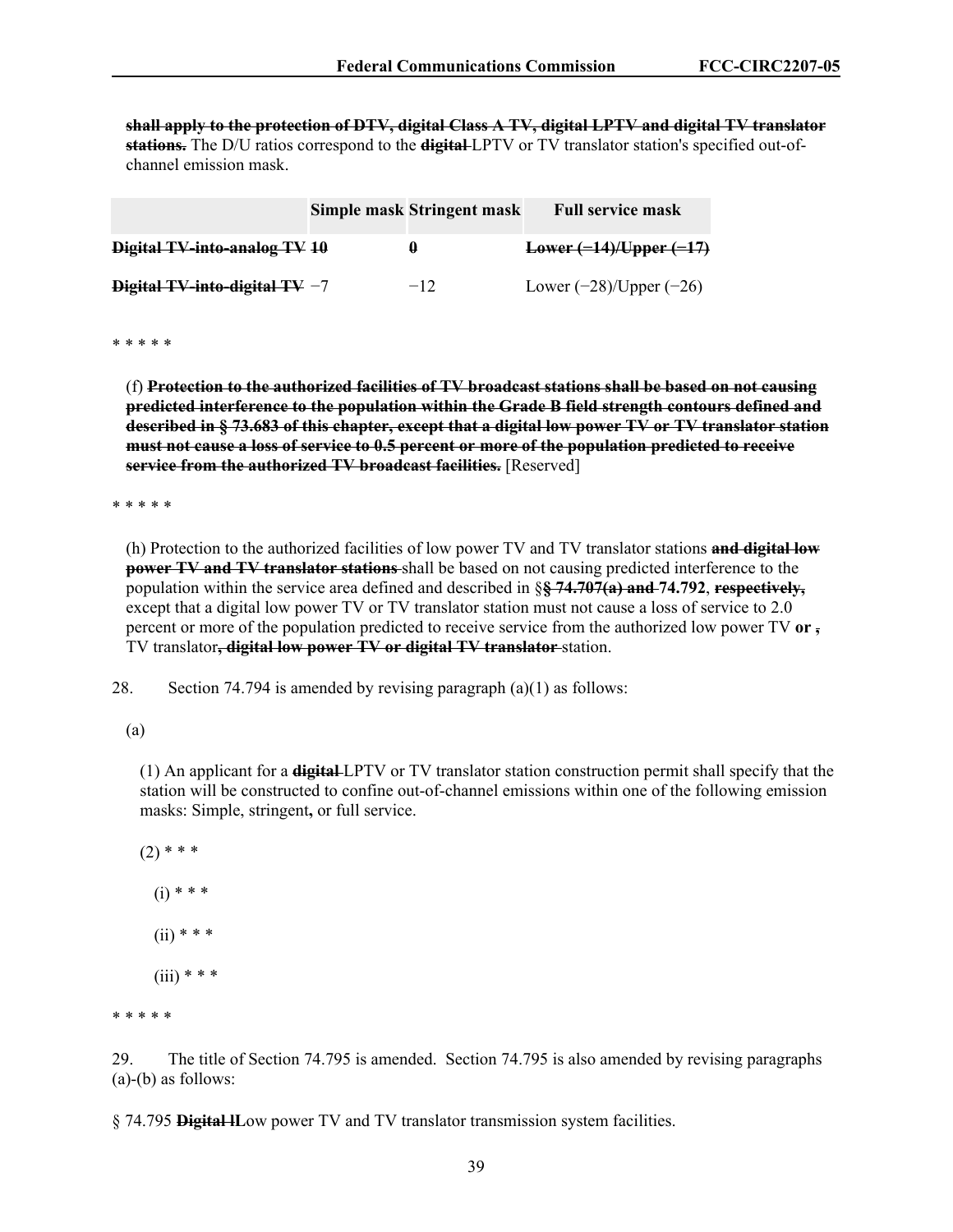~~**shall apply to the protection of DTV, digital Class A TV, digital LPTV and digital TV translator stations.**~~ The D/U ratios correspond to the ~~**digital**~~ LPTV or TV translator station's specified out-of-channel emission mask.

| | Simple mask | Stringent mask | Full service mask |
|---|---|---|---|
| ~~**Digital TV-into-analog TV**~~ | ~~**10**~~ | ~~**0**~~ | ~~**Lower (−14)/Upper (−17)**~~ |
| ~~**Digital TV-into-digital TV**~~ | −7 | −12 | Lower (−28)/Upper (−26) |

\* \* \* \* \*

(f) ~~**Protection to the authorized facilities of TV broadcast stations shall be based on not causing predicted interference to the population within the Grade B field strength contours defined and described in § 73.683 of this chapter, except that a digital low power TV or TV translator station must not cause a loss of service to 0.5 percent or more of the population predicted to receive service from the authorized TV broadcast facilities.**~~ [Reserved]

\* \* \* \* \*

(h) Protection to the authorized facilities of low power TV and TV translator stations ~~**and digital low power TV and TV translator stations**~~ shall be based on not causing predicted interference to the population within the service area defined and described in §~~**§ 74.707(a) and**~~ **74.792**, ~~**respectively,**~~ except that a digital low power TV or TV translator station must not cause a loss of service to 2.0 percent or more of the population predicted to receive service from the authorized low power TV **or** ~~,~~ TV translator~~**, digital low power TV or digital TV translator**~~ station.

28. Section 74.794 is amended by revising paragraph (a)(1) as follows:

(a)

(1) An applicant for a ~~**digital**~~ LPTV or TV translator station construction permit shall specify that the station will be constructed to confine out-of-channel emissions within one of the following emission masks: Simple, stringent**,** or full service.

(2) \* \* \*

(i) \* \* \*

(ii) \* \* \*

(iii) \* \* \*

\* \* \* \* \*

29. The title of Section 74.795 is amended. Section 74.795 is also amended by revising paragraphs (a)-(b) as follows:

§ 74.795 ~~**Digital l**~~**L**ow power TV and TV translator transmission system facilities.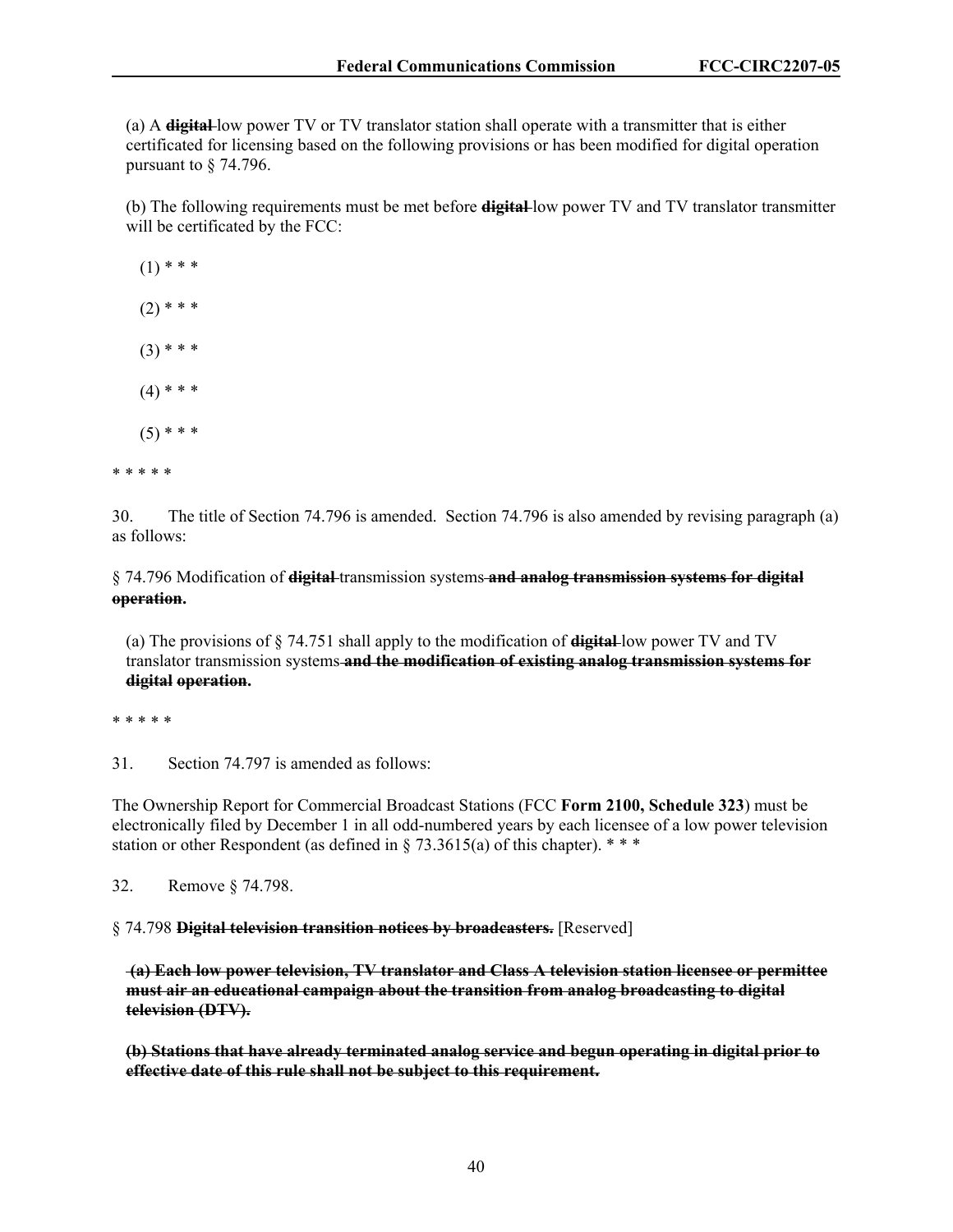(a) A ~~**digital**~~ low power TV or TV translator station shall operate with a transmitter that is either certificated for licensing based on the following provisions or has been modified for digital operation pursuant to § 74.796.

(b) The following requirements must be met before ~~**digital**~~ low power TV and TV translator transmitter will be certificated by the FCC:

(1) * * *

(2) * * *

(3) * * *

(4) * * *

(5) * * *

* * * * *

30. The title of Section 74.796 is amended. Section 74.796 is also amended by revising paragraph (a) as follows:

§ 74.796 Modification of ~~**digital**~~ transmission systems ~~**and analog transmission systems for digital operation**~~.

(a) The provisions of § 74.751 shall apply to the modification of ~~**digital**~~ low power TV and TV translator transmission systems ~~**and the modification of existing analog transmission systems for digital operation**~~.

* * * * *

31. Section 74.797 is amended as follows:

The Ownership Report for Commercial Broadcast Stations (FCC **Form 2100, Schedule 323**) must be electronically filed by December 1 in all odd-numbered years by each licensee of a low power television station or other Respondent (as defined in § 73.3615(a) of this chapter). * * *

32. Remove § 74.798.

§ 74.798 ~~**Digital television transition notices by broadcasters.**~~ [Reserved]

~~**(a) Each low power television, TV translator and Class A television station licensee or permittee must air an educational campaign about the transition from analog broadcasting to digital television (DTV).**~~

~~**(b) Stations that have already terminated analog service and begun operating in digital prior to effective date of this rule shall not be subject to this requirement.**~~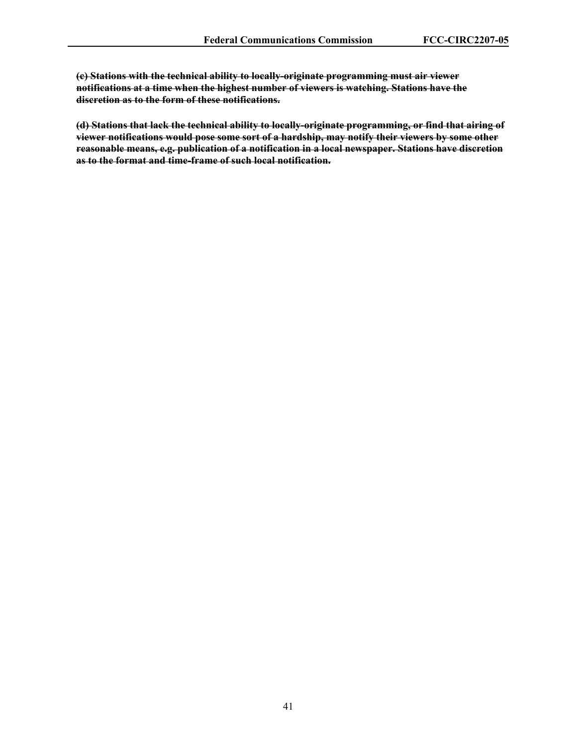~~**(c) Stations with the technical ability to locally-originate programming must air viewer notifications at a time when the highest number of viewers is watching. Stations have the discretion as to the form of these notifications.**~~

~~**(d) Stations that lack the technical ability to locally-originate programming, or find that airing of viewer notifications would pose some sort of a hardship, may notify their viewers by some other reasonable means, e.g. publication of a notification in a local newspaper. Stations have discretion as to the format and time-frame of such local notification.**~~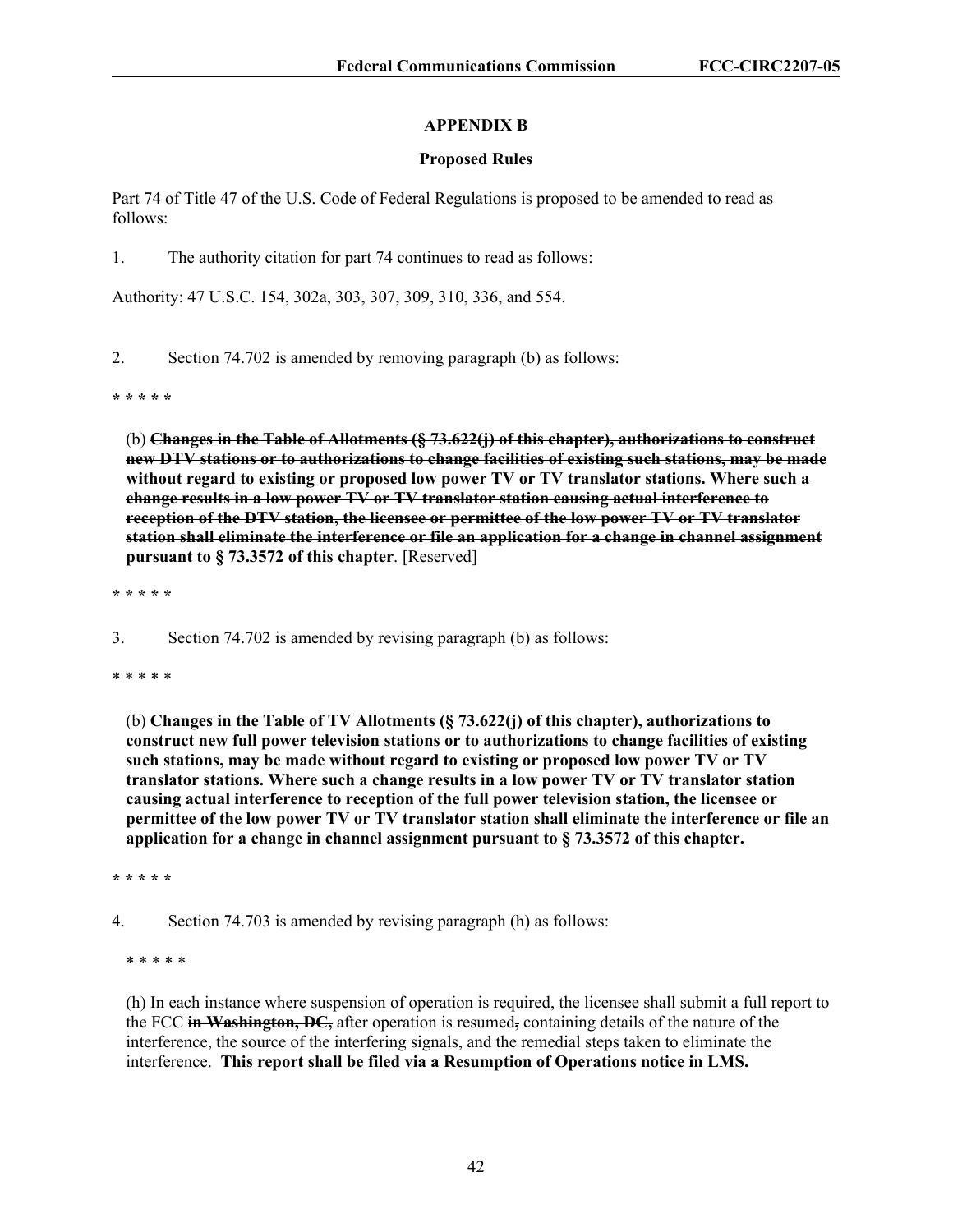## APPENDIX B

### Proposed Rules

Part 74 of Title 47 of the U.S. Code of Federal Regulations is proposed to be amended to read as follows:

1. The authority citation for part 74 continues to read as follows:

Authority: 47 U.S.C. 154, 302a, 303, 307, 309, 310, 336, and 554.

2. Section 74.702 is amended by removing paragraph (b) as follows:

**\* \* \* \* \***

(b) **~~Changes in the Table of Allotments (§ 73.622(j) of this chapter), authorizations to construct new DTV stations or to authorizations to change facilities of existing such stations, may be made without regard to existing or proposed low power TV or TV translator stations. Where such a change results in a low power TV or TV translator station causing actual interference to reception of the DTV station, the licensee or permittee of the low power TV or TV translator station shall eliminate the interference or file an application for a change in channel assignment pursuant to § 73.3572 of this chapter~~**. [Reserved]

**\* \* \* \* \***

3. Section 74.702 is amended by revising paragraph (b) as follows:

\* \* \* \* \*

(b) **Changes in the Table of TV Allotments (§ 73.622(j) of this chapter), authorizations to construct new full power television stations or to authorizations to change facilities of existing such stations, may be made without regard to existing or proposed low power TV or TV translator stations. Where such a change results in a low power TV or TV translator station causing actual interference to reception of the full power television station, the licensee or permittee of the low power TV or TV translator station shall eliminate the interference or file an application for a change in channel assignment pursuant to § 73.3572 of this chapter.**

**\* \* \* \* \***

4. Section 74.703 is amended by revising paragraph (h) as follows:

\* \* \* \* \*

(h) In each instance where suspension of operation is required, the licensee shall submit a full report to the FCC **~~in Washington, DC,~~** after operation is resumed**~~,~~** containing details of the nature of the interference, the source of the interfering signals, and the remedial steps taken to eliminate the interference. **This report shall be filed via a Resumption of Operations notice in LMS.**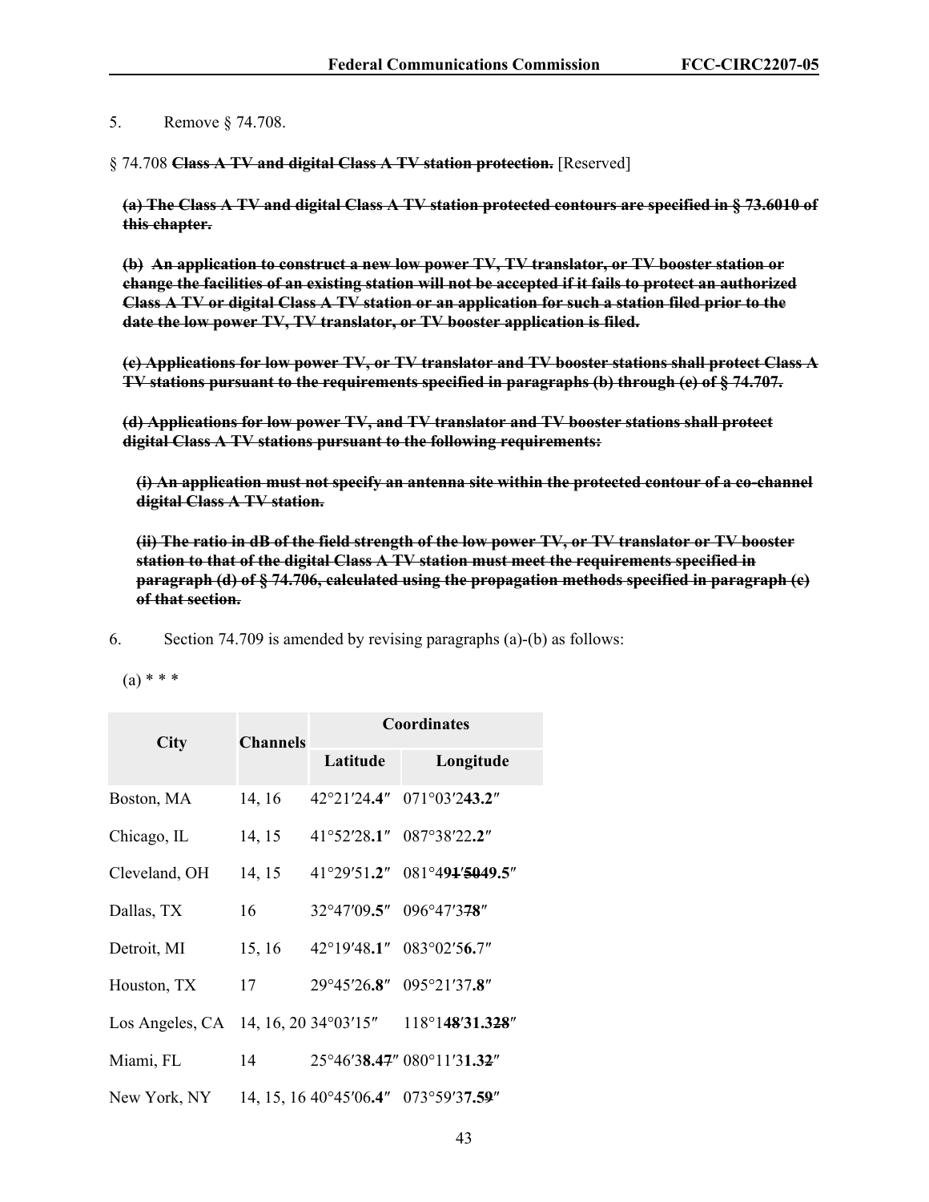5. Remove § 74.708.

§ 74.708 ~~**Class A TV and digital Class A TV station protection.**~~ [Reserved]

~~**(a) The Class A TV and digital Class A TV station protected contours are specified in § 73.6010 of this chapter.**~~

~~**(b) An application to construct a new low power TV, TV translator, or TV booster station or change the facilities of an existing station will not be accepted if it fails to protect an authorized Class A TV or digital Class A TV station or an application for such a station filed prior to the date the low power TV, TV translator, or TV booster application is filed.**~~

~~**(c) Applications for low power TV, or TV translator and TV booster stations shall protect Class A TV stations pursuant to the requirements specified in paragraphs (b) through (e) of § 74.707.**~~

~~**(d) Applications for low power TV, and TV translator and TV booster stations shall protect digital Class A TV stations pursuant to the following requirements:**~~

~~**(i) An application must not specify an antenna site within the protected contour of a co-channel digital Class A TV station.**~~

~~**(ii) The ratio in dB of the field strength of the low power TV, or TV translator or TV booster station to that of the digital Class A TV station must meet the requirements specified in paragraph (d) of § 74.706, calculated using the propagation methods specified in paragraph (c) of that section.**~~

6. Section 74.709 is amended by revising paragraphs (a)-(b) as follows:

(a) * * *

| City | Channels | Coordinates | |
|---|---|---|---|
| | | Latitude | Longitude |
| Boston, MA | 14, 16 | 42°21′24**.4**″ | 071°03′2**43.2**″ |
| Chicago, IL | 14, 15 | 41°52′28**.1**″ | 087°38′22**.2**″ |
| Cleveland, OH | 14, 15 | 41°29′51**.2**″ | 081°49~~1~~′~~50~~**49.5**″ |
| Dallas, TX | 16 | 32°47′09**.5**″ | 096°47′3~~7~~**8**″ |
| Detroit, MI | 15, 16 | 42°19′48**.1**″ | 083°02′5**6.**7″ |
| Houston, TX | 17 | 29°45′26**.8**″ | 095°21′37**.8**″ |
| Los Angeles, CA | 14, 16, 20 | 34°03′15″ | 118°14**8**′**31.3**~~28~~″ |
| Miami, FL | 14 | 25°46′3**8.4**~~7~~″ | 080°11′3**1.3**~~2~~″ |
| New York, NY | 14, 15, 16 | 40°45′06**.4**″ | 073°59′3**7.5**~~9~~″ |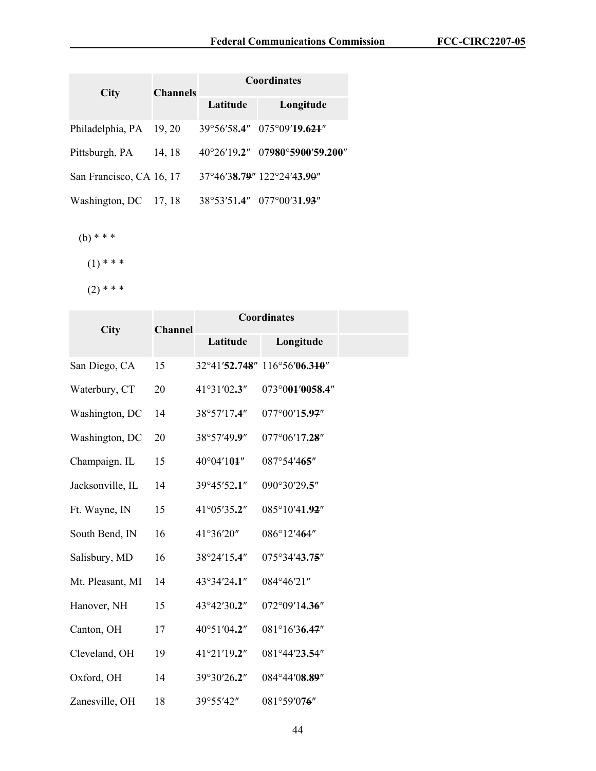| City | Channels | Coordinates | |
|---|---|---|---|
| | | Latitude | Longitude |
| Philadelphia, PA | 19, 20 | 39°56′58**.4**″ | 075°09′**19.6**~~21~~″ |
| Pittsburgh, PA | 14, 18 | 40°26′19**.2**″ | 0**79**~~80~~°**59**~~00~~′**59.2**~~00~~″ |
| San Francisco, CA | 16, 17 | 37°46′3**8.7**~~9~~″ | 122°24′4**3.9**~~0~~″ |
| Washington, DC | 17, 18 | 38°53′51**.4**″ | 077°00′3**1.9**~~3~~″ |

(b) * * *

(1) * * *

(2) * * *

| City | Channel | Coordinates | | |
|---|---|---|---|---|
| | | Latitude | Longitude | |
| San Diego, CA | 15 | 32°41′**52.7**~~48~~″ | 116°56′**06.3**~~10~~″ | |
| Waterbury, CT | 20 | 41°31′02**.3**″ | 073°00~~1~~′~~00~~**58.4**″ | |
| Washington, DC | 14 | 38°57′17**.4**″ | 077°00′1**5.9**~~7~~″ | |
| Washington, DC | 20 | 38°57′49**.9**″ | 077°06′1**7.2**~~8~~″ | |
| Champaign, IL | 15 | 40°04′1**0**~~1~~″ | 087°54′4**6**~~5~~″ | |
| Jacksonville, IL | 14 | 39°45′52**.1**″ | 090°30′29**.5**″ | |
| Ft. Wayne, IN | 15 | 41°05′35**.2**″ | 085°10′4**1.9**~~2~~″ | |
| South Bend, IN | 16 | 41°36′20″ | 086°12′4**6**~~4~~″ | |
| Salisbury, MD | 16 | 38°24′15**.4**″ | 075°34′4**3.7**~~5~~″ | |
| Mt. Pleasant, MI | 14 | 43°34′24**.1**″ | 084°46′21″ | |
| Hanover, NH | 15 | 43°42′30**.2**″ | 072°09′1**4.3**~~6~~″ | |
| Canton, OH | 17 | 40°51′04**.2**″ | 081°16′3**6.4**~~7~~″ | |
| Cleveland, OH | 19 | 41°21′19**.2**″ | 081°44′2**3.5**4″ | |
| Oxford, OH | 14 | 39°30′26**.2**″ | 084°44′0**8.8**~~9~~″ | |
| Zanesville, OH | 18 | 39°55′42″ | 081°59′0**7**~~6~~″ | |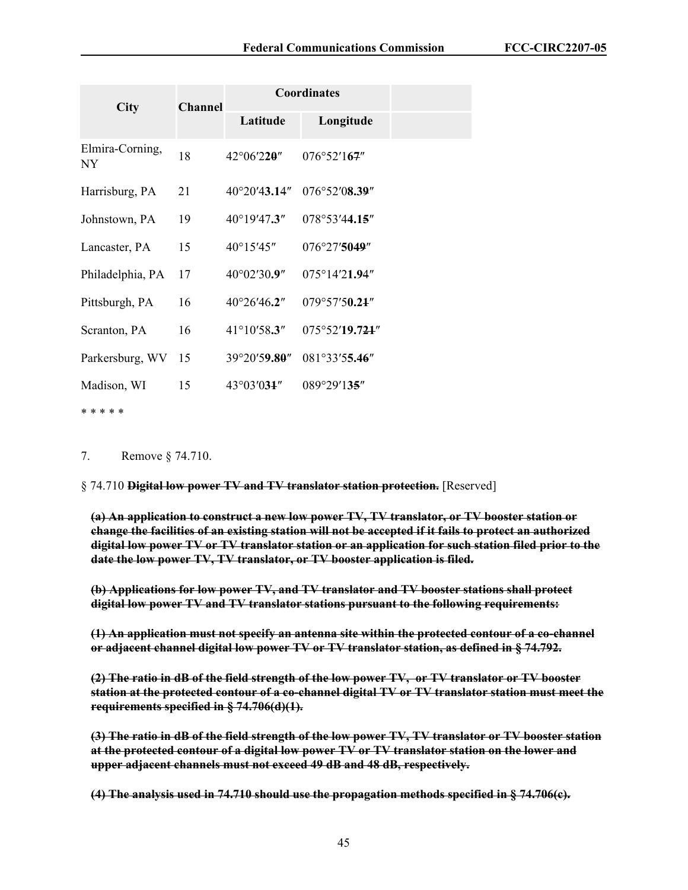| City | Channel | Coordinates | | |
|---|---|---|---|---|
| | | Latitude | Longitude | |
| Elmira-Corning, NY | 18 | 42°06′2**2**~~0~~″ | 076°52′1**6**~~7~~″ | |
| Harrisburg, PA | 21 | 40°20′4**3.14**″ | 076°52′0**8.3**~~9~~″ | |
| Johnstown, PA | 19 | 40°19′47**.3**″ | 078°53′4**4.1**~~5~~″ | |
| Lancaster, PA | 15 | 40°15′45″ | 076°27′**50**~~49~~″ | |
| Philadelphia, PA | 17 | 40°02′30**.9**″ | 075°14′2**1.9**~~4~~″ | |
| Pittsburgh, PA | 16 | 40°26′46**.2**″ | 079°57′5**0.2**~~1~~″ | |
| Scranton, PA | 16 | 41°10′58**.3**″ | 075°52′**19.7**~~21~~″ | |
| Parkersburg, WV | 15 | 39°20′5**9.8**~~0~~″ | 081°33′5**5.4**~~6~~″ | |
| Madison, WI | 15 | 43°03′0**3**~~1~~″ | 089°29′1**3**~~5~~″ | |

\* \* \* \* \*

7. Remove § 74.710.

§ 74.710 ~~**Digital low power TV and TV translator station protection.**~~ [Reserved]

~~**(a) An application to construct a new low power TV, TV translator, or TV booster station or change the facilities of an existing station will not be accepted if it fails to protect an authorized digital low power TV or TV translator station or an application for such station filed prior to the date the low power TV, TV translator, or TV booster application is filed.**~~

~~**(b) Applications for low power TV, and TV translator and TV booster stations shall protect digital low power TV and TV translator stations pursuant to the following requirements:**~~

~~**(1) An application must not specify an antenna site within the protected contour of a co-channel or adjacent channel digital low power TV or TV translator station, as defined in § 74.792.**~~

~~**(2) The ratio in dB of the field strength of the low power TV, or TV translator or TV booster station at the protected contour of a co-channel digital TV or TV translator station must meet the requirements specified in § 74.706(d)(1).**~~

~~**(3) The ratio in dB of the field strength of the low power TV, TV translator or TV booster station at the protected contour of a digital low power TV or TV translator station on the lower and upper adjacent channels must not exceed 49 dB and 48 dB, respectively.**~~

~~**(4) The analysis used in 74.710 should use the propagation methods specified in § 74.706(c).**~~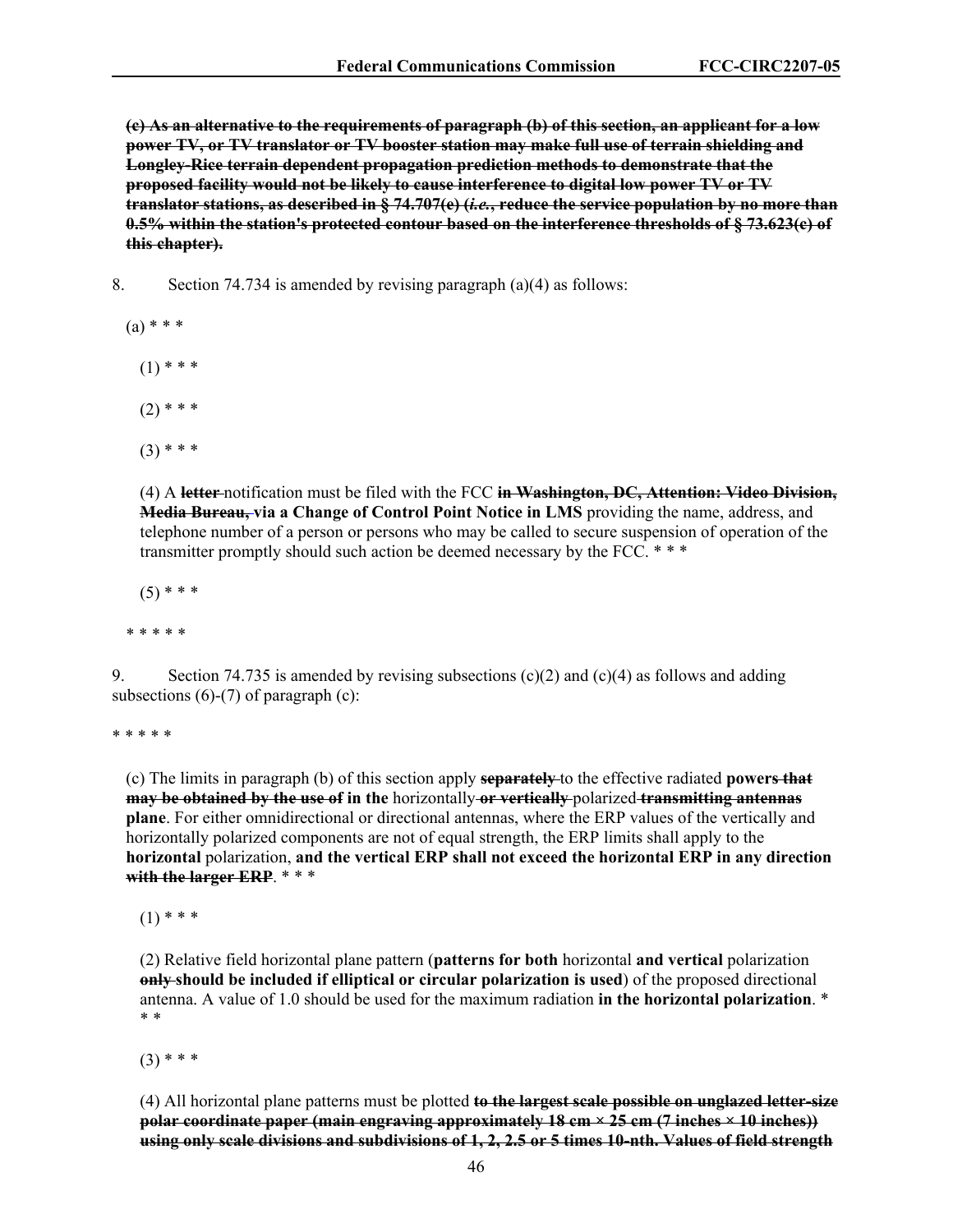~~**(c) As an alternative to the requirements of paragraph (b) of this section, an applicant for a low power TV, or TV translator or TV booster station may make full use of terrain shielding and Longley-Rice terrain dependent propagation prediction methods to demonstrate that the proposed facility would not be likely to cause interference to digital low power TV or TV translator stations, as described in § 74.707(e) (*i.e.*, reduce the service population by no more than 0.5% within the station's protected contour based on the interference thresholds of § 73.623(c) of this chapter).**~~

8. Section 74.734 is amended by revising paragraph (a)(4) as follows:

(a) * * *

(1) * * *

(2) * * *

(3) * * *

(4) A ~~**letter**~~ notification must be filed with the FCC ~~**in Washington, DC, Attention: Video Division, Media Bureau,**~~ **via a Change of Control Point Notice in LMS** providing the name, address, and telephone number of a person or persons who may be called to secure suspension of operation of the transmitter promptly should such action be deemed necessary by the FCC. * * *

(5) * * *

* * * * *

9. Section 74.735 is amended by revising subsections (c)(2) and (c)(4) as follows and adding subsections (6)-(7) of paragraph (c):

* * * * *

(c) The limits in paragraph (b) of this section apply ~~**separately**~~ to the effective radiated **powers** ~~**that may be obtained by the use of**~~ **in the** horizontally ~~**or vertically**~~ polarized ~~**transmitting antennas**~~ **plane**. For either omnidirectional or directional antennas, where the ERP values of the vertically and horizontally polarized components are not of equal strength, the ERP limits shall apply to the **horizontal** polarization, **and the vertical ERP shall not exceed the horizontal ERP in any direction** ~~**with the larger ERP**~~. * * *

(1) * * *

(2) Relative field horizontal plane pattern (**patterns for both** horizontal **and vertical** polarization ~~**only**~~ **should be included if elliptical or circular polarization is used**) of the proposed directional antenna. A value of 1.0 should be used for the maximum radiation **in the horizontal polarization**. * * *

(3) * * *

(4) All horizontal plane patterns must be plotted ~~**to the largest scale possible on unglazed letter-size polar coordinate paper (main engraving approximately 18 cm × 25 cm (7 inches × 10 inches)) using only scale divisions and subdivisions of 1, 2, 2.5 or 5 times 10-nth. Values of field strength**~~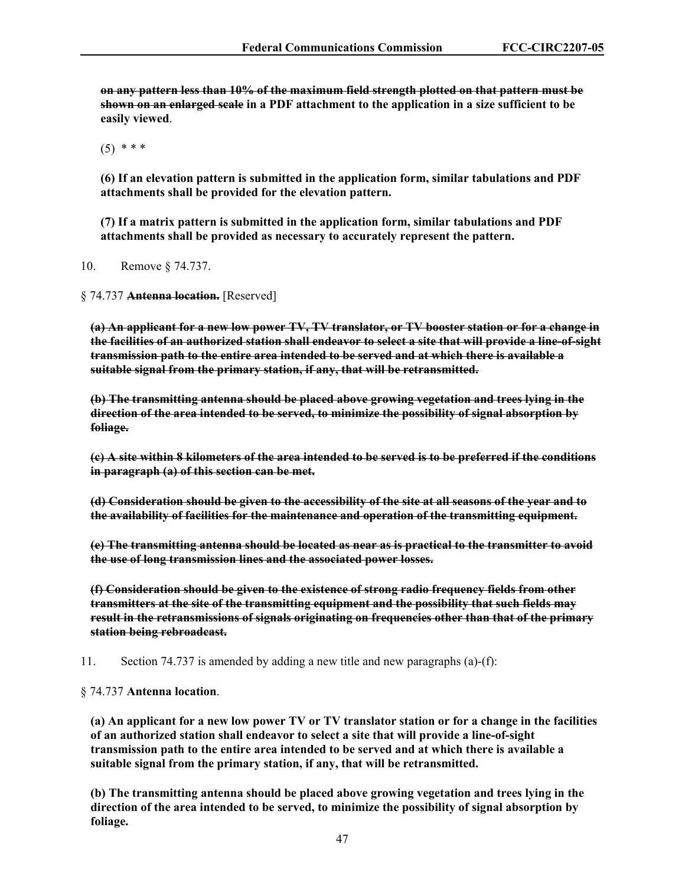~~**on any pattern less than 10% of the maximum field strength plotted on that pattern must be shown on an enlarged scale**~~ **in a PDF attachment to the application in a size sufficient to be easily viewed**.

(5) * * *

**(6) If an elevation pattern is submitted in the application form, similar tabulations and PDF attachments shall be provided for the elevation pattern.**

**(7) If a matrix pattern is submitted in the application form, similar tabulations and PDF attachments shall be provided as necessary to accurately represent the pattern.**

10. Remove § 74.737.

§ 74.737 ~~**Antenna location.**~~ [Reserved]

~~**(a) An applicant for a new low power TV, TV translator, or TV booster station or for a change in the facilities of an authorized station shall endeavor to select a site that will provide a line-of-sight transmission path to the entire area intended to be served and at which there is available a suitable signal from the primary station, if any, that will be retransmitted.**~~

~~**(b) The transmitting antenna should be placed above growing vegetation and trees lying in the direction of the area intended to be served, to minimize the possibility of signal absorption by foliage.**~~

~~**(c) A site within 8 kilometers of the area intended to be served is to be preferred if the conditions in paragraph (a) of this section can be met.**~~

~~**(d) Consideration should be given to the accessibility of the site at all seasons of the year and to the availability of facilities for the maintenance and operation of the transmitting equipment.**~~

~~**(e) The transmitting antenna should be located as near as is practical to the transmitter to avoid the use of long transmission lines and the associated power losses.**~~

~~**(f) Consideration should be given to the existence of strong radio frequency fields from other transmitters at the site of the transmitting equipment and the possibility that such fields may result in the retransmissions of signals originating on frequencies other than that of the primary station being rebroadcast.**~~

11. Section 74.737 is amended by adding a new title and new paragraphs (a)-(f):

§ 74.737 **Antenna location**.

**(a) An applicant for a new low power TV or TV translator station or for a change in the facilities of an authorized station shall endeavor to select a site that will provide a line-of-sight transmission path to the entire area intended to be served and at which there is available a suitable signal from the primary station, if any, that will be retransmitted.**

**(b) The transmitting antenna should be placed above growing vegetation and trees lying in the direction of the area intended to be served, to minimize the possibility of signal absorption by foliage.**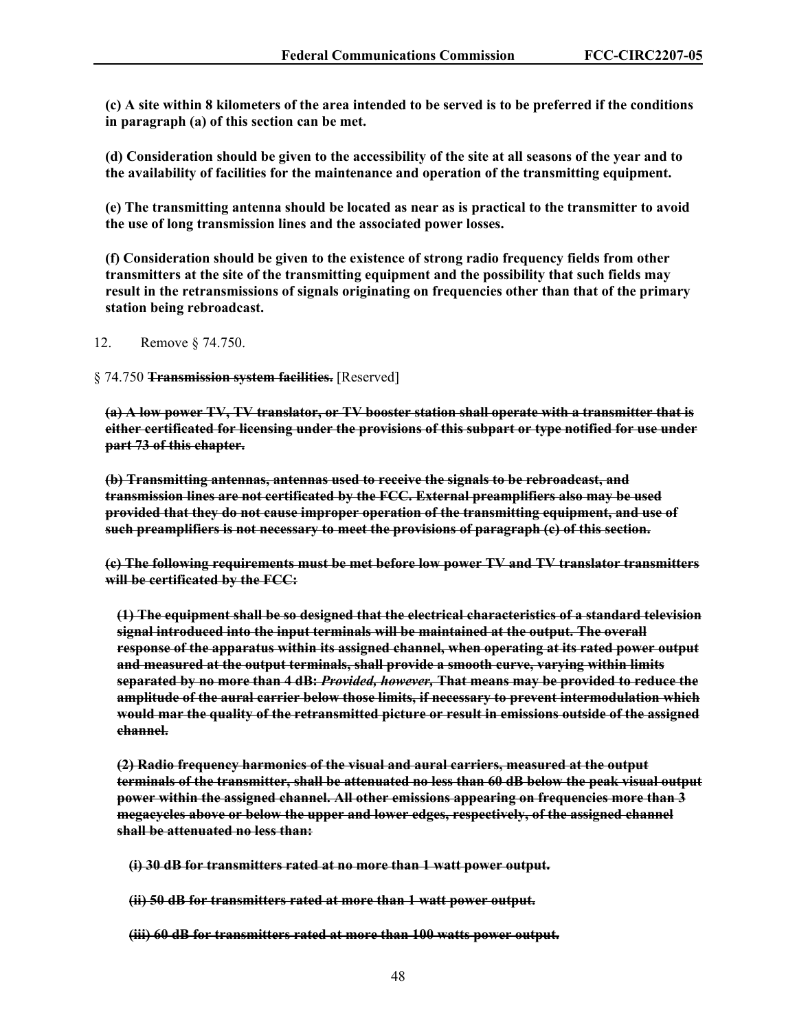**(c) A site within 8 kilometers of the area intended to be served is to be preferred if the conditions in paragraph (a) of this section can be met.**

**(d) Consideration should be given to the accessibility of the site at all seasons of the year and to the availability of facilities for the maintenance and operation of the transmitting equipment.**

**(e) The transmitting antenna should be located as near as is practical to the transmitter to avoid the use of long transmission lines and the associated power losses.**

**(f) Consideration should be given to the existence of strong radio frequency fields from other transmitters at the site of the transmitting equipment and the possibility that such fields may result in the retransmissions of signals originating on frequencies other than that of the primary station being rebroadcast.**

12. Remove § 74.750.

§ 74.750 ~~**Transmission system facilities.**~~ [Reserved]

~~**(a) A low power TV, TV translator, or TV booster station shall operate with a transmitter that is either certificated for licensing under the provisions of this subpart or type notified for use under part 73 of this chapter.**~~

~~**(b) Transmitting antennas, antennas used to receive the signals to be rebroadcast, and transmission lines are not certificated by the FCC. External preamplifiers also may be used provided that they do not cause improper operation of the transmitting equipment, and use of such preamplifiers is not necessary to meet the provisions of paragraph (c) of this section.**~~

~~**(c) The following requirements must be met before low power TV and TV translator transmitters will be certificated by the FCC:**~~

~~**(1) The equipment shall be so designed that the electrical characteristics of a standard television signal introduced into the input terminals will be maintained at the output. The overall response of the apparatus within its assigned channel, when operating at its rated power output and measured at the output terminals, shall provide a smooth curve, varying within limits separated by no more than 4 dB: *Provided, however,* That means may be provided to reduce the amplitude of the aural carrier below those limits, if necessary to prevent intermodulation which would mar the quality of the retransmitted picture or result in emissions outside of the assigned channel.**~~

~~**(2) Radio frequency harmonics of the visual and aural carriers, measured at the output terminals of the transmitter, shall be attenuated no less than 60 dB below the peak visual output power within the assigned channel. All other emissions appearing on frequencies more than 3 megacycles above or below the upper and lower edges, respectively, of the assigned channel shall be attenuated no less than:**~~

~~**(i) 30 dB for transmitters rated at no more than 1 watt power output.**~~

~~**(ii) 50 dB for transmitters rated at more than 1 watt power output.**~~

~~**(iii) 60 dB for transmitters rated at more than 100 watts power output.**~~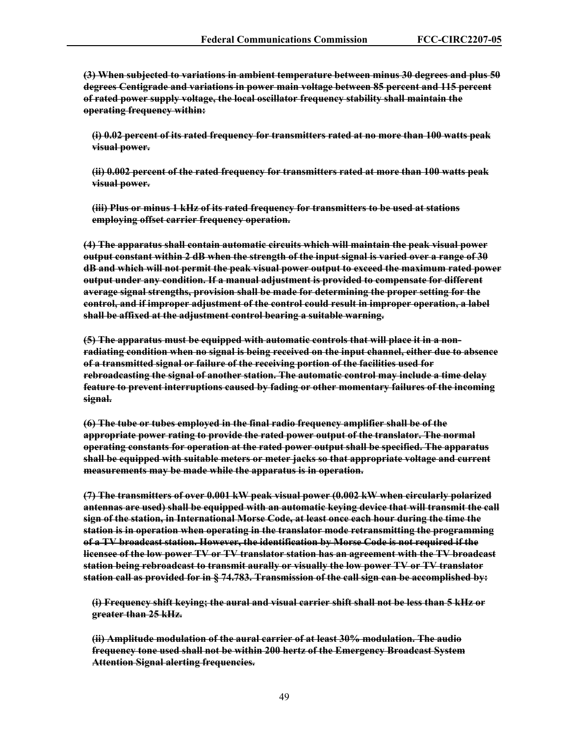~~**(3) When subjected to variations in ambient temperature between minus 30 degrees and plus 50 degrees Centigrade and variations in power main voltage between 85 percent and 115 percent of rated power supply voltage, the local oscillator frequency stability shall maintain the operating frequency within:**~~

~~**(i) 0.02 percent of its rated frequency for transmitters rated at no more than 100 watts peak visual power.**~~

~~**(ii) 0.002 percent of the rated frequency for transmitters rated at more than 100 watts peak visual power.**~~

~~**(iii) Plus or minus 1 kHz of its rated frequency for transmitters to be used at stations employing offset carrier frequency operation.**~~

~~**(4) The apparatus shall contain automatic circuits which will maintain the peak visual power output constant within 2 dB when the strength of the input signal is varied over a range of 30 dB and which will not permit the peak visual power output to exceed the maximum rated power output under any condition. If a manual adjustment is provided to compensate for different average signal strengths, provision shall be made for determining the proper setting for the control, and if improper adjustment of the control could result in improper operation, a label shall be affixed at the adjustment control bearing a suitable warning.**~~

~~**(5) The apparatus must be equipped with automatic controls that will place it in a non-radiating condition when no signal is being received on the input channel, either due to absence of a transmitted signal or failure of the receiving portion of the facilities used for rebroadcasting the signal of another station. The automatic control may include a time delay feature to prevent interruptions caused by fading or other momentary failures of the incoming signal.**~~

~~**(6) The tube or tubes employed in the final radio frequency amplifier shall be of the appropriate power rating to provide the rated power output of the translator. The normal operating constants for operation at the rated power output shall be specified. The apparatus shall be equipped with suitable meters or meter jacks so that appropriate voltage and current measurements may be made while the apparatus is in operation.**~~

~~**(7) The transmitters of over 0.001 kW peak visual power (0.002 kW when circularly polarized antennas are used) shall be equipped with an automatic keying device that will transmit the call sign of the station, in International Morse Code, at least once each hour during the time the station is in operation when operating in the translator mode retransmitting the programming of a TV broadcast station. However, the identification by Morse Code is not required if the licensee of the low power TV or TV translator station has an agreement with the TV broadcast station being rebroadcast to transmit aurally or visually the low power TV or TV translator station call as provided for in § 74.783. Transmission of the call sign can be accomplished by:**~~

~~**(i) Frequency shift keying; the aural and visual carrier shift shall not be less than 5 kHz or greater than 25 kHz.**~~

~~**(ii) Amplitude modulation of the aural carrier of at least 30% modulation. The audio frequency tone used shall not be within 200 hertz of the Emergency Broadcast System Attention Signal alerting frequencies.**~~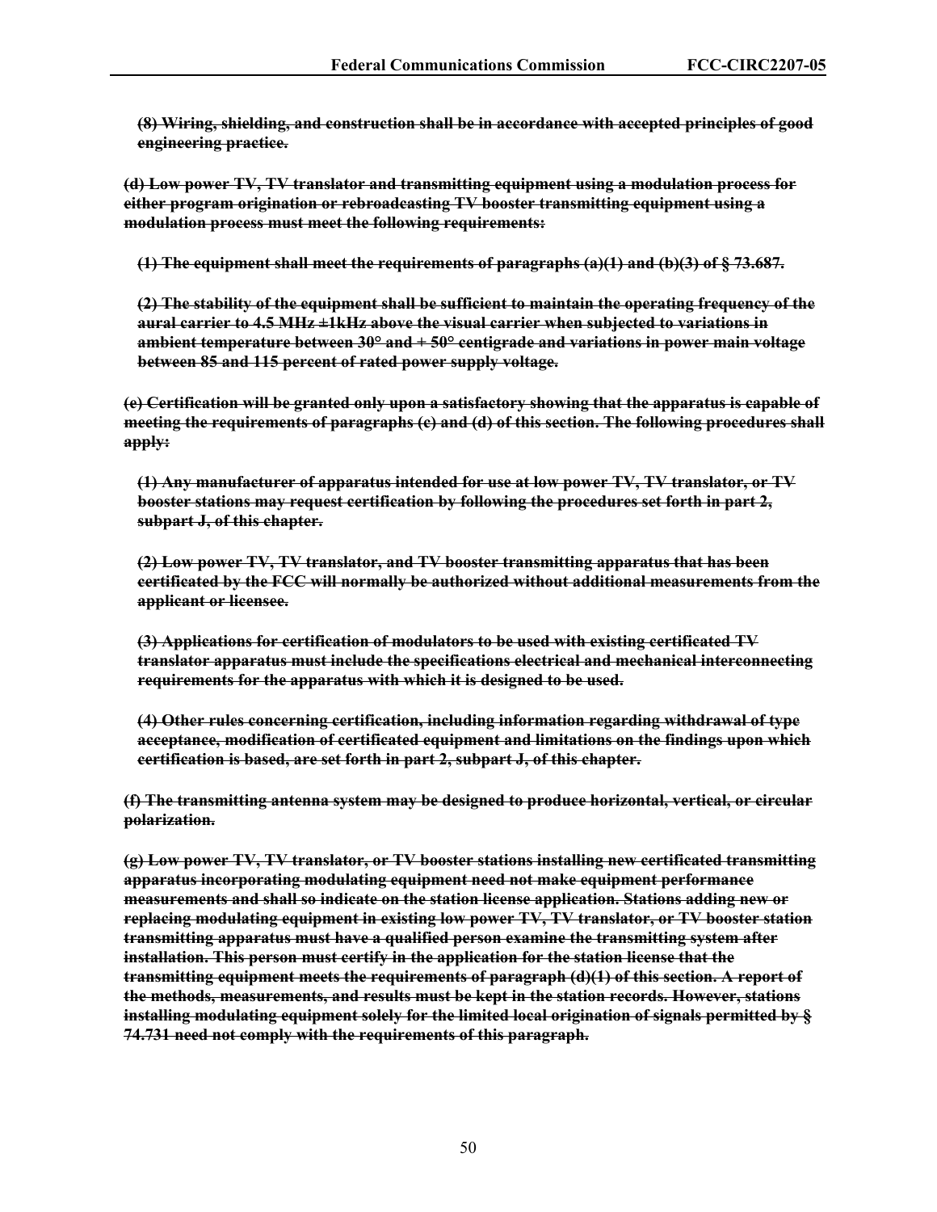~~**(8) Wiring, shielding, and construction shall be in accordance with accepted principles of good engineering practice.**~~

~~**(d) Low power TV, TV translator and transmitting equipment using a modulation process for either program origination or rebroadcasting TV booster transmitting equipment using a modulation process must meet the following requirements:**~~

~~**(1) The equipment shall meet the requirements of paragraphs (a)(1) and (b)(3) of § 73.687.**~~

~~**(2) The stability of the equipment shall be sufficient to maintain the operating frequency of the aural carrier to 4.5 MHz ±1kHz above the visual carrier when subjected to variations in ambient temperature between 30° and + 50° centigrade and variations in power main voltage between 85 and 115 percent of rated power supply voltage.**~~

~~**(e) Certification will be granted only upon a satisfactory showing that the apparatus is capable of meeting the requirements of paragraphs (c) and (d) of this section. The following procedures shall apply:**~~

~~**(1) Any manufacturer of apparatus intended for use at low power TV, TV translator, or TV booster stations may request certification by following the procedures set forth in part 2, subpart J, of this chapter.**~~

~~**(2) Low power TV, TV translator, and TV booster transmitting apparatus that has been certificated by the FCC will normally be authorized without additional measurements from the applicant or licensee.**~~

~~**(3) Applications for certification of modulators to be used with existing certificated TV translator apparatus must include the specifications electrical and mechanical interconnecting requirements for the apparatus with which it is designed to be used.**~~

~~**(4) Other rules concerning certification, including information regarding withdrawal of type acceptance, modification of certificated equipment and limitations on the findings upon which certification is based, are set forth in part 2, subpart J, of this chapter.**~~

~~**(f) The transmitting antenna system may be designed to produce horizontal, vertical, or circular polarization.**~~

~~**(g) Low power TV, TV translator, or TV booster stations installing new certificated transmitting apparatus incorporating modulating equipment need not make equipment performance measurements and shall so indicate on the station license application. Stations adding new or replacing modulating equipment in existing low power TV, TV translator, or TV booster station transmitting apparatus must have a qualified person examine the transmitting system after installation. This person must certify in the application for the station license that the transmitting equipment meets the requirements of paragraph (d)(1) of this section. A report of the methods, measurements, and results must be kept in the station records. However, stations installing modulating equipment solely for the limited local origination of signals permitted by § 74.731 need not comply with the requirements of this paragraph.**~~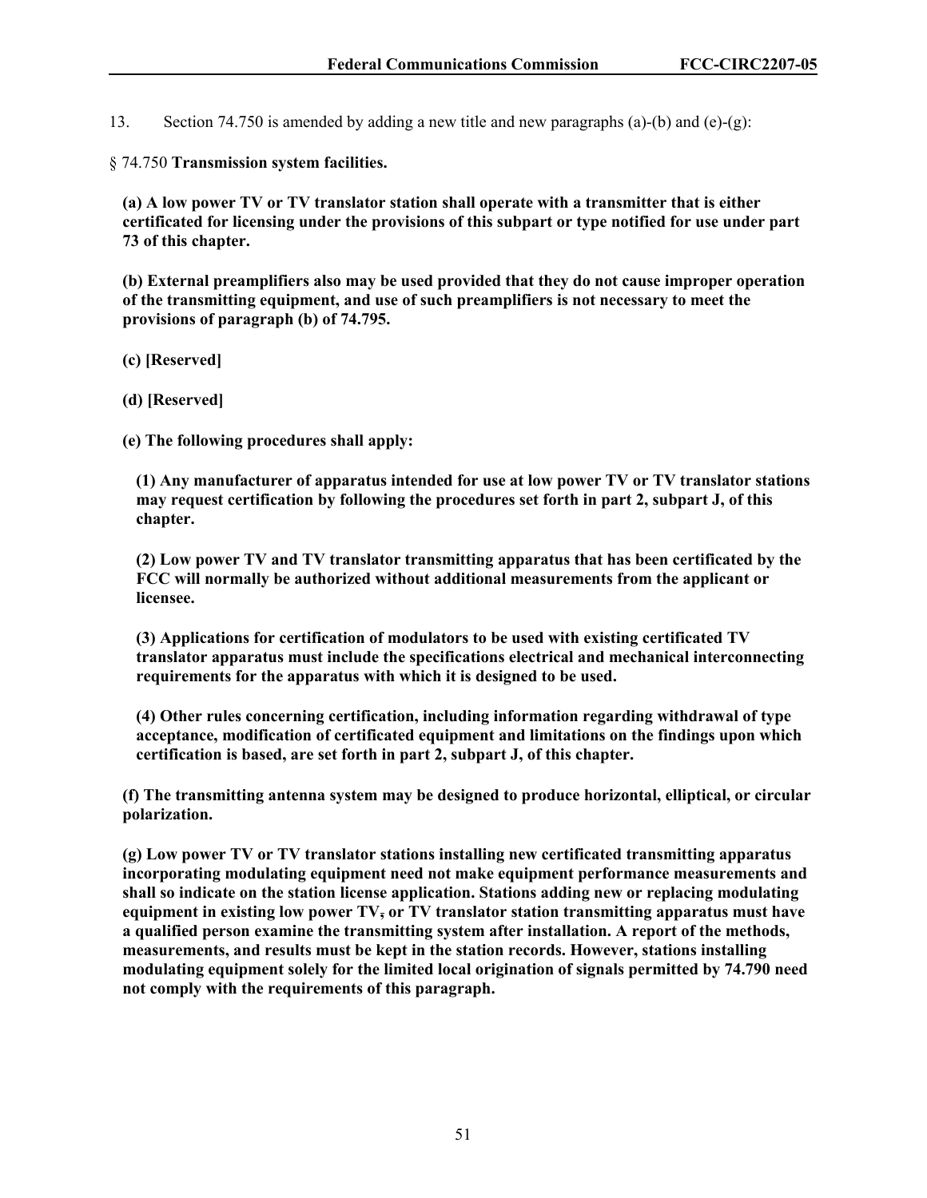13. Section 74.750 is amended by adding a new title and new paragraphs (a)-(b) and (e)-(g):

§ 74.750 **Transmission system facilities.**

**(a) A low power TV or TV translator station shall operate with a transmitter that is either certificated for licensing under the provisions of this subpart or type notified for use under part 73 of this chapter.**

**(b) External preamplifiers also may be used provided that they do not cause improper operation of the transmitting equipment, and use of such preamplifiers is not necessary to meet the provisions of paragraph (b) of 74.795.**

**(c) [Reserved]**

**(d) [Reserved]**

**(e) The following procedures shall apply:**

**(1) Any manufacturer of apparatus intended for use at low power TV or TV translator stations may request certification by following the procedures set forth in part 2, subpart J, of this chapter.**

**(2) Low power TV and TV translator transmitting apparatus that has been certificated by the FCC will normally be authorized without additional measurements from the applicant or licensee.**

**(3) Applications for certification of modulators to be used with existing certificated TV translator apparatus must include the specifications electrical and mechanical interconnecting requirements for the apparatus with which it is designed to be used.**

**(4) Other rules concerning certification, including information regarding withdrawal of type acceptance, modification of certificated equipment and limitations on the findings upon which certification is based, are set forth in part 2, subpart J, of this chapter.**

**(f) The transmitting antenna system may be designed to produce horizontal, elliptical, or circular polarization.**

**(g) Low power TV or TV translator stations installing new certificated transmitting apparatus incorporating modulating equipment need not make equipment performance measurements and shall so indicate on the station license application. Stations adding new or replacing modulating equipment in existing low power TV, or TV translator station transmitting apparatus must have a qualified person examine the transmitting system after installation. A report of the methods, measurements, and results must be kept in the station records. However, stations installing modulating equipment solely for the limited local origination of signals permitted by 74.790 need not comply with the requirements of this paragraph.**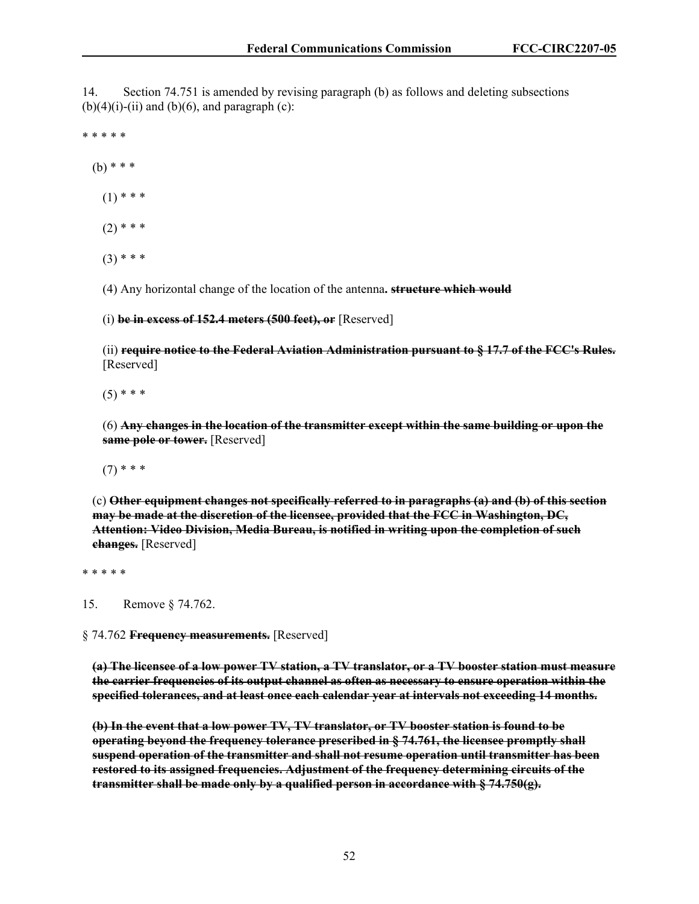14. Section 74.751 is amended by revising paragraph (b) as follows and deleting subsections (b)(4)(i)-(ii) and (b)(6), and paragraph (c):

\* \* \* \* \*

(b) \* \* \*

(1) \* \* \*

(2) \* \* \*

(3) \* \* \*

(4) Any horizontal change of the location of the antenna**. ~~structure which would~~**

(i) **~~be in excess of 152.4 meters (500 feet), or~~** [Reserved]

(ii) **~~require notice to the Federal Aviation Administration pursuant to § 17.7 of the FCC's Rules.~~** [Reserved]

(5) \* \* \*

(6) **~~Any changes in the location of the transmitter except within the same building or upon the same pole or tower.~~** [Reserved]

(7) \* \* \*

(c) **~~Other equipment changes not specifically referred to in paragraphs (a) and (b) of this section may be made at the discretion of the licensee, provided that the FCC in Washington, DC, Attention: Video Division, Media Bureau, is notified in writing upon the completion of such changes.~~** [Reserved]

\* \* \* \* \*

15. Remove § 74.762.

§ 74.762 **~~Frequency measurements.~~** [Reserved]

**~~(a) The licensee of a low power TV station, a TV translator, or a TV booster station must measure the carrier frequencies of its output channel as often as necessary to ensure operation within the specified tolerances, and at least once each calendar year at intervals not exceeding 14 months.~~**

**~~(b) In the event that a low power TV, TV translator, or TV booster station is found to be operating beyond the frequency tolerance prescribed in § 74.761, the licensee promptly shall suspend operation of the transmitter and shall not resume operation until transmitter has been restored to its assigned frequencies. Adjustment of the frequency determining circuits of the transmitter shall be made only by a qualified person in accordance with § 74.750(g).~~**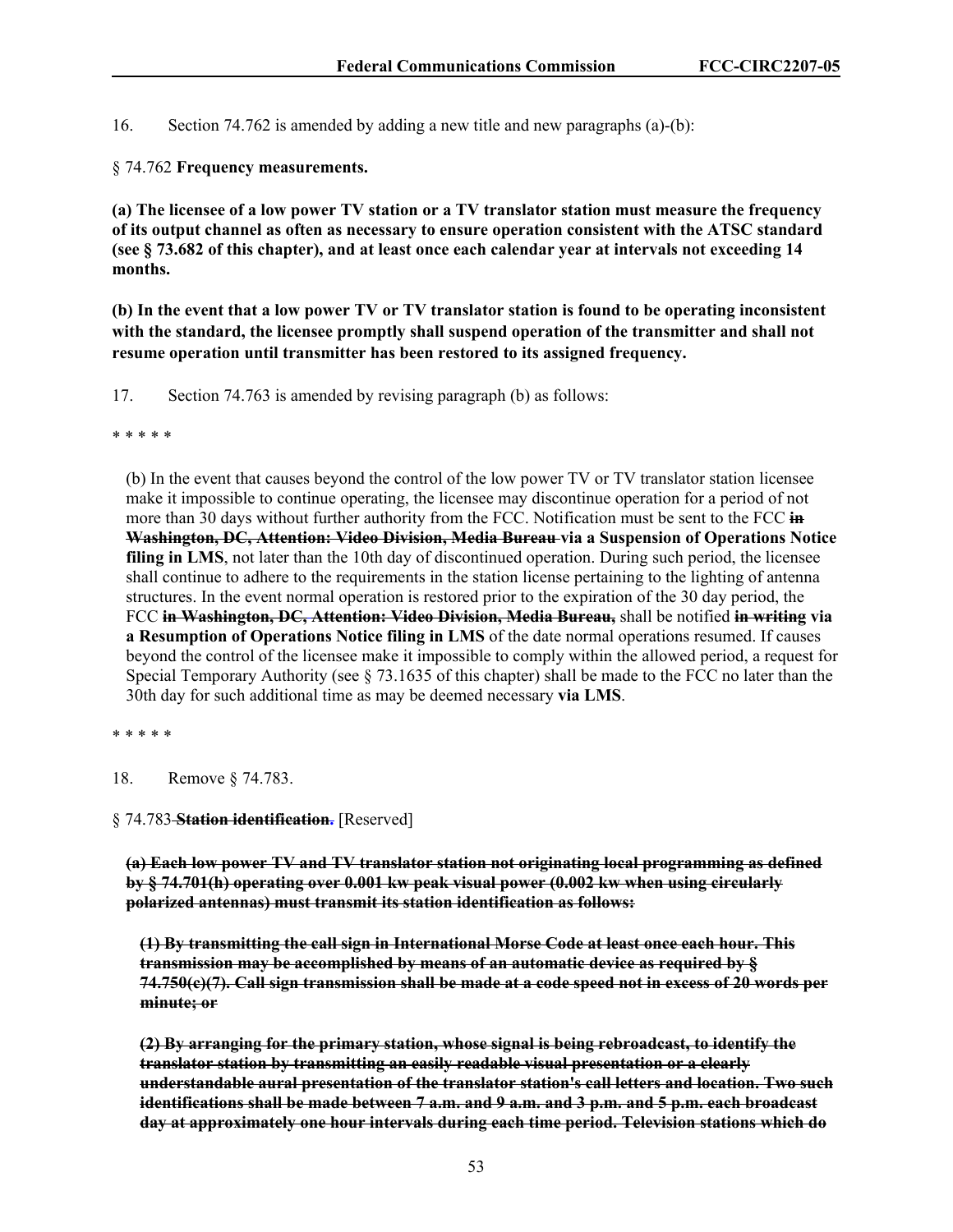16. Section 74.762 is amended by adding a new title and new paragraphs (a)-(b):

§ 74.762 **Frequency measurements.**

**(a) The licensee of a low power TV station or a TV translator station must measure the frequency of its output channel as often as necessary to ensure operation consistent with the ATSC standard (see § 73.682 of this chapter), and at least once each calendar year at intervals not exceeding 14 months.**

**(b) In the event that a low power TV or TV translator station is found to be operating inconsistent with the standard, the licensee promptly shall suspend operation of the transmitter and shall not resume operation until transmitter has been restored to its assigned frequency.**

17. Section 74.763 is amended by revising paragraph (b) as follows:

\* \* \* \* \*

(b) In the event that causes beyond the control of the low power TV or TV translator station licensee make it impossible to continue operating, the licensee may discontinue operation for a period of not more than 30 days without further authority from the FCC. Notification must be sent to the FCC ~~**in Washington, DC, Attention: Video Division, Media Bureau**~~ **via a Suspension of Operations Notice filing in LMS**, not later than the 10th day of discontinued operation. During such period, the licensee shall continue to adhere to the requirements in the station license pertaining to the lighting of antenna structures. In the event normal operation is restored prior to the expiration of the 30 day period, the FCC ~~**in Washington, DC, Attention: Video Division, Media Bureau,**~~ shall be notified ~~**in writing**~~ **via a Resumption of Operations Notice filing in LMS** of the date normal operations resumed. If causes beyond the control of the licensee make it impossible to comply within the allowed period, a request for Special Temporary Authority (see § 73.1635 of this chapter) shall be made to the FCC no later than the 30th day for such additional time as may be deemed necessary **via LMS**.

\* \* \* \* \*

18. Remove § 74.783.

§ 74.783 ~~**Station identification.**~~ [Reserved]

~~**(a) Each low power TV and TV translator station not originating local programming as defined by § 74.701(h) operating over 0.001 kw peak visual power (0.002 kw when using circularly polarized antennas) must transmit its station identification as follows:**~~

~~**(1) By transmitting the call sign in International Morse Code at least once each hour. This transmission may be accomplished by means of an automatic device as required by § 74.750(c)(7). Call sign transmission shall be made at a code speed not in excess of 20 words per minute; or**~~

~~**(2) By arranging for the primary station, whose signal is being rebroadcast, to identify the translator station by transmitting an easily readable visual presentation or a clearly understandable aural presentation of the translator station's call letters and location. Two such identifications shall be made between 7 a.m. and 9 a.m. and 3 p.m. and 5 p.m. each broadcast day at approximately one hour intervals during each time period. Television stations which do**~~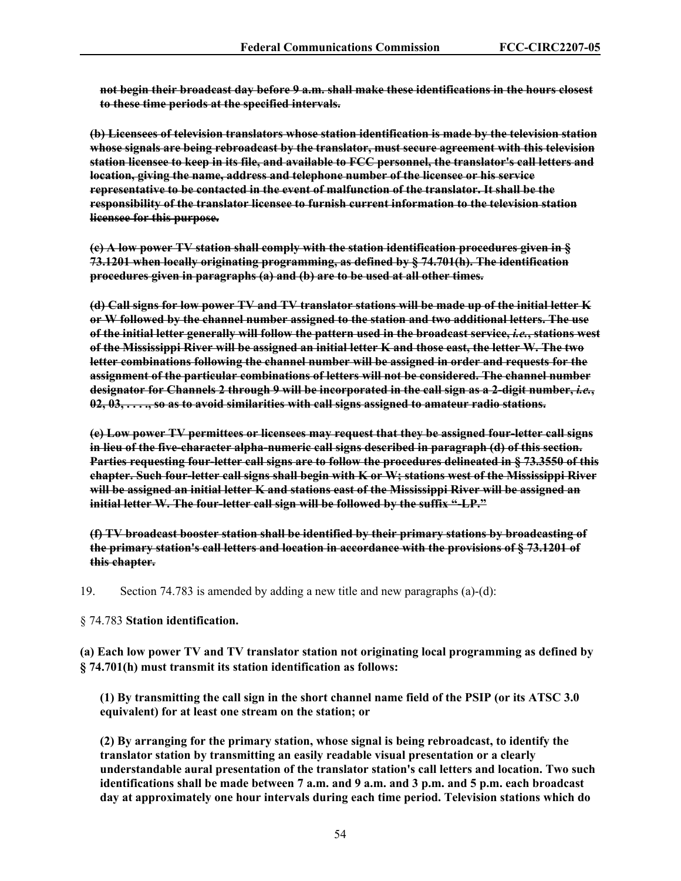~~**not begin their broadcast day before 9 a.m. shall make these identifications in the hours closest to these time periods at the specified intervals.**~~

~~**(b) Licensees of television translators whose station identification is made by the television station whose signals are being rebroadcast by the translator, must secure agreement with this television station licensee to keep in its file, and available to FCC personnel, the translator's call letters and location, giving the name, address and telephone number of the licensee or his service representative to be contacted in the event of malfunction of the translator. It shall be the responsibility of the translator licensee to furnish current information to the television station licensee for this purpose.**~~

~~**(c) A low power TV station shall comply with the station identification procedures given in § 73.1201 when locally originating programming, as defined by § 74.701(h). The identification procedures given in paragraphs (a) and (b) are to be used at all other times.**~~

~~**(d) Call signs for low power TV and TV translator stations will be made up of the initial letter K or W followed by the channel number assigned to the station and two additional letters. The use of the initial letter generally will follow the pattern used in the broadcast service, *i.e.*, stations west of the Mississippi River will be assigned an initial letter K and those east, the letter W. The two letter combinations following the channel number will be assigned in order and requests for the assignment of the particular combinations of letters will not be considered. The channel number designator for Channels 2 through 9 will be incorporated in the call sign as a 2-digit number, *i.e.*, 02, 03, . . . ., so as to avoid similarities with call signs assigned to amateur radio stations.**~~

~~**(e) Low power TV permittees or licensees may request that they be assigned four-letter call signs in lieu of the five-character alpha-numeric call signs described in paragraph (d) of this section. Parties requesting four-letter call signs are to follow the procedures delineated in § 73.3550 of this chapter. Such four-letter call signs shall begin with K or W; stations west of the Mississippi River will be assigned an initial letter K and stations east of the Mississippi River will be assigned an initial letter W. The four-letter call sign will be followed by the suffix "-LP."**~~

~~**(f) TV broadcast booster station shall be identified by their primary stations by broadcasting of the primary station's call letters and location in accordance with the provisions of § 73.1201 of this chapter.**~~

19. Section 74.783 is amended by adding a new title and new paragraphs (a)-(d):

§ 74.783 **Station identification.**

**(a) Each low power TV and TV translator station not originating local programming as defined by § 74.701(h) must transmit its station identification as follows:**

**(1) By transmitting the call sign in the short channel name field of the PSIP (or its ATSC 3.0 equivalent) for at least one stream on the station; or**

**(2) By arranging for the primary station, whose signal is being rebroadcast, to identify the translator station by transmitting an easily readable visual presentation or a clearly understandable aural presentation of the translator station's call letters and location. Two such identifications shall be made between 7 a.m. and 9 a.m. and 3 p.m. and 5 p.m. each broadcast day at approximately one hour intervals during each time period. Television stations which do**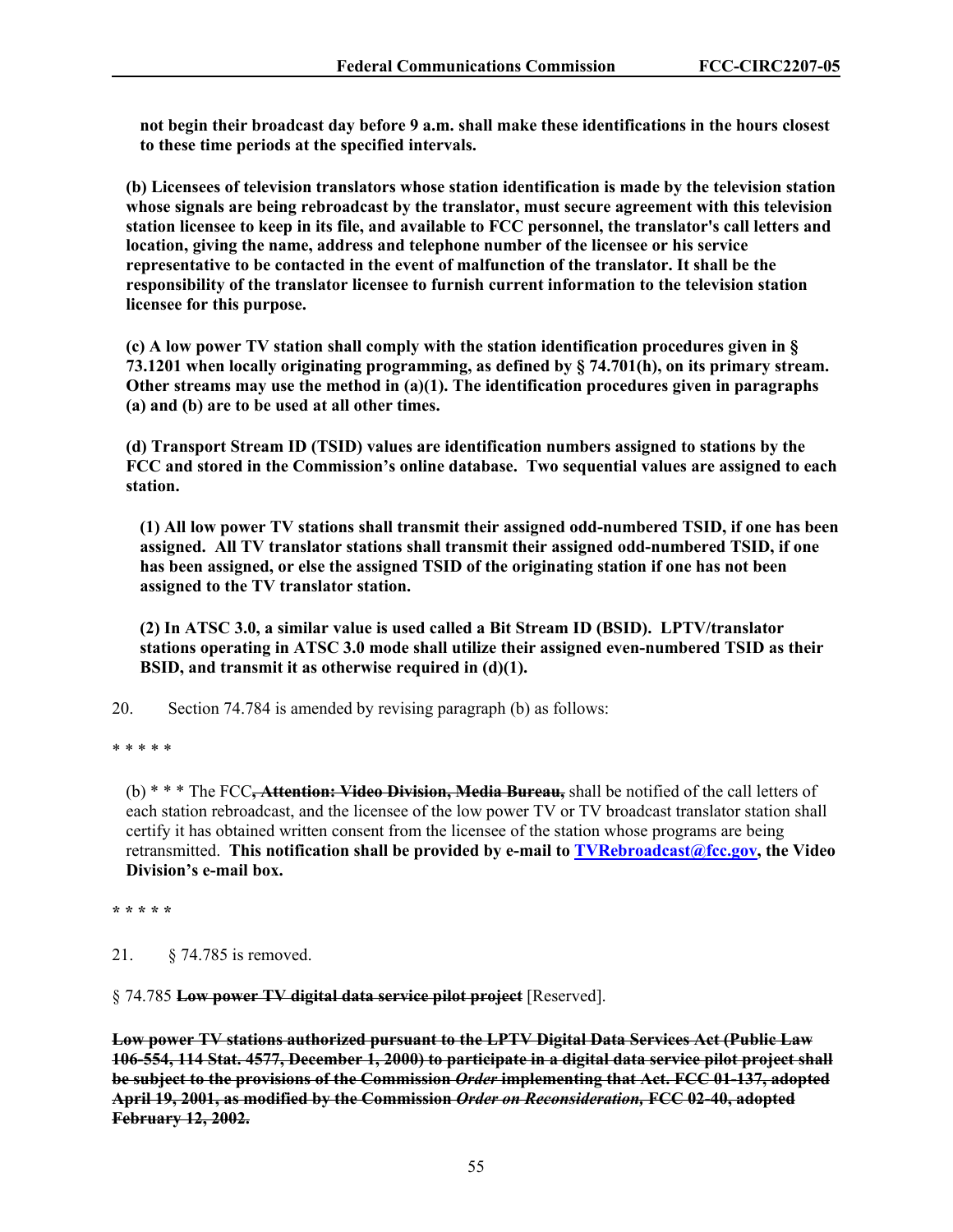**not begin their broadcast day before 9 a.m. shall make these identifications in the hours closest to these time periods at the specified intervals.**

**(b) Licensees of television translators whose station identification is made by the television station whose signals are being rebroadcast by the translator, must secure agreement with this television station licensee to keep in its file, and available to FCC personnel, the translator's call letters and location, giving the name, address and telephone number of the licensee or his service representative to be contacted in the event of malfunction of the translator. It shall be the responsibility of the translator licensee to furnish current information to the television station licensee for this purpose.**

**(c) A low power TV station shall comply with the station identification procedures given in § 73.1201 when locally originating programming, as defined by § 74.701(h), on its primary stream. Other streams may use the method in (a)(1). The identification procedures given in paragraphs (a) and (b) are to be used at all other times.**

**(d) Transport Stream ID (TSID) values are identification numbers assigned to stations by the FCC and stored in the Commission's online database. Two sequential values are assigned to each station.**

**(1) All low power TV stations shall transmit their assigned odd-numbered TSID, if one has been assigned. All TV translator stations shall transmit their assigned odd-numbered TSID, if one has been assigned, or else the assigned TSID of the originating station if one has not been assigned to the TV translator station.**

**(2) In ATSC 3.0, a similar value is used called a Bit Stream ID (BSID). LPTV/translator stations operating in ATSC 3.0 mode shall utilize their assigned even-numbered TSID as their BSID, and transmit it as otherwise required in (d)(1).**

20. Section 74.784 is amended by revising paragraph (b) as follows:

* * * * *

(b) * * * The FCC~~**, Attention: Video Division, Media Bureau,**~~ shall be notified of the call letters of each station rebroadcast, and the licensee of the low power TV or TV broadcast translator station shall certify it has obtained written consent from the licensee of the station whose programs are being retransmitted. **This notification shall be provided by e-mail to TVRebroadcast@fcc.gov, the Video Division's e-mail box.**

**\* \* \* \* \***

21. § 74.785 is removed.

§ 74.785 ~~**Low power TV digital data service pilot project**~~ [Reserved].

~~**Low power TV stations authorized pursuant to the LPTV Digital Data Services Act (Public Law 106-554, 114 Stat. 4577, December 1, 2000) to participate in a digital data service pilot project shall be subject to the provisions of the Commission *Order* implementing that Act. FCC 01-137, adopted April 19, 2001, as modified by the Commission *Order on Reconsideration,* FCC 02-40, adopted February 12, 2002.**~~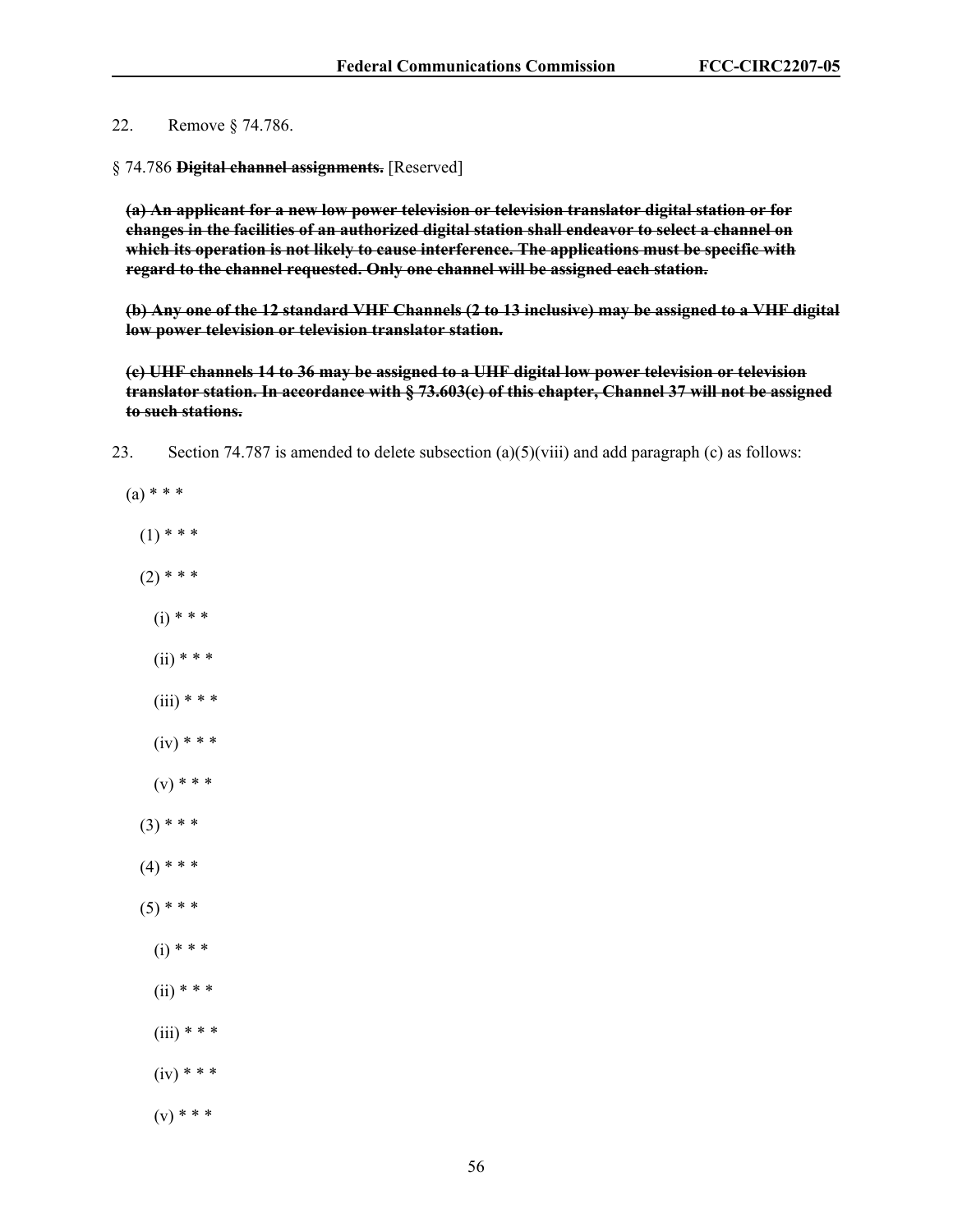22. Remove § 74.786.

§ 74.786 ~~**Digital channel assignments.**~~ [Reserved]

~~**(a) An applicant for a new low power television or television translator digital station or for changes in the facilities of an authorized digital station shall endeavor to select a channel on which its operation is not likely to cause interference. The applications must be specific with regard to the channel requested. Only one channel will be assigned each station.**~~

~~**(b) Any one of the 12 standard VHF Channels (2 to 13 inclusive) may be assigned to a VHF digital low power television or television translator station.**~~

~~**(c) UHF channels 14 to 36 may be assigned to a UHF digital low power television or television translator station. In accordance with § 73.603(c) of this chapter, Channel 37 will not be assigned to such stations.**~~

23. Section 74.787 is amended to delete subsection (a)(5)(viii) and add paragraph (c) as follows:

(a) * * *

(1) * * *

(2) * * *

(i) * * *

(ii) * * *

(iii) * * *

(iv) * * *

(v) * * *

(3) * * *

(4) * * *

(5) * * *

(i) * * *

(ii) * * *

(iii) * * *

(iv) * * *

(v) * * *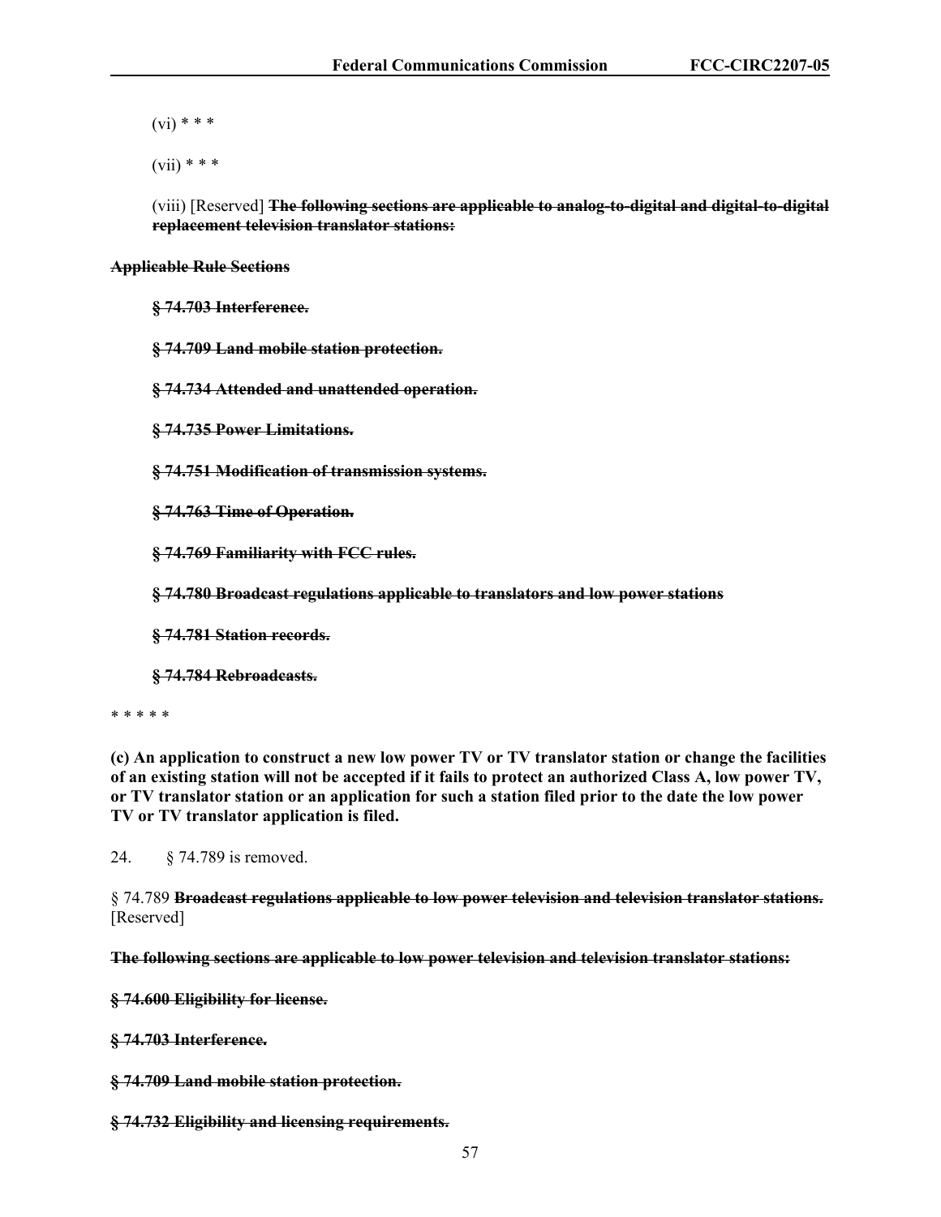(vi) * * *

(vii) * * *

(viii) [Reserved] ~~**The following sections are applicable to analog-to-digital and digital-to-digital replacement television translator stations:**~~

~~**Applicable Rule Sections**~~

~~**§ 74.703 Interference.**~~

~~**§ 74.709 Land mobile station protection.**~~

~~**§ 74.734 Attended and unattended operation.**~~

~~**§ 74.735 Power Limitations.**~~

~~**§ 74.751 Modification of transmission systems.**~~

~~**§ 74.763 Time of Operation.**~~

~~**§ 74.769 Familiarity with FCC rules.**~~

~~**§ 74.780 Broadcast regulations applicable to translators and low power stations**~~

~~**§ 74.781 Station records.**~~

~~**§ 74.784 Rebroadcasts.**~~

* * * * *

**(c) An application to construct a new low power TV or TV translator station or change the facilities of an existing station will not be accepted if it fails to protect an authorized Class A, low power TV, or TV translator station or an application for such a station filed prior to the date the low power TV or TV translator application is filed.**

24. § 74.789 is removed.

§ 74.789 ~~**Broadcast regulations applicable to low power television and television translator stations.**~~ [Reserved]

~~**The following sections are applicable to low power television and television translator stations:**~~

~~**§ 74.600 Eligibility for license.**~~

~~**§ 74.703 Interference.**~~

~~**§ 74.709 Land mobile station protection.**~~

~~**§ 74.732 Eligibility and licensing requirements.**~~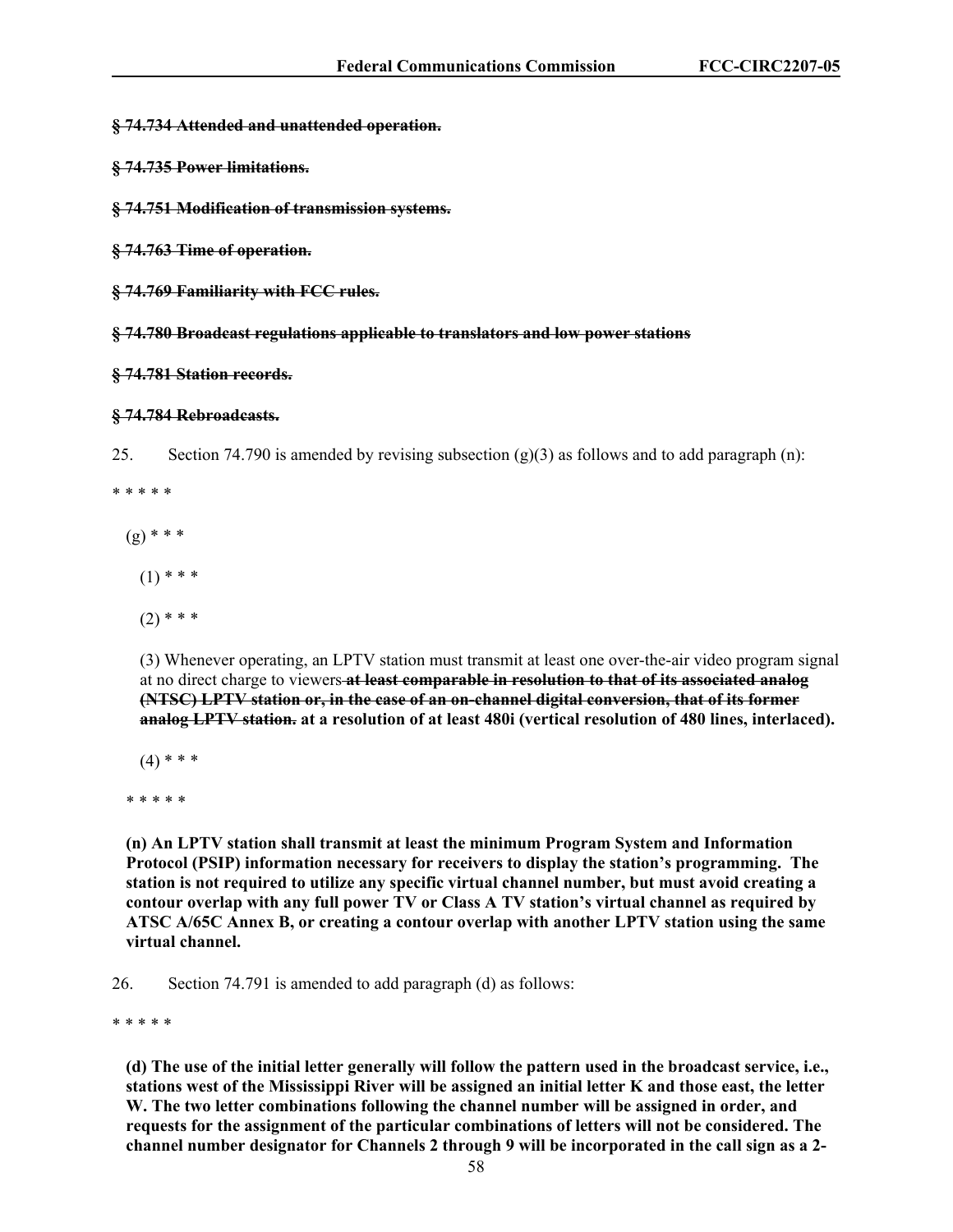~~**§ 74.734 Attended and unattended operation.**~~

~~**§ 74.735 Power limitations.**~~

~~**§ 74.751 Modification of transmission systems.**~~

~~**§ 74.763 Time of operation.**~~

~~**§ 74.769 Familiarity with FCC rules.**~~

~~**§ 74.780 Broadcast regulations applicable to translators and low power stations**~~

~~**§ 74.781 Station records.**~~

~~**§ 74.784 Rebroadcasts.**~~

25. Section 74.790 is amended by revising subsection (g)(3) as follows and to add paragraph (n):

\* \* \* \* \*

(g) \* \* \*

(1) \* \* \*

(2) \* \* \*

(3) Whenever operating, an LPTV station must transmit at least one over-the-air video program signal at no direct charge to viewers ~~**at least comparable in resolution to that of its associated analog (NTSC) LPTV station or, in the case of an on-channel digital conversion, that of its former analog LPTV station.**~~ **at a resolution of at least 480i (vertical resolution of 480 lines, interlaced).**

(4) \* \* \*

\* \* \* \* \*

**(n) An LPTV station shall transmit at least the minimum Program System and Information Protocol (PSIP) information necessary for receivers to display the station's programming. The station is not required to utilize any specific virtual channel number, but must avoid creating a contour overlap with any full power TV or Class A TV station's virtual channel as required by ATSC A/65C Annex B, or creating a contour overlap with another LPTV station using the same virtual channel.**

26. Section 74.791 is amended to add paragraph (d) as follows:

\* \* \* \* \*

**(d) The use of the initial letter generally will follow the pattern used in the broadcast service, i.e., stations west of the Mississippi River will be assigned an initial letter K and those east, the letter W. The two letter combinations following the channel number will be assigned in order, and requests for the assignment of the particular combinations of letters will not be considered. The channel number designator for Channels 2 through 9 will be incorporated in the call sign as a 2-**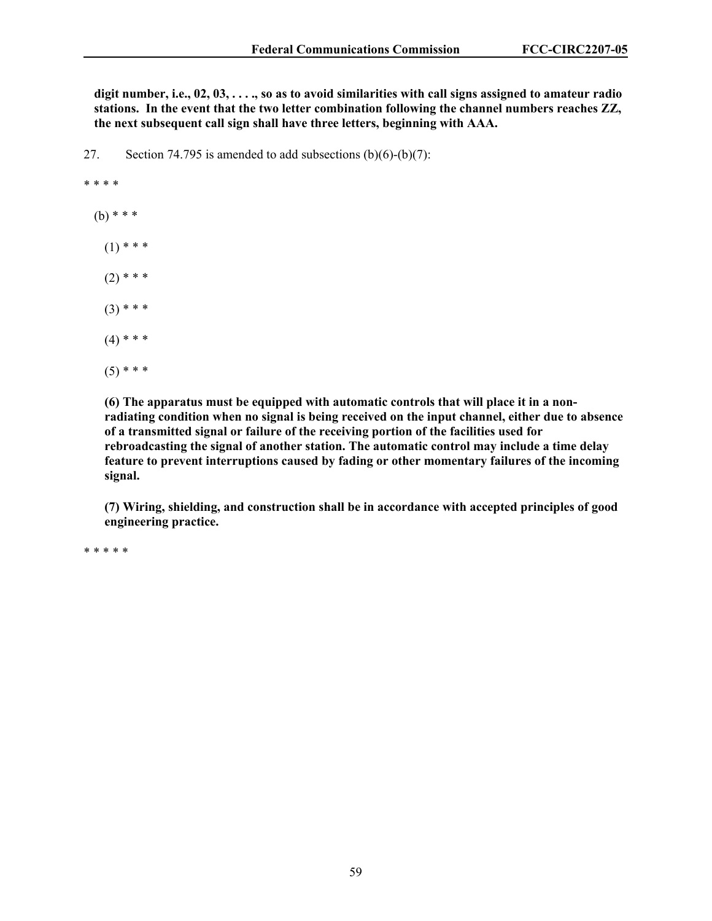**digit number, i.e., 02, 03, . . . ., so as to avoid similarities with call signs assigned to amateur radio stations. In the event that the two letter combination following the channel numbers reaches ZZ, the next subsequent call sign shall have three letters, beginning with AAA.**

27. Section 74.795 is amended to add subsections (b)(6)-(b)(7):

* * * *

(b) * * *

(1) * * *

(2) * * *

(3) * * *

(4) * * *

(5) * * *

**(6) The apparatus must be equipped with automatic controls that will place it in a non-radiating condition when no signal is being received on the input channel, either due to absence of a transmitted signal or failure of the receiving portion of the facilities used for rebroadcasting the signal of another station. The automatic control may include a time delay feature to prevent interruptions caused by fading or other momentary failures of the incoming signal.**

**(7) Wiring, shielding, and construction shall be in accordance with accepted principles of good engineering practice.**

* * * * *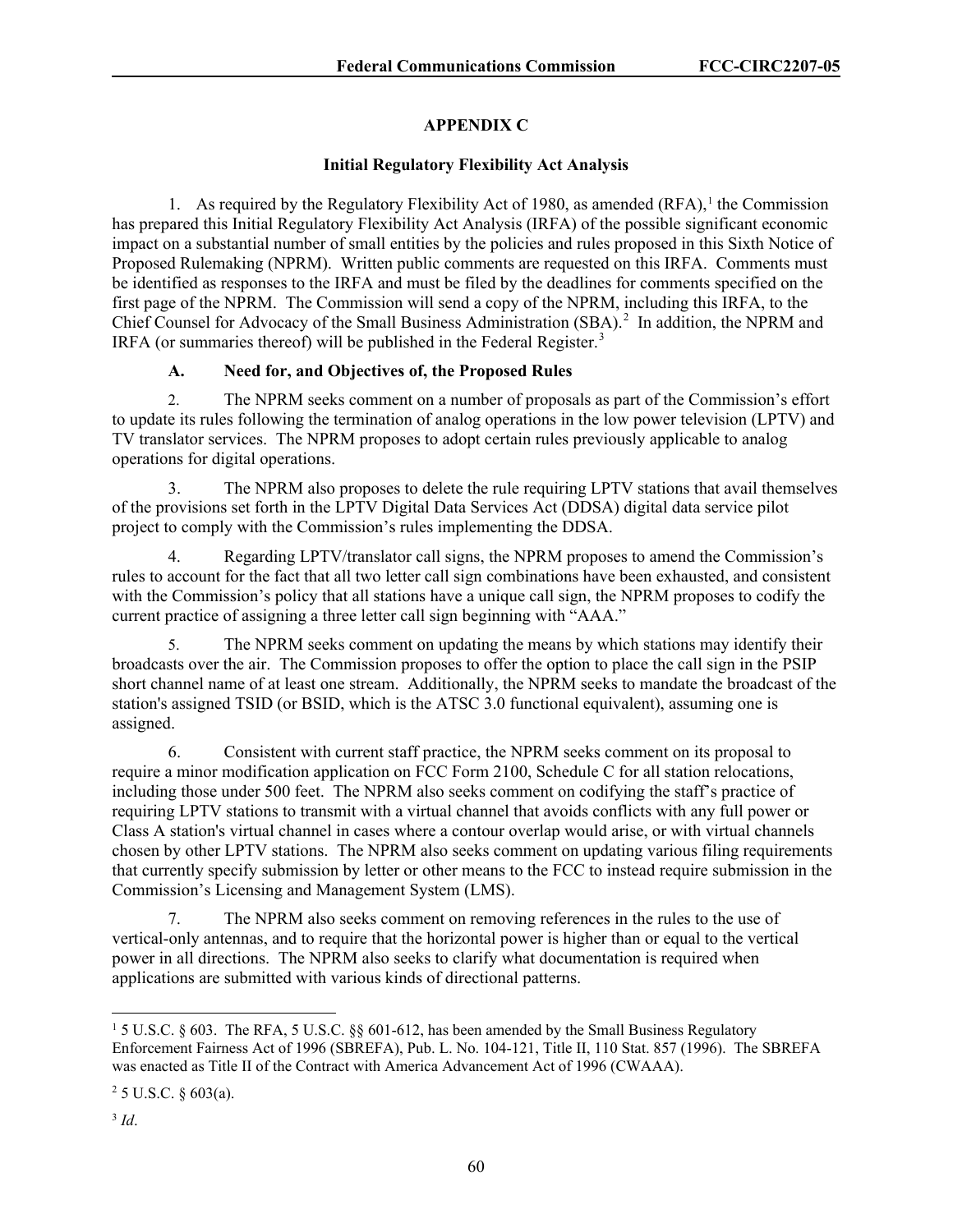## APPENDIX C

### Initial Regulatory Flexibility Act Analysis

1. As required by the Regulatory Flexibility Act of 1980, as amended (RFA),[1] the Commission has prepared this Initial Regulatory Flexibility Act Analysis (IRFA) of the possible significant economic impact on a substantial number of small entities by the policies and rules proposed in this Sixth Notice of Proposed Rulemaking (NPRM). Written public comments are requested on this IRFA. Comments must be identified as responses to the IRFA and must be filed by the deadlines for comments specified on the first page of the NPRM. The Commission will send a copy of the NPRM, including this IRFA, to the Chief Counsel for Advocacy of the Small Business Administration (SBA).[2] In addition, the NPRM and IRFA (or summaries thereof) will be published in the Federal Register.[3]

#### A. Need for, and Objectives of, the Proposed Rules

2. The NPRM seeks comment on a number of proposals as part of the Commission's effort to update its rules following the termination of analog operations in the low power television (LPTV) and TV translator services. The NPRM proposes to adopt certain rules previously applicable to analog operations for digital operations.

3. The NPRM also proposes to delete the rule requiring LPTV stations that avail themselves of the provisions set forth in the LPTV Digital Data Services Act (DDSA) digital data service pilot project to comply with the Commission's rules implementing the DDSA.

4. Regarding LPTV/translator call signs, the NPRM proposes to amend the Commission's rules to account for the fact that all two letter call sign combinations have been exhausted, and consistent with the Commission's policy that all stations have a unique call sign, the NPRM proposes to codify the current practice of assigning a three letter call sign beginning with "AAA."

5. The NPRM seeks comment on updating the means by which stations may identify their broadcasts over the air. The Commission proposes to offer the option to place the call sign in the PSIP short channel name of at least one stream. Additionally, the NPRM seeks to mandate the broadcast of the station's assigned TSID (or BSID, which is the ATSC 3.0 functional equivalent), assuming one is assigned.

6. Consistent with current staff practice, the NPRM seeks comment on its proposal to require a minor modification application on FCC Form 2100, Schedule C for all station relocations, including those under 500 feet. The NPRM also seeks comment on codifying the staff's practice of requiring LPTV stations to transmit with a virtual channel that avoids conflicts with any full power or Class A station's virtual channel in cases where a contour overlap would arise, or with virtual channels chosen by other LPTV stations. The NPRM also seeks comment on updating various filing requirements that currently specify submission by letter or other means to the FCC to instead require submission in the Commission's Licensing and Management System (LMS).

7. The NPRM also seeks comment on removing references in the rules to the use of vertical-only antennas, and to require that the horizontal power is higher than or equal to the vertical power in all directions. The NPRM also seeks to clarify what documentation is required when applications are submitted with various kinds of directional patterns.

---

[1] 5 U.S.C. § 603. The RFA, 5 U.S.C. §§ 601-612, has been amended by the Small Business Regulatory Enforcement Fairness Act of 1996 (SBREFA), Pub. L. No. 104-121, Title II, 110 Stat. 857 (1996). The SBREFA was enacted as Title II of the Contract with America Advancement Act of 1996 (CWAAA).

[2] 5 U.S.C. § 603(a).

[3] *Id*.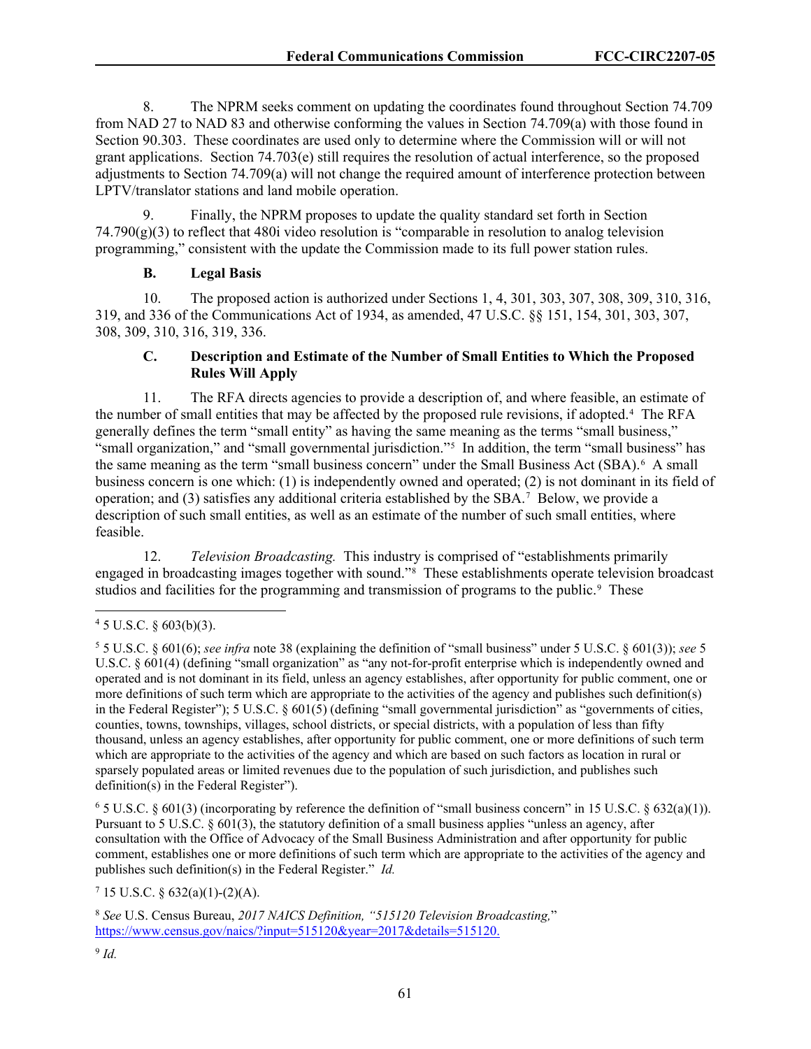8. The NPRM seeks comment on updating the coordinates found throughout Section 74.709 from NAD 27 to NAD 83 and otherwise conforming the values in Section 74.709(a) with those found in Section 90.303. These coordinates are used only to determine where the Commission will or will not grant applications. Section 74.703(e) still requires the resolution of actual interference, so the proposed adjustments to Section 74.709(a) will not change the required amount of interference protection between LPTV/translator stations and land mobile operation.

9. Finally, the NPRM proposes to update the quality standard set forth in Section 74.790(g)(3) to reflect that 480i video resolution is "comparable in resolution to analog television programming," consistent with the update the Commission made to its full power station rules.

### B. Legal Basis

10. The proposed action is authorized under Sections 1, 4, 301, 303, 307, 308, 309, 310, 316, 319, and 336 of the Communications Act of 1934, as amended, 47 U.S.C. §§ 151, 154, 301, 303, 307, 308, 309, 310, 316, 319, 336.

### C. Description and Estimate of the Number of Small Entities to Which the Proposed Rules Will Apply

11. The RFA directs agencies to provide a description of, and where feasible, an estimate of the number of small entities that may be affected by the proposed rule revisions, if adopted.[4] The RFA generally defines the term "small entity" as having the same meaning as the terms "small business," "small organization," and "small governmental jurisdiction."[5] In addition, the term "small business" has the same meaning as the term "small business concern" under the Small Business Act (SBA).[6] A small business concern is one which: (1) is independently owned and operated; (2) is not dominant in its field of operation; and (3) satisfies any additional criteria established by the SBA.[7] Below, we provide a description of such small entities, as well as an estimate of the number of such small entities, where feasible.

12. *Television Broadcasting.* This industry is comprised of "establishments primarily engaged in broadcasting images together with sound."[8] These establishments operate television broadcast studios and facilities for the programming and transmission of programs to the public.[9] These

---

[4] 5 U.S.C. § 603(b)(3).

[5] 5 U.S.C. § 601(6); *see infra* note 38 (explaining the definition of "small business" under 5 U.S.C. § 601(3)); *see* 5 U.S.C. § 601(4) (defining "small organization" as "any not-for-profit enterprise which is independently owned and operated and is not dominant in its field, unless an agency establishes, after opportunity for public comment, one or more definitions of such term which are appropriate to the activities of the agency and publishes such definition(s) in the Federal Register"); 5 U.S.C. § 601(5) (defining "small governmental jurisdiction" as "governments of cities, counties, towns, townships, villages, school districts, or special districts, with a population of less than fifty thousand, unless an agency establishes, after opportunity for public comment, one or more definitions of such term which are appropriate to the activities of the agency and which are based on such factors as location in rural or sparsely populated areas or limited revenues due to the population of such jurisdiction, and publishes such definition(s) in the Federal Register").

[6] 5 U.S.C. § 601(3) (incorporating by reference the definition of "small business concern" in 15 U.S.C. § 632(a)(1)). Pursuant to 5 U.S.C. § 601(3), the statutory definition of a small business applies "unless an agency, after consultation with the Office of Advocacy of the Small Business Administration and after opportunity for public comment, establishes one or more definitions of such term which are appropriate to the activities of the agency and publishes such definition(s) in the Federal Register." *Id.*

[7] 15 U.S.C. § 632(a)(1)-(2)(A).

[8] *See* U.S. Census Bureau, *2017 NAICS Definition, "515120 Television Broadcasting,"* https://www.census.gov/naics/?input=515120&year=2017&details=515120.

[9] *Id.*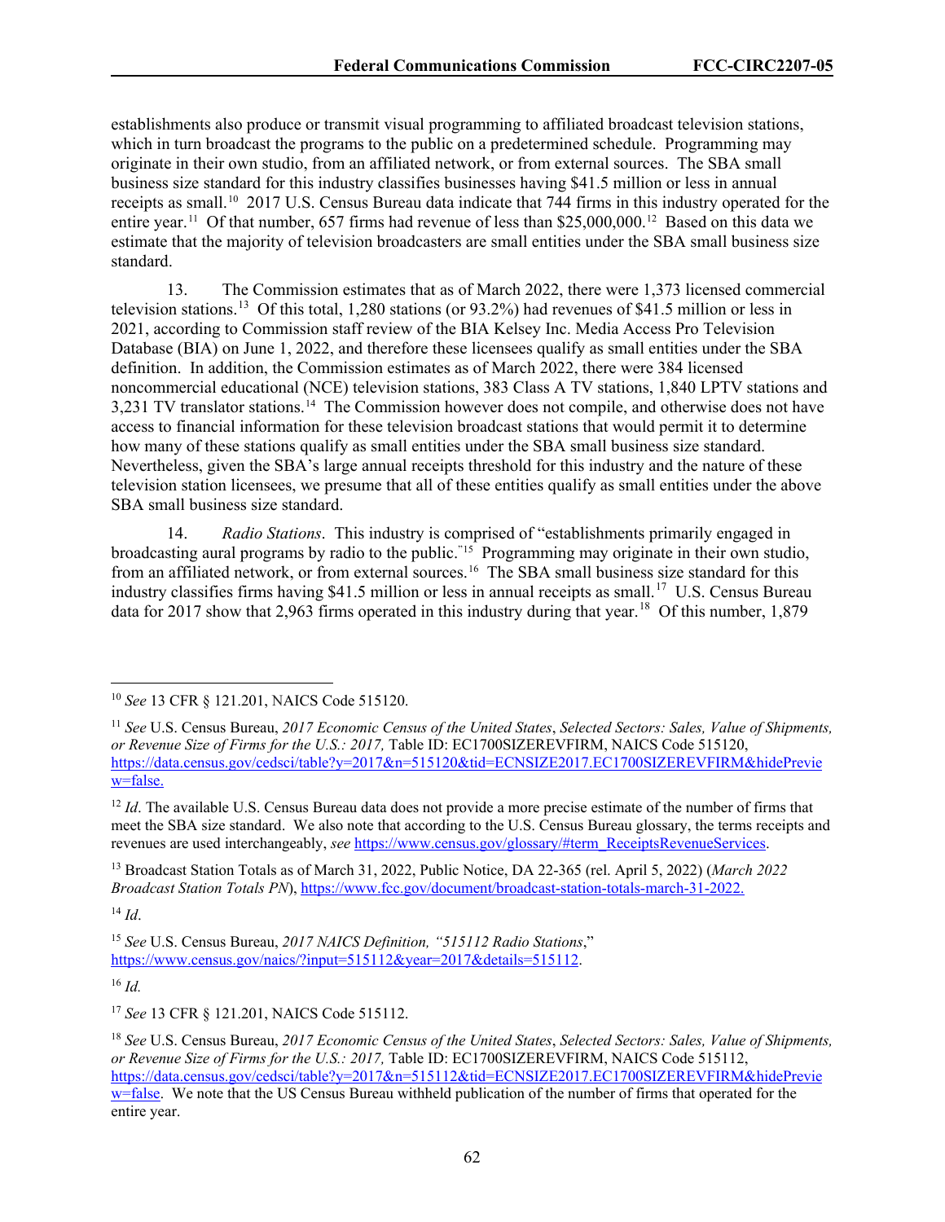establishments also produce or transmit visual programming to affiliated broadcast television stations, which in turn broadcast the programs to the public on a predetermined schedule. Programming may originate in their own studio, from an affiliated network, or from external sources. The SBA small business size standard for this industry classifies businesses having $41.5 million or less in annual receipts as small.[10] 2017 U.S. Census Bureau data indicate that 744 firms in this industry operated for the entire year.[11] Of that number, 657 firms had revenue of less than $25,000,000.[12] Based on this data we estimate that the majority of television broadcasters are small entities under the SBA small business size standard.

13. The Commission estimates that as of March 2022, there were 1,373 licensed commercial television stations.[13] Of this total, 1,280 stations (or 93.2%) had revenues of $41.5 million or less in 2021, according to Commission staff review of the BIA Kelsey Inc. Media Access Pro Television Database (BIA) on June 1, 2022, and therefore these licensees qualify as small entities under the SBA definition. In addition, the Commission estimates as of March 2022, there were 384 licensed noncommercial educational (NCE) television stations, 383 Class A TV stations, 1,840 LPTV stations and 3,231 TV translator stations.[14] The Commission however does not compile, and otherwise does not have access to financial information for these television broadcast stations that would permit it to determine how many of these stations qualify as small entities under the SBA small business size standard. Nevertheless, given the SBA's large annual receipts threshold for this industry and the nature of these television station licensees, we presume that all of these entities qualify as small entities under the above SBA small business size standard.

14. *Radio Stations*. This industry is comprised of "establishments primarily engaged in broadcasting aural programs by radio to the public."[15] Programming may originate in their own studio, from an affiliated network, or from external sources.[16] The SBA small business size standard for this industry classifies firms having $41.5 million or less in annual receipts as small.[17] U.S. Census Bureau data for 2017 show that 2,963 firms operated in this industry during that year.[18] Of this number, 1,879

---

[10] *See* 13 CFR § 121.201, NAICS Code 515120.

[11] *See* U.S. Census Bureau, *2017 Economic Census of the United States*, *Selected Sectors: Sales, Value of Shipments, or Revenue Size of Firms for the U.S.: 2017,* Table ID: EC1700SIZEREVFIRM, NAICS Code 515120, https://data.census.gov/cedsci/table?y=2017&n=515120&tid=ECNSIZE2017.EC1700SIZEREVFIRM&hidePreview=false.

[12] *Id*. The available U.S. Census Bureau data does not provide a more precise estimate of the number of firms that meet the SBA size standard. We also note that according to the U.S. Census Bureau glossary, the terms receipts and revenues are used interchangeably, *see* https://www.census.gov/glossary/#term_ReceiptsRevenueServices.

[13] Broadcast Station Totals as of March 31, 2022, Public Notice, DA 22-365 (rel. April 5, 2022) (*March 2022 Broadcast Station Totals PN*), https://www.fcc.gov/document/broadcast-station-totals-march-31-2022.

[14] *Id*.

[15] *See* U.S. Census Bureau, *2017 NAICS Definition, "515112 Radio Stations*," https://www.census.gov/naics/?input=515112&year=2017&details=515112.

[16] *Id.*

[17] *See* 13 CFR § 121.201, NAICS Code 515112.

[18] *See* U.S. Census Bureau, *2017 Economic Census of the United States*, *Selected Sectors: Sales, Value of Shipments, or Revenue Size of Firms for the U.S.: 2017,* Table ID: EC1700SIZEREVFIRM, NAICS Code 515112, https://data.census.gov/cedsci/table?y=2017&n=515112&tid=ECNSIZE2017.EC1700SIZEREVFIRM&hidePreview=false. We note that the US Census Bureau withheld publication of the number of firms that operated for the entire year.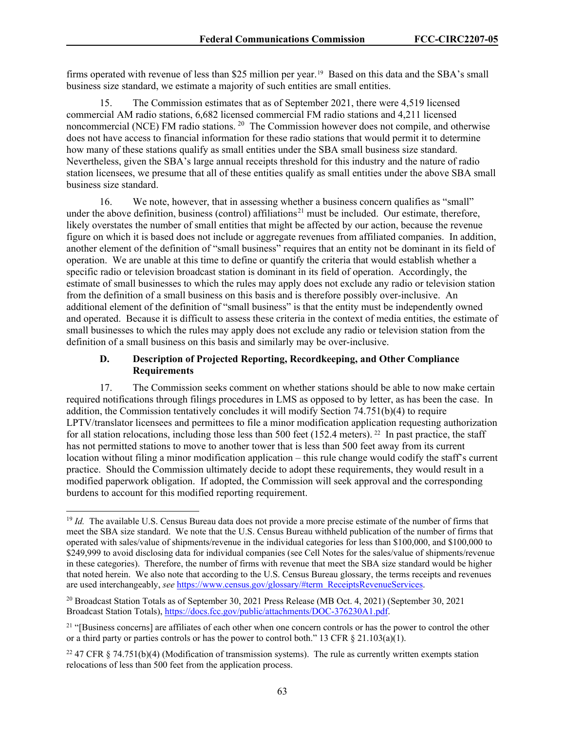firms operated with revenue of less than $25 million per year.[19] Based on this data and the SBA's small business size standard, we estimate a majority of such entities are small entities.

15. The Commission estimates that as of September 2021, there were 4,519 licensed commercial AM radio stations, 6,682 licensed commercial FM radio stations and 4,211 licensed noncommercial (NCE) FM radio stations.[20] The Commission however does not compile, and otherwise does not have access to financial information for these radio stations that would permit it to determine how many of these stations qualify as small entities under the SBA small business size standard. Nevertheless, given the SBA's large annual receipts threshold for this industry and the nature of radio station licensees, we presume that all of these entities qualify as small entities under the above SBA small business size standard.

16. We note, however, that in assessing whether a business concern qualifies as "small" under the above definition, business (control) affiliations[21] must be included. Our estimate, therefore, likely overstates the number of small entities that might be affected by our action, because the revenue figure on which it is based does not include or aggregate revenues from affiliated companies. In addition, another element of the definition of "small business" requires that an entity not be dominant in its field of operation. We are unable at this time to define or quantify the criteria that would establish whether a specific radio or television broadcast station is dominant in its field of operation. Accordingly, the estimate of small businesses to which the rules may apply does not exclude any radio or television station from the definition of a small business on this basis and is therefore possibly over-inclusive. An additional element of the definition of "small business" is that the entity must be independently owned and operated. Because it is difficult to assess these criteria in the context of media entities, the estimate of small businesses to which the rules may apply does not exclude any radio or television station from the definition of a small business on this basis and similarly may be over-inclusive.

### D. Description of Projected Reporting, Recordkeeping, and Other Compliance Requirements

17. The Commission seeks comment on whether stations should be able to now make certain required notifications through filings procedures in LMS as opposed to by letter, as has been the case. In addition, the Commission tentatively concludes it will modify Section 74.751(b)(4) to require LPTV/translator licensees and permittees to file a minor modification application requesting authorization for all station relocations, including those less than 500 feet (152.4 meters).[22] In past practice, the staff has not permitted stations to move to another tower that is less than 500 feet away from its current location without filing a minor modification application – this rule change would codify the staff's current practice. Should the Commission ultimately decide to adopt these requirements, they would result in a modified paperwork obligation. If adopted, the Commission will seek approval and the corresponding burdens to account for this modified reporting requirement.

---

[19] *Id.* The available U.S. Census Bureau data does not provide a more precise estimate of the number of firms that meet the SBA size standard. We note that the U.S. Census Bureau withheld publication of the number of firms that operated with sales/value of shipments/revenue in the individual categories for less than $100,000, and $100,000 to $249,999 to avoid disclosing data for individual companies (see Cell Notes for the sales/value of shipments/revenue in these categories). Therefore, the number of firms with revenue that meet the SBA size standard would be higher that noted herein. We also note that according to the U.S. Census Bureau glossary, the terms receipts and revenues are used interchangeably, *see* https://www.census.gov/glossary/#term_ReceiptsRevenueServices.

[20] Broadcast Station Totals as of September 30, 2021 Press Release (MB Oct. 4, 2021) (September 30, 2021 Broadcast Station Totals), https://docs.fcc.gov/public/attachments/DOC-376230A1.pdf.

[21] "[Business concerns] are affiliates of each other when one concern controls or has the power to control the other or a third party or parties controls or has the power to control both." 13 CFR § 21.103(a)(1).

[22] 47 CFR § 74.751(b)(4) (Modification of transmission systems). The rule as currently written exempts station relocations of less than 500 feet from the application process.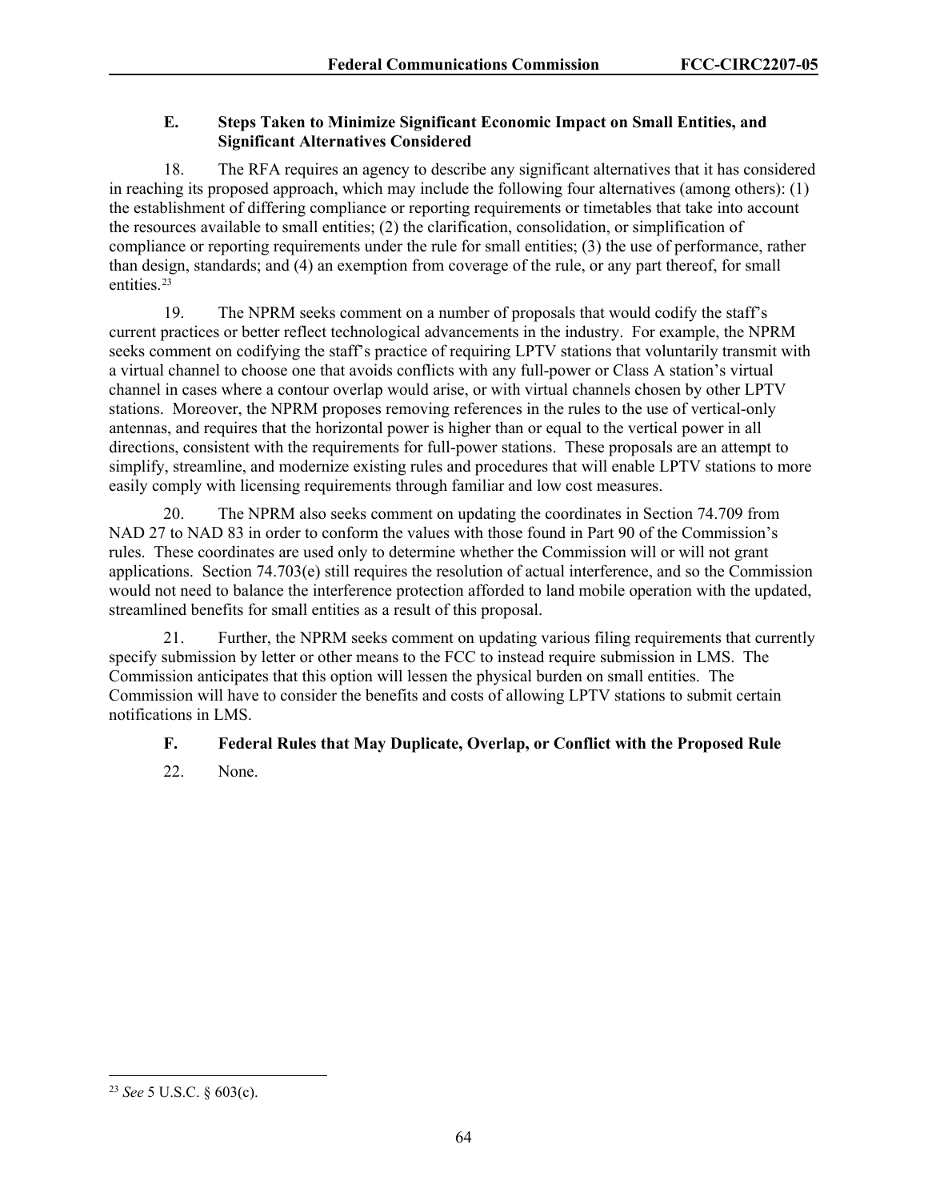### E. Steps Taken to Minimize Significant Economic Impact on Small Entities, and Significant Alternatives Considered

18. The RFA requires an agency to describe any significant alternatives that it has considered in reaching its proposed approach, which may include the following four alternatives (among others): (1) the establishment of differing compliance or reporting requirements or timetables that take into account the resources available to small entities; (2) the clarification, consolidation, or simplification of compliance or reporting requirements under the rule for small entities; (3) the use of performance, rather than design, standards; and (4) an exemption from coverage of the rule, or any part thereof, for small entities.[23]

19. The NPRM seeks comment on a number of proposals that would codify the staff's current practices or better reflect technological advancements in the industry. For example, the NPRM seeks comment on codifying the staff's practice of requiring LPTV stations that voluntarily transmit with a virtual channel to choose one that avoids conflicts with any full-power or Class A station's virtual channel in cases where a contour overlap would arise, or with virtual channels chosen by other LPTV stations. Moreover, the NPRM proposes removing references in the rules to the use of vertical-only antennas, and requires that the horizontal power is higher than or equal to the vertical power in all directions, consistent with the requirements for full-power stations. These proposals are an attempt to simplify, streamline, and modernize existing rules and procedures that will enable LPTV stations to more easily comply with licensing requirements through familiar and low cost measures.

20. The NPRM also seeks comment on updating the coordinates in Section 74.709 from NAD 27 to NAD 83 in order to conform the values with those found in Part 90 of the Commission's rules. These coordinates are used only to determine whether the Commission will or will not grant applications. Section 74.703(e) still requires the resolution of actual interference, and so the Commission would not need to balance the interference protection afforded to land mobile operation with the updated, streamlined benefits for small entities as a result of this proposal.

21. Further, the NPRM seeks comment on updating various filing requirements that currently specify submission by letter or other means to the FCC to instead require submission in LMS. The Commission anticipates that this option will lessen the physical burden on small entities. The Commission will have to consider the benefits and costs of allowing LPTV stations to submit certain notifications in LMS.

### F. Federal Rules that May Duplicate, Overlap, or Conflict with the Proposed Rule

22. None.

---

[23] *See* 5 U.S.C. § 603(c).